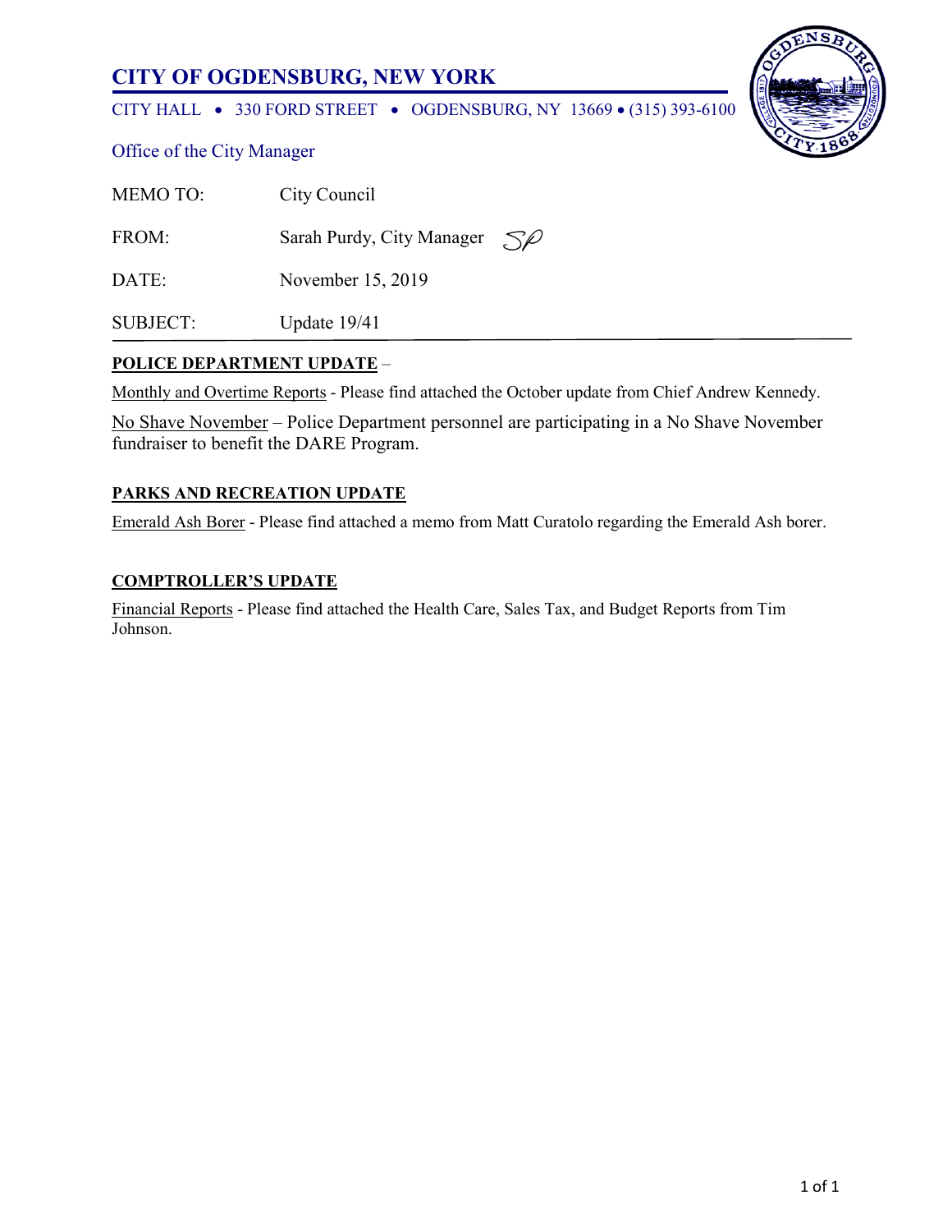# CITY OF OGDENSBURG, NEW YORK

CITY HALL • 330 FORD STREET • OGDENSBURG, NY 13669 • (315) 393-6100

Office of the City Manager

MEMO TO: City Council

FROM: Sarah Purdy, City Manager SP

DATE: November 15, 2019

SUBJECT: Update 19/41

---

**POLICE DEPARTMENT UPDATE** –

Monthly and Overtime Reports - Please find attached the October update from Chief Andrew Kennedy.

No Shave November – Police Department personnel are participating in a No Shave November fundraiser to benefit the DARE Program.

**PARKS AND RECREATION UPDATE**

Emerald Ash Borer - Please find attached a memo from Matt Curatolo regarding the Emerald Ash borer.

**COMPTROLLER'S UPDATE**

Financial Reports - Please find attached the Health Care, Sales Tax, and Budget Reports from Tim Johnson.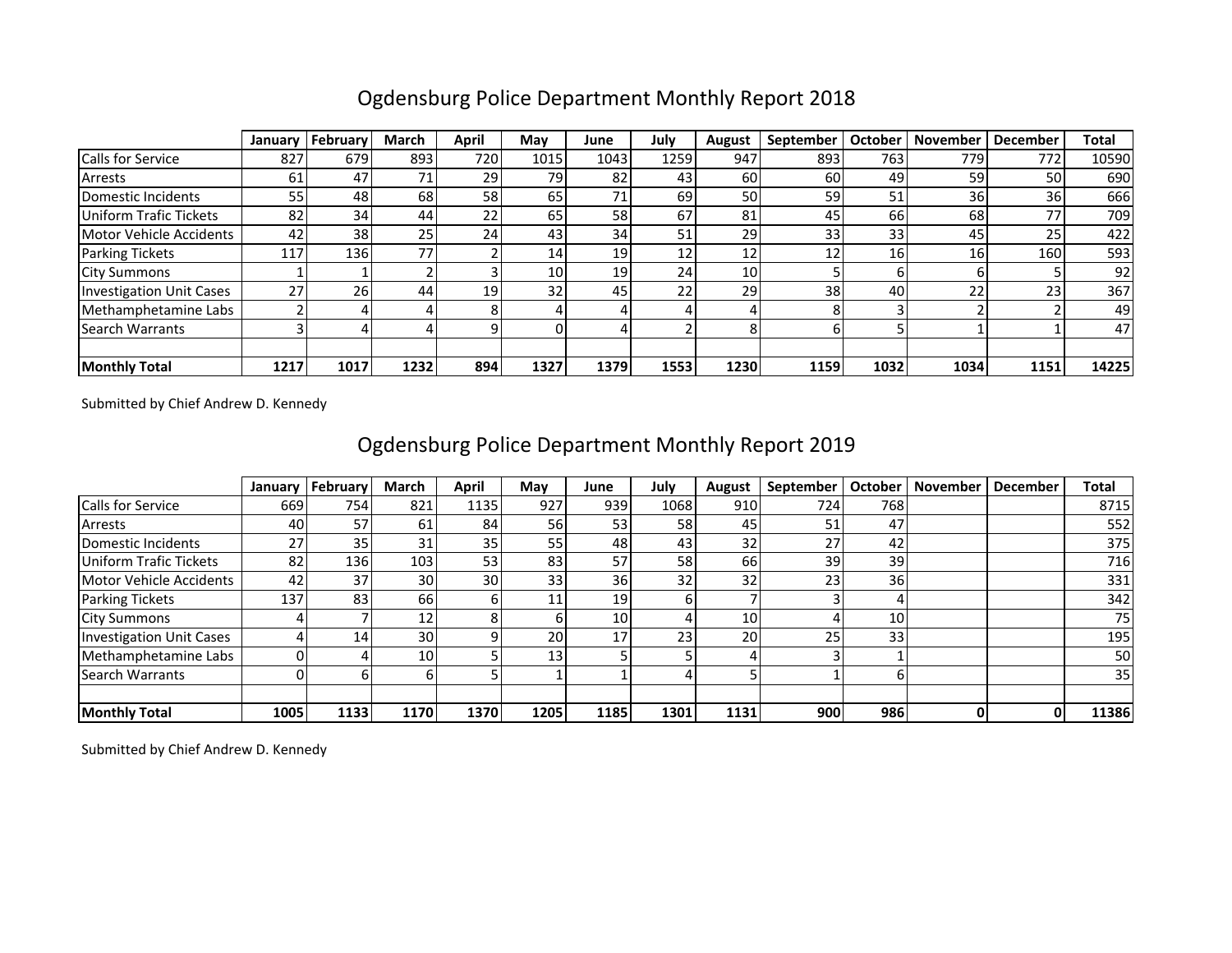## Ogdensburg Police Department Monthly Report 2018

| | January | February | March | April | May | June | July | August | September | October | November | December | Total |
|---|---|---|---|---|---|---|---|---|---|---|---|---|---|
| Calls for Service | 827 | 679 | 893 | 720 | 1015 | 1043 | 1259 | 947 | 893 | 763 | 779 | 772 | 10590 |
| Arrests | 61 | 47 | 71 | 29 | 79 | 82 | 43 | 60 | 60 | 49 | 59 | 50 | 690 |
| Domestic Incidents | 55 | 48 | 68 | 58 | 65 | 71 | 69 | 50 | 59 | 51 | 36 | 36 | 666 |
| Uniform Trafic Tickets | 82 | 34 | 44 | 22 | 65 | 58 | 67 | 81 | 45 | 66 | 68 | 77 | 709 |
| Motor Vehicle Accidents | 42 | 38 | 25 | 24 | 43 | 34 | 51 | 29 | 33 | 33 | 45 | 25 | 422 |
| Parking Tickets | 117 | 136 | 77 | 2 | 14 | 19 | 12 | 12 | 12 | 16 | 16 | 160 | 593 |
| City Summons | 1 | 1 | 2 | 3 | 10 | 19 | 24 | 10 | 5 | 6 | 6 | 5 | 92 |
| Investigation Unit Cases | 27 | 26 | 44 | 19 | 32 | 45 | 22 | 29 | 38 | 40 | 22 | 23 | 367 |
| Methamphetamine Labs | 2 | 4 | 4 | 8 | 4 | 4 | 4 | 4 | 8 | 3 | 2 | 2 | 49 |
| Search Warrants | 3 | 4 | 4 | 9 | 0 | 4 | 2 | 8 | 6 | 5 | 1 | 1 | 47 |
| | | | | | | | | | | | | | |
| **Monthly Total** | **1217** | **1017** | **1232** | **894** | **1327** | **1379** | **1553** | **1230** | **1159** | **1032** | **1034** | **1151** | **14225** |

Submitted by Chief Andrew D. Kennedy

## Ogdensburg Police Department Monthly Report 2019

| | January | February | March | April | May | June | July | August | September | October | November | December | Total |
|---|---|---|---|---|---|---|---|---|---|---|---|---|---|
| Calls for Service | 669 | 754 | 821 | 1135 | 927 | 939 | 1068 | 910 | 724 | 768 | | | 8715 |
| Arrests | 40 | 57 | 61 | 84 | 56 | 53 | 58 | 45 | 51 | 47 | | | 552 |
| Domestic Incidents | 27 | 35 | 31 | 35 | 55 | 48 | 43 | 32 | 27 | 42 | | | 375 |
| Uniform Trafic Tickets | 82 | 136 | 103 | 53 | 83 | 57 | 58 | 66 | 39 | 39 | | | 716 |
| Motor Vehicle Accidents | 42 | 37 | 30 | 30 | 33 | 36 | 32 | 32 | 23 | 36 | | | 331 |
| Parking Tickets | 137 | 83 | 66 | 6 | 11 | 19 | 6 | 7 | 3 | 4 | | | 342 |
| City Summons | 4 | 7 | 12 | 8 | 6 | 10 | 4 | 10 | 4 | 10 | | | 75 |
| Investigation Unit Cases | 4 | 14 | 30 | 9 | 20 | 17 | 23 | 20 | 25 | 33 | | | 195 |
| Methamphetamine Labs | 0 | 4 | 10 | 5 | 13 | 5 | 5 | 4 | 3 | 1 | | | 50 |
| Search Warrants | 0 | 6 | 6 | 5 | 1 | 1 | 4 | 5 | 1 | 6 | | | 35 |
| | | | | | | | | | | | | | |
| **Monthly Total** | **1005** | **1133** | **1170** | **1370** | **1205** | **1185** | **1301** | **1131** | **900** | **986** | **0** | **0** | **11386** |

Submitted by Chief Andrew D. Kennedy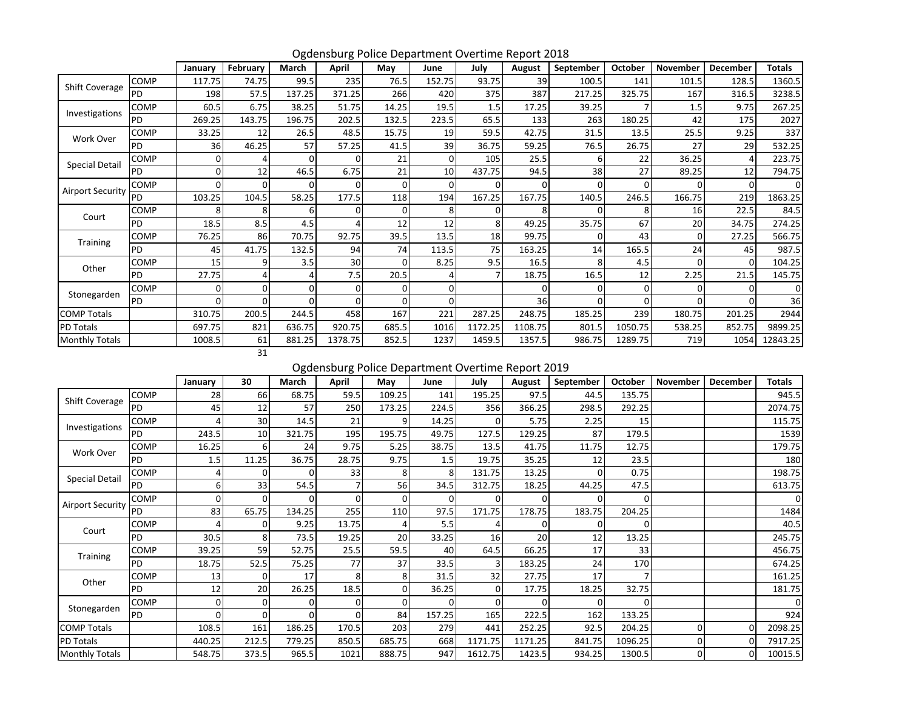## Ogdensburg Police Department Overtime Report 2018

| | | January | February | March | April | May | June | July | August | September | October | November | December | Totals |
|---|---|---|---|---|---|---|---|---|---|---|---|---|---|---|
| Shift Coverage | COMP | 117.75 | 74.75 | 99.5 | 235 | 76.5 | 152.75 | 93.75 | 39 | 100.5 | 141 | 101.5 | 128.5 | 1360.5 |
| | PD | 198 | 57.5 | 137.25 | 371.25 | 266 | 420 | 375 | 387 | 217.25 | 325.75 | 167 | 316.5 | 3238.5 |
| Investigations | COMP | 60.5 | 6.75 | 38.25 | 51.75 | 14.25 | 19.5 | 1.5 | 17.25 | 39.25 | 7 | 1.5 | 9.75 | 267.25 |
| | PD | 269.25 | 143.75 | 196.75 | 202.5 | 132.5 | 223.5 | 65.5 | 133 | 263 | 180.25 | 42 | 175 | 2027 |
| Work Over | COMP | 33.25 | 12 | 26.5 | 48.5 | 15.75 | 19 | 59.5 | 42.75 | 31.5 | 13.5 | 25.5 | 9.25 | 337 |
| | PD | 36 | 46.25 | 57 | 57.25 | 41.5 | 39 | 36.75 | 59.25 | 76.5 | 26.75 | 27 | 29 | 532.25 |
| Special Detail | COMP | 0 | 4 | 0 | 0 | 21 | 0 | 105 | 25.5 | 6 | 22 | 36.25 | 4 | 223.75 |
| | PD | 0 | 12 | 46.5 | 6.75 | 21 | 10 | 437.75 | 94.5 | 38 | 27 | 89.25 | 12 | 794.75 |
| Airport Security | COMP | 0 | 0 | 0 | 0 | 0 | 0 | 0 | 0 | 0 | 0 | 0 | 0 | 0 |
| | PD | 103.25 | 104.5 | 58.25 | 177.5 | 118 | 194 | 167.25 | 167.75 | 140.5 | 246.5 | 166.75 | 219 | 1863.25 |
| Court | COMP | 8 | 8 | 6 | 0 | 0 | 8 | 0 | 8 | 0 | 8 | 16 | 22.5 | 84.5 |
| | PD | 18.5 | 8.5 | 4.5 | 4 | 12 | 12 | 8 | 49.25 | 35.75 | 67 | 20 | 34.75 | 274.25 |
| Training | COMP | 76.25 | 86 | 70.75 | 92.75 | 39.5 | 13.5 | 18 | 99.75 | 0 | 43 | 0 | 27.25 | 566.75 |
| | PD | 45 | 41.75 | 132.5 | 94 | 74 | 113.5 | 75 | 163.25 | 14 | 165.5 | 24 | 45 | 987.5 |
| Other | COMP | 15 | 9 | 3.5 | 30 | 0 | 8.25 | 9.5 | 16.5 | 8 | 4.5 | 0 | 0 | 104.25 |
| | PD | 27.75 | 4 | 4 | 7.5 | 20.5 | 4 | 7 | 18.75 | 16.5 | 12 | 2.25 | 21.5 | 145.75 |
| Stonegarden | COMP | 0 | 0 | 0 | 0 | 0 | 0 | | 0 | 0 | 0 | 0 | 0 | 0 |
| | PD | 0 | 0 | 0 | 0 | 0 | 0 | | 36 | 0 | 0 | 0 | 0 | 36 |
| COMP Totals | | 310.75 | 200.5 | 244.5 | 458 | 167 | 221 | 287.25 | 248.75 | 185.25 | 239 | 180.75 | 201.25 | 2944 |
| PD Totals | | 697.75 | 821 | 636.75 | 920.75 | 685.5 | 1016 | 1172.25 | 1108.75 | 801.5 | 1050.75 | 538.25 | 852.75 | 9899.25 |
| Monthly Totals | | 1008.5 | 61 | 881.25 | 1378.75 | 852.5 | 1237 | 1459.5 | 1357.5 | 986.75 | 1289.75 | 719 | 1054 | 12843.25 |
| | | | 31 | | | | | | | | | | | |

## Ogdensburg Police Department Overtime Report 2019

| | | January | 30 | March | April | May | June | July | August | September | October | November | December | Totals |
|---|---|---|---|---|---|---|---|---|---|---|---|---|---|---|
| Shift Coverage | COMP | 28 | 66 | 68.75 | 59.5 | 109.25 | 141 | 195.25 | 97.5 | 44.5 | 135.75 | | | 945.5 |
| | PD | 45 | 12 | 57 | 250 | 173.25 | 224.5 | 356 | 366.25 | 298.5 | 292.25 | | | 2074.75 |
| Investigations | COMP | 4 | 30 | 14.5 | 21 | 9 | 14.25 | 0 | 5.75 | 2.25 | 15 | | | 115.75 |
| | PD | 243.5 | 10 | 321.75 | 195 | 195.75 | 49.75 | 127.5 | 129.25 | 87 | 179.5 | | | 1539 |
| Work Over | COMP | 16.25 | 6 | 24 | 9.75 | 5.25 | 38.75 | 13.5 | 41.75 | 11.75 | 12.75 | | | 179.75 |
| | PD | 1.5 | 11.25 | 36.75 | 28.75 | 9.75 | 1.5 | 19.75 | 35.25 | 12 | 23.5 | | | 180 |
| Special Detail | COMP | 4 | 0 | 0 | 33 | 8 | 8 | 131.75 | 13.25 | 0 | 0.75 | | | 198.75 |
| | PD | 6 | 33 | 54.5 | 7 | 56 | 34.5 | 312.75 | 18.25 | 44.25 | 47.5 | | | 613.75 |
| Airport Security | COMP | 0 | 0 | 0 | 0 | 0 | 0 | 0 | 0 | 0 | 0 | | | 0 |
| | PD | 83 | 65.75 | 134.25 | 255 | 110 | 97.5 | 171.75 | 178.75 | 183.75 | 204.25 | | | 1484 |
| Court | COMP | 4 | 0 | 9.25 | 13.75 | 4 | 5.5 | 4 | 0 | 0 | 0 | | | 40.5 |
| | PD | 30.5 | 8 | 73.5 | 19.25 | 20 | 33.25 | 16 | 20 | 12 | 13.25 | | | 245.75 |
| Training | COMP | 39.25 | 59 | 52.75 | 25.5 | 59.5 | 40 | 64.5 | 66.25 | 17 | 33 | | | 456.75 |
| | PD | 18.75 | 52.5 | 75.25 | 77 | 37 | 33.5 | 3 | 183.25 | 24 | 170 | | | 674.25 |
| Other | COMP | 13 | 0 | 17 | 8 | 8 | 31.5 | 32 | 27.75 | 17 | 7 | | | 161.25 |
| | PD | 12 | 20 | 26.25 | 18.5 | 0 | 36.25 | 0 | 17.75 | 18.25 | 32.75 | | | 181.75 |
| Stonegarden | COMP | 0 | 0 | 0 | 0 | 0 | 0 | 0 | 0 | 0 | 0 | | | 0 |
| | PD | 0 | 0 | 0 | 0 | 84 | 157.25 | 165 | 222.5 | 162 | 133.25 | | | 924 |
| COMP Totals | | 108.5 | 161 | 186.25 | 170.5 | 203 | 279 | 441 | 252.25 | 92.5 | 204.25 | 0 | 0 | 2098.25 |
| PD Totals | | 440.25 | 212.5 | 779.25 | 850.5 | 685.75 | 668 | 1171.75 | 1171.25 | 841.75 | 1096.25 | 0 | 0 | 7917.25 |
| Monthly Totals | | 548.75 | 373.5 | 965.5 | 1021 | 888.75 | 947 | 1612.75 | 1423.5 | 934.25 | 1300.5 | 0 | 0 | 10015.5 |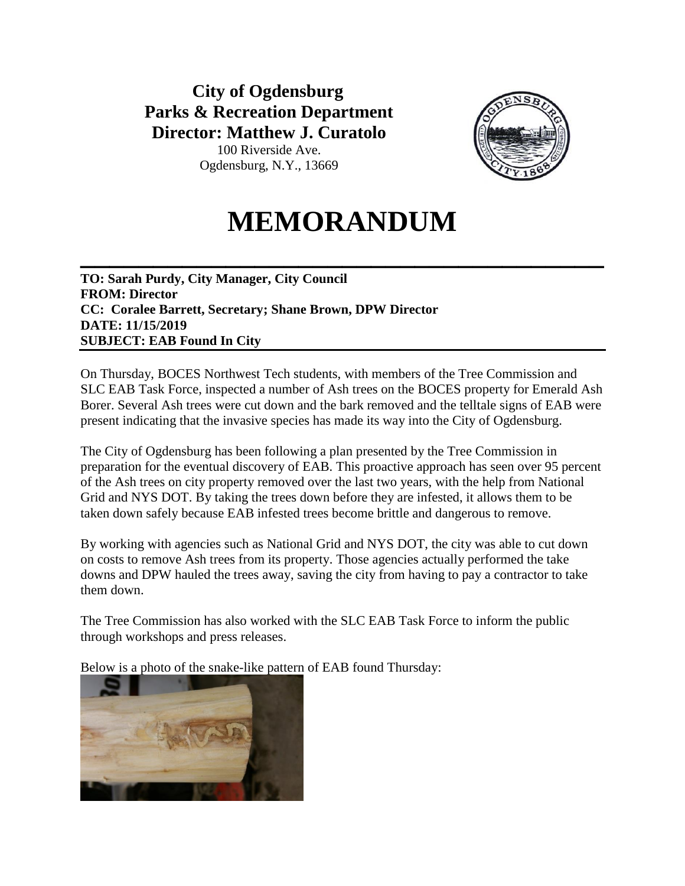**City of Ogdensburg**
**Parks & Recreation Department**
**Director: Matthew J. Curatolo**
100 Riverside Ave.
Ogdensburg, N.Y., 13669

# MEMORANDUM

---

**TO: Sarah Purdy, City Manager, City Council**
**FROM: Director**
**CC: Coralee Barrett, Secretary; Shane Brown, DPW Director**
**DATE: 11/15/2019**
**SUBJECT: EAB Found In City**

---

On Thursday, BOCES Northwest Tech students, with members of the Tree Commission and SLC EAB Task Force, inspected a number of Ash trees on the BOCES property for Emerald Ash Borer. Several Ash trees were cut down and the bark removed and the telltale signs of EAB were present indicating that the invasive species has made its way into the City of Ogdensburg.

The City of Ogdensburg has been following a plan presented by the Tree Commission in preparation for the eventual discovery of EAB. This proactive approach has seen over 95 percent of the Ash trees on city property removed over the last two years, with the help from National Grid and NYS DOT. By taking the trees down before they are infested, it allows them to be taken down safely because EAB infested trees become brittle and dangerous to remove.

By working with agencies such as National Grid and NYS DOT, the city was able to cut down on costs to remove Ash trees from its property. Those agencies actually performed the take downs and DPW hauled the trees away, saving the city from having to pay a contractor to take them down.

The Tree Commission has also worked with the SLC EAB Task Force to inform the public through workshops and press releases.

Below is a photo of the snake-like pattern of EAB found Thursday: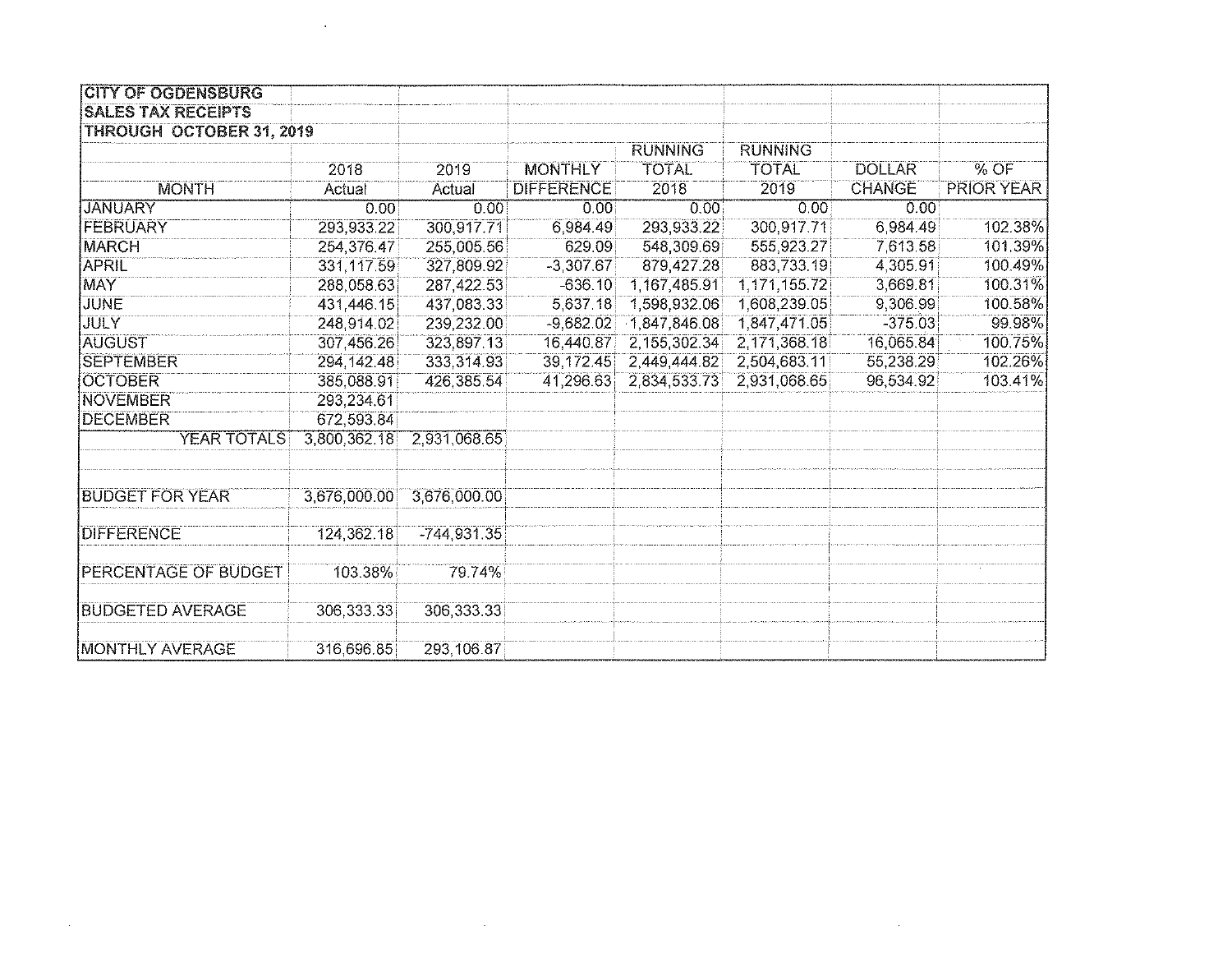**CITY OF OGDENSBURG**
**SALES TAX RECEIPTS**
**THROUGH OCTOBER 31, 2019**

| MONTH | 2018 Actual | 2019 Actual | MONTHLY DIFFERENCE | RUNNING TOTAL 2018 | RUNNING TOTAL 2019 | DOLLAR CHANGE | % OF PRIOR YEAR |
|---|---|---|---|---|---|---|---|
| JANUARY | 0.00 | 0.00 | 0.00 | 0.00 | 0.00 | 0.00 | |
| FEBRUARY | 293,933.22 | 300,917.71 | 6,984.49 | 293,933.22 | 300,917.71 | 6,984.49 | 102.38% |
| MARCH | 254,376.47 | 255,005.56 | 629.09 | 548,309.69 | 555,923.27 | 7,613.58 | 101.39% |
| APRIL | 331,117.59 | 327,809.92 | -3,307.67 | 879,427.28 | 883,733.19 | 4,305.91 | 100.49% |
| MAY | 288,058.63 | 287,422.53 | -636.10 | 1,167,485.91 | 1,171,155.72 | 3,669.81 | 100.31% |
| JUNE | 431,446.15 | 437,083.33 | 5,637.18 | 1,598,932.06 | 1,608,239.05 | 9,306.99 | 100.58% |
| JULY | 248,914.02 | 239,232.00 | -9,682.02 | 1,847,846.08 | 1,847,471.05 | -375.03 | 99.98% |
| AUGUST | 307,456.26 | 323,897.13 | 16,440.87 | 2,155,302.34 | 2,171,368.18 | 16,065.84 | 100.75% |
| SEPTEMBER | 294,142.48 | 333,314.93 | 39,172.45 | 2,449,444.82 | 2,504,683.11 | 55,238.29 | 102.26% |
| OCTOBER | 385,088.91 | 426,385.54 | 41,296.63 | 2,834,533.73 | 2,931,068.65 | 96,534.92 | 103.41% |
| NOVEMBER | 293,234.61 | | | | | | |
| DECEMBER | 672,593.84 | | | | | | |
| YEAR TOTALS | 3,800,362.18 | 2,931,068.65 | | | | | |
| | | | | | | | |
| BUDGET FOR YEAR | 3,676,000.00 | 3,676,000.00 | | | | | |
| DIFFERENCE | 124,362.18 | -744,931.35 | | | | | |
| PERCENTAGE OF BUDGET | 103.38% | 79.74% | | | | | |
| BUDGETED AVERAGE | 306,333.33 | 306,333.33 | | | | | |
| MONTHLY AVERAGE | 316,696.85 | 293,106.87 | | | | | |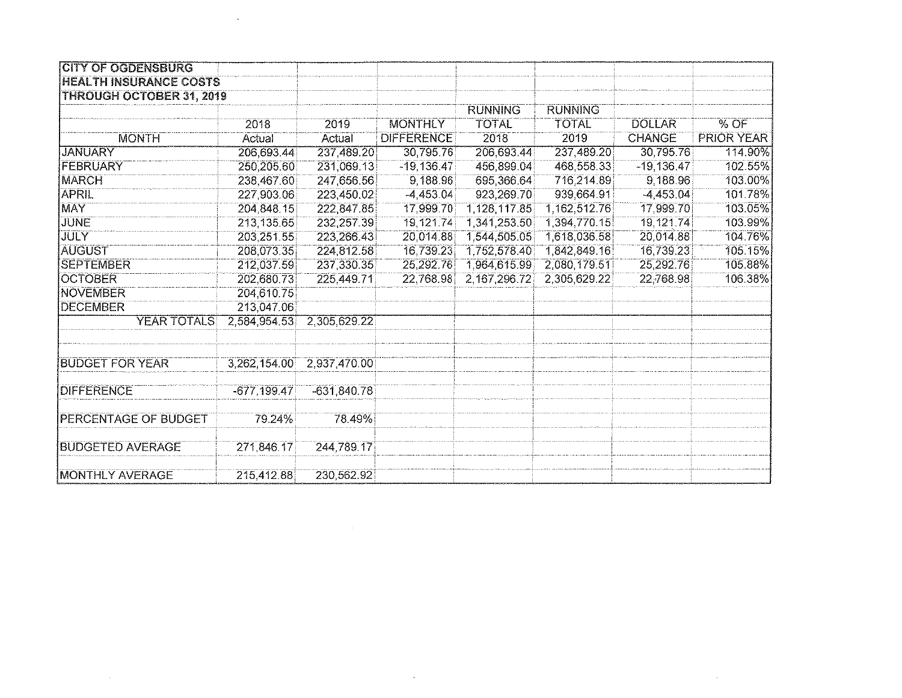| CITY OF OGDENSBURG | | | | | | | |
|---|---|---|---|---|---|---|---|
| HEALTH INSURANCE COSTS | | | | | | | |
| THROUGH OCTOBER 31, 2019 | | | | | | | |
| | | | | RUNNING | RUNNING | | |
| | 2018 | 2019 | MONTHLY | TOTAL | TOTAL | DOLLAR | % OF |
| MONTH | Actual | Actual | DIFFERENCE | 2018 | 2019 | CHANGE | PRIOR YEAR |
| JANUARY | 206,693.44 | 237,489.20 | 30,795.76 | 206,693.44 | 237,489.20 | 30,795.76 | 114.90% |
| FEBRUARY | 250,205.60 | 231,069.13 | -19,136.47 | 456,899.04 | 468,558.33 | -19,136.47 | 102.55% |
| MARCH | 238,467.60 | 247,656.56 | 9,188.96 | 695,366.64 | 716,214.89 | 9,188.96 | 103.00% |
| APRIL | 227,903.06 | 223,450.02 | -4,453.04 | 923,269.70 | 939,664.91 | -4,453.04 | 101.78% |
| MAY | 204,848.15 | 222,847.85 | 17,999.70 | 1,128,117.85 | 1,162,512.76 | 17,999.70 | 103.05% |
| JUNE | 213,135.65 | 232,257.39 | 19,121.74 | 1,341,253.50 | 1,394,770.15 | 19,121.74 | 103.99% |
| JULY | 203,251.55 | 223,266.43 | 20,014.88 | 1,544,505.05 | 1,618,036.58 | 20,014.88 | 104.76% |
| AUGUST | 208,073.35 | 224,812.58 | 16,739.23 | 1,752,578.40 | 1,842,849.16 | 16,739.23 | 105.15% |
| SEPTEMBER | 212,037.59 | 237,330.35 | 25,292.76 | 1,964,615.99 | 2,080,179.51 | 25,292.76 | 105.88% |
| OCTOBER | 202,680.73 | 225,449.71 | 22,768.98 | 2,167,296.72 | 2,305,629.22 | 22,768.98 | 106.38% |
| NOVEMBER | 204,610.75 | | | | | | |
| DECEMBER | 213,047.06 | | | | | | |
| YEAR TOTALS | 2,584,954.53 | 2,305,629.22 | | | | | |
| | | | | | | | |
| | | | | | | | |
| BUDGET FOR YEAR | 3,262,154.00 | 2,937,470.00 | | | | | |
| | | | | | | | |
| DIFFERENCE | -677,199.47 | -631,840.78 | | | | | |
| | | | | | | | |
| PERCENTAGE OF BUDGET | 79.24% | 78.49% | | | | | |
| | | | | | | | |
| BUDGETED AVERAGE | 271,846.17 | 244,789.17 | | | | | |
| | | | | | | | |
| MONTHLY AVERAGE | 215,412.88 | 230,562.92 | | | | | |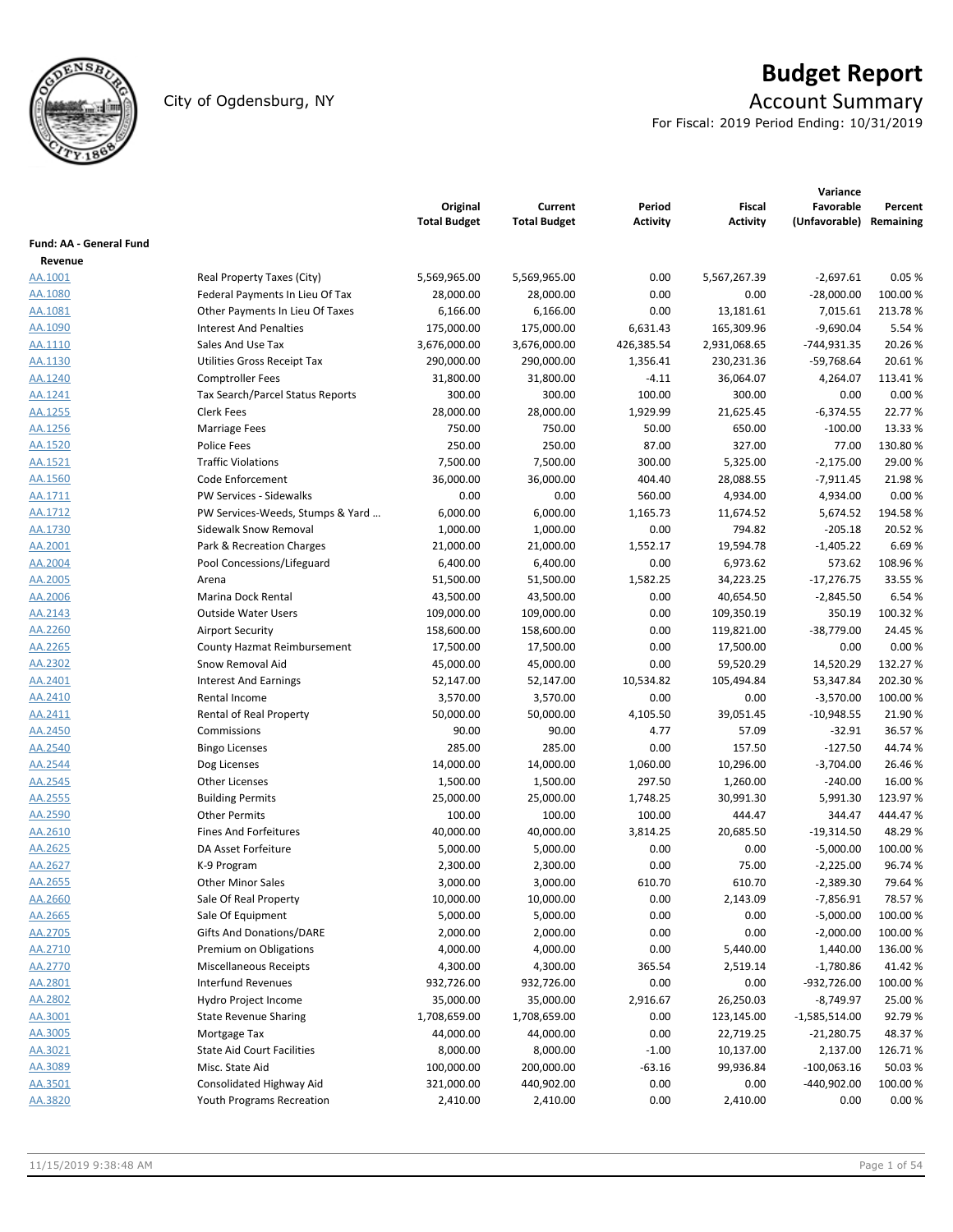# Budget Report

City of Ogdensburg, NY

## Account Summary

For Fiscal: 2019 Period Ending: 10/31/2019

| | | Original Total Budget | Current Total Budget | Period Activity | Fiscal Activity | Variance Favorable (Unfavorable) | Percent Remaining |
|---|---|---|---|---|---|---|---|
| **Fund: AA - General Fund** | | | | | | | |
| **Revenue** | | | | | | | |
| AA.1001 | Real Property Taxes (City) | 5,569,965.00 | 5,569,965.00 | 0.00 | 5,567,267.39 | -2,697.61 | 0.05 % |
| AA.1080 | Federal Payments In Lieu Of Tax | 28,000.00 | 28,000.00 | 0.00 | 0.00 | -28,000.00 | 100.00 % |
| AA.1081 | Other Payments In Lieu Of Taxes | 6,166.00 | 6,166.00 | 0.00 | 13,181.61 | 7,015.61 | 213.78 % |
| AA.1090 | Interest And Penalties | 175,000.00 | 175,000.00 | 6,631.43 | 165,309.96 | -9,690.04 | 5.54 % |
| AA.1110 | Sales And Use Tax | 3,676,000.00 | 3,676,000.00 | 426,385.54 | 2,931,068.65 | -744,931.35 | 20.26 % |
| AA.1130 | Utilities Gross Receipt Tax | 290,000.00 | 290,000.00 | 1,356.41 | 230,231.36 | -59,768.64 | 20.61 % |
| AA.1240 | Comptroller Fees | 31,800.00 | 31,800.00 | -4.11 | 36,064.07 | 4,264.07 | 113.41 % |
| AA.1241 | Tax Search/Parcel Status Reports | 300.00 | 300.00 | 100.00 | 300.00 | 0.00 | 0.00 % |
| AA.1255 | Clerk Fees | 28,000.00 | 28,000.00 | 1,929.99 | 21,625.45 | -6,374.55 | 22.77 % |
| AA.1256 | Marriage Fees | 750.00 | 750.00 | 50.00 | 650.00 | -100.00 | 13.33 % |
| AA.1520 | Police Fees | 250.00 | 250.00 | 87.00 | 327.00 | 77.00 | 130.80 % |
| AA.1521 | Traffic Violations | 7,500.00 | 7,500.00 | 300.00 | 5,325.00 | -2,175.00 | 29.00 % |
| AA.1560 | Code Enforcement | 36,000.00 | 36,000.00 | 404.40 | 28,088.55 | -7,911.45 | 21.98 % |
| AA.1711 | PW Services - Sidewalks | 0.00 | 0.00 | 560.00 | 4,934.00 | 4,934.00 | 0.00 % |
| AA.1712 | PW Services-Weeds, Stumps & Yard … | 6,000.00 | 6,000.00 | 1,165.73 | 11,674.52 | 5,674.52 | 194.58 % |
| AA.1730 | Sidewalk Snow Removal | 1,000.00 | 1,000.00 | 0.00 | 794.82 | -205.18 | 20.52 % |
| AA.2001 | Park & Recreation Charges | 21,000.00 | 21,000.00 | 1,552.17 | 19,594.78 | -1,405.22 | 6.69 % |
| AA.2004 | Pool Concessions/Lifeguard | 6,400.00 | 6,400.00 | 0.00 | 6,973.62 | 573.62 | 108.96 % |
| AA.2005 | Arena | 51,500.00 | 51,500.00 | 1,582.25 | 34,223.25 | -17,276.75 | 33.55 % |
| AA.2006 | Marina Dock Rental | 43,500.00 | 43,500.00 | 0.00 | 40,654.50 | -2,845.50 | 6.54 % |
| AA.2143 | Outside Water Users | 109,000.00 | 109,000.00 | 0.00 | 109,350.19 | 350.19 | 100.32 % |
| AA.2260 | Airport Security | 158,600.00 | 158,600.00 | 0.00 | 119,821.00 | -38,779.00 | 24.45 % |
| AA.2265 | County Hazmat Reimbursement | 17,500.00 | 17,500.00 | 0.00 | 17,500.00 | 0.00 | 0.00 % |
| AA.2302 | Snow Removal Aid | 45,000.00 | 45,000.00 | 0.00 | 59,520.29 | 14,520.29 | 132.27 % |
| AA.2401 | Interest And Earnings | 52,147.00 | 52,147.00 | 10,534.82 | 105,494.84 | 53,347.84 | 202.30 % |
| AA.2410 | Rental Income | 3,570.00 | 3,570.00 | 0.00 | 0.00 | -3,570.00 | 100.00 % |
| AA.2411 | Rental of Real Property | 50,000.00 | 50,000.00 | 4,105.50 | 39,051.45 | -10,948.55 | 21.90 % |
| AA.2450 | Commissions | 90.00 | 90.00 | 4.77 | 57.09 | -32.91 | 36.57 % |
| AA.2540 | Bingo Licenses | 285.00 | 285.00 | 0.00 | 157.50 | -127.50 | 44.74 % |
| AA.2544 | Dog Licenses | 14,000.00 | 14,000.00 | 1,060.00 | 10,296.00 | -3,704.00 | 26.46 % |
| AA.2545 | Other Licenses | 1,500.00 | 1,500.00 | 297.50 | 1,260.00 | -240.00 | 16.00 % |
| AA.2555 | Building Permits | 25,000.00 | 25,000.00 | 1,748.25 | 30,991.30 | 5,991.30 | 123.97 % |
| AA.2590 | Other Permits | 100.00 | 100.00 | 100.00 | 444.47 | 344.47 | 444.47 % |
| AA.2610 | Fines And Forfeitures | 40,000.00 | 40,000.00 | 3,814.25 | 20,685.50 | -19,314.50 | 48.29 % |
| AA.2625 | DA Asset Forfeiture | 5,000.00 | 5,000.00 | 0.00 | 0.00 | -5,000.00 | 100.00 % |
| AA.2627 | K-9 Program | 2,300.00 | 2,300.00 | 0.00 | 75.00 | -2,225.00 | 96.74 % |
| AA.2655 | Other Minor Sales | 3,000.00 | 3,000.00 | 610.70 | 610.70 | -2,389.30 | 79.64 % |
| AA.2660 | Sale Of Real Property | 10,000.00 | 10,000.00 | 0.00 | 2,143.09 | -7,856.91 | 78.57 % |
| AA.2665 | Sale Of Equipment | 5,000.00 | 5,000.00 | 0.00 | 0.00 | -5,000.00 | 100.00 % |
| AA.2705 | Gifts And Donations/DARE | 2,000.00 | 2,000.00 | 0.00 | 0.00 | -2,000.00 | 100.00 % |
| AA.2710 | Premium on Obligations | 4,000.00 | 4,000.00 | 0.00 | 5,440.00 | 1,440.00 | 136.00 % |
| AA.2770 | Miscellaneous Receipts | 4,300.00 | 4,300.00 | 365.54 | 2,519.14 | -1,780.86 | 41.42 % |
| AA.2801 | Interfund Revenues | 932,726.00 | 932,726.00 | 0.00 | 0.00 | -932,726.00 | 100.00 % |
| AA.2802 | Hydro Project Income | 35,000.00 | 35,000.00 | 2,916.67 | 26,250.03 | -8,749.97 | 25.00 % |
| AA.3001 | State Revenue Sharing | 1,708,659.00 | 1,708,659.00 | 0.00 | 123,145.00 | -1,585,514.00 | 92.79 % |
| AA.3005 | Mortgage Tax | 44,000.00 | 44,000.00 | 0.00 | 22,719.25 | -21,280.75 | 48.37 % |
| AA.3021 | State Aid Court Facilities | 8,000.00 | 8,000.00 | -1.00 | 10,137.00 | 2,137.00 | 126.71 % |
| AA.3089 | Misc. State Aid | 100,000.00 | 200,000.00 | -63.16 | 99,936.84 | -100,063.16 | 50.03 % |
| AA.3501 | Consolidated Highway Aid | 321,000.00 | 440,902.00 | 0.00 | 0.00 | -440,902.00 | 100.00 % |
| AA.3820 | Youth Programs Recreation | 2,410.00 | 2,410.00 | 0.00 | 2,410.00 | 0.00 | 0.00 % |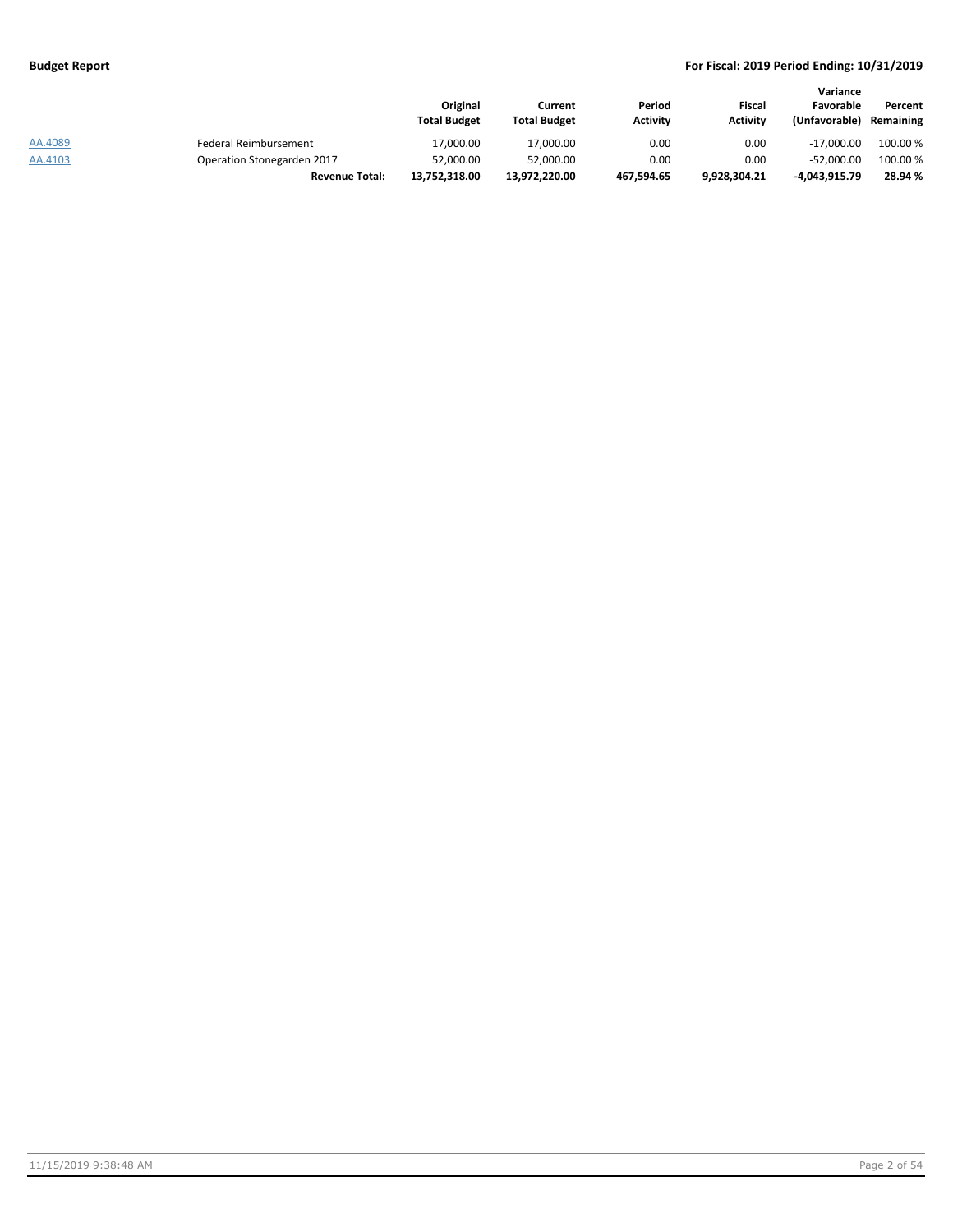| | | Original Total Budget | Current Total Budget | Period Activity | Fiscal Activity | Variance Favorable (Unfavorable) | Percent Remaining |
|---|---|---|---|---|---|---|---|
| AA.4089 | Federal Reimbursement | 17,000.00 | 17,000.00 | 0.00 | 0.00 | -17,000.00 | 100.00 % |
| AA.4103 | Operation Stonegarden 2017 | 52,000.00 | 52,000.00 | 0.00 | 0.00 | -52,000.00 | 100.00 % |
| | **Revenue Total:** | **13,752,318.00** | **13,972,220.00** | **467,594.65** | **9,928,304.21** | **-4,043,915.79** | **28.94 %** |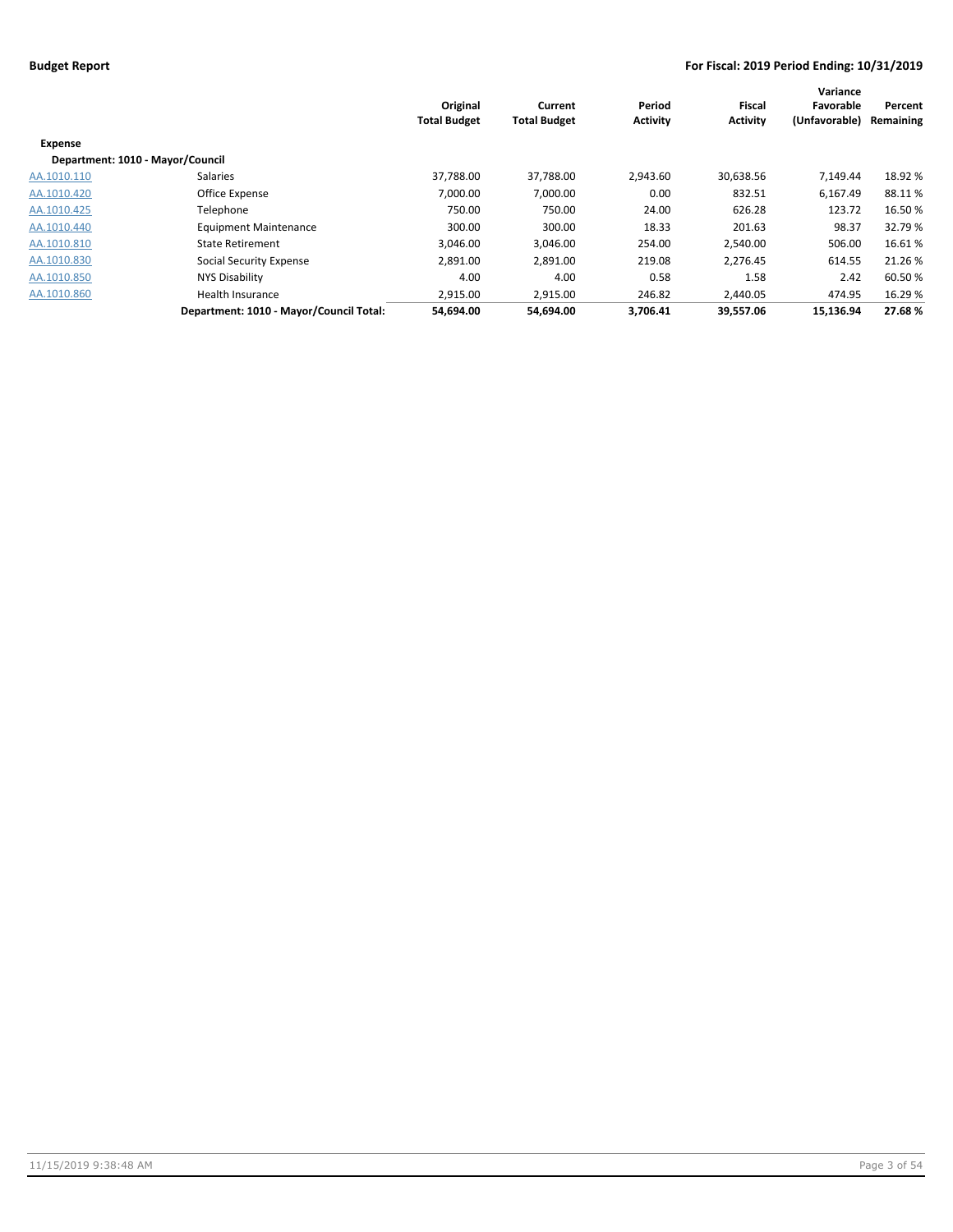**Budget Report** — **For Fiscal: 2019 Period Ending: 10/31/2019**

| | | Original Total Budget | Current Total Budget | Period Activity | Fiscal Activity | Variance Favorable (Unfavorable) | Percent Remaining |
|---|---|---|---|---|---|---|---|
| **Expense** | | | | | | | |
| **Department: 1010 - Mayor/Council** | | | | | | | |
| AA.1010.110 | Salaries | 37,788.00 | 37,788.00 | 2,943.60 | 30,638.56 | 7,149.44 | 18.92 % |
| AA.1010.420 | Office Expense | 7,000.00 | 7,000.00 | 0.00 | 832.51 | 6,167.49 | 88.11 % |
| AA.1010.425 | Telephone | 750.00 | 750.00 | 24.00 | 626.28 | 123.72 | 16.50 % |
| AA.1010.440 | Equipment Maintenance | 300.00 | 300.00 | 18.33 | 201.63 | 98.37 | 32.79 % |
| AA.1010.810 | State Retirement | 3,046.00 | 3,046.00 | 254.00 | 2,540.00 | 506.00 | 16.61 % |
| AA.1010.830 | Social Security Expense | 2,891.00 | 2,891.00 | 219.08 | 2,276.45 | 614.55 | 21.26 % |
| AA.1010.850 | NYS Disability | 4.00 | 4.00 | 0.58 | 1.58 | 2.42 | 60.50 % |
| AA.1010.860 | Health Insurance | 2,915.00 | 2,915.00 | 246.82 | 2,440.05 | 474.95 | 16.29 % |
| | **Department: 1010 - Mayor/Council Total:** | **54,694.00** | **54,694.00** | **3,706.41** | **39,557.06** | **15,136.94** | **27.68 %** |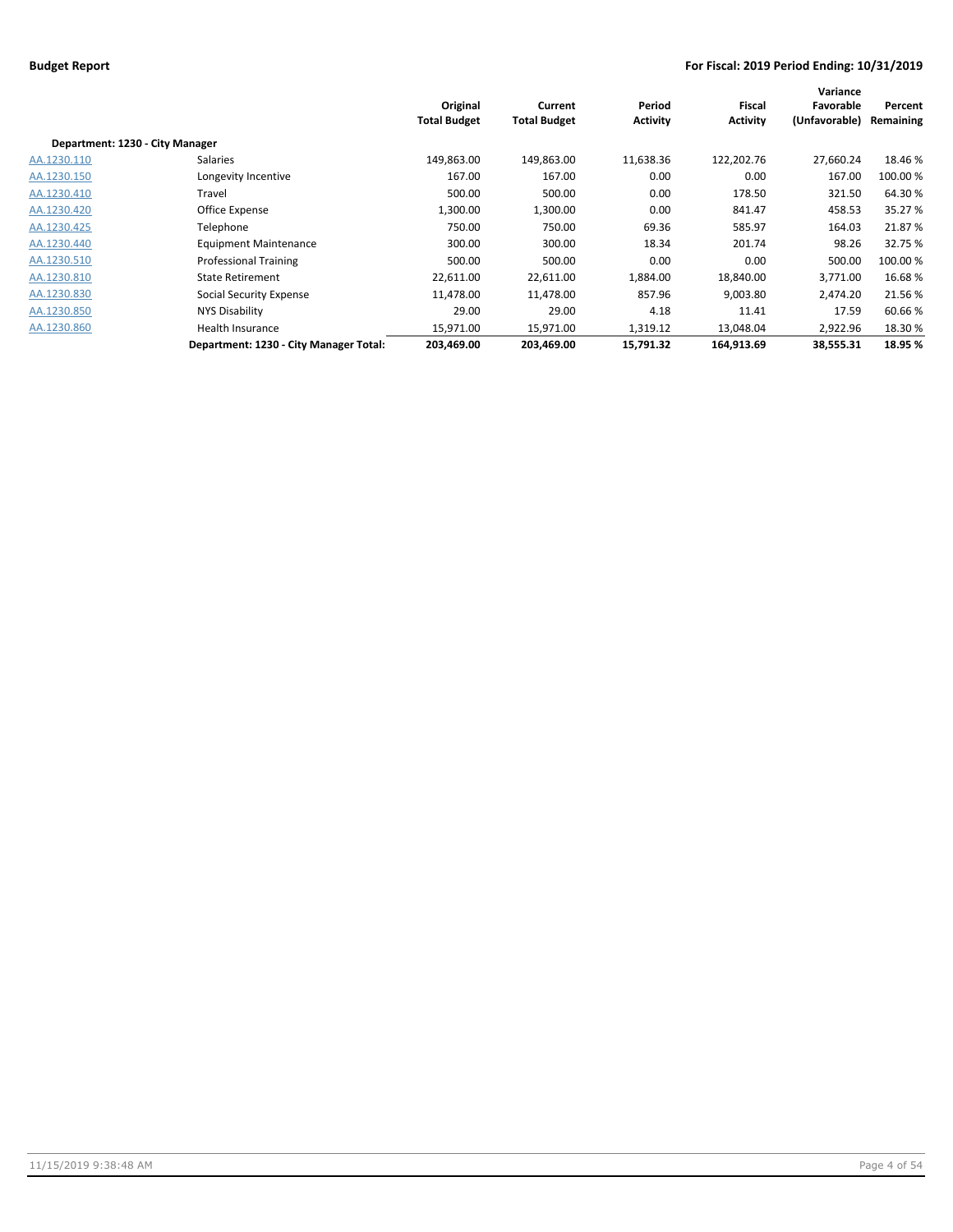**Budget Report**

**For Fiscal: 2019 Period Ending: 10/31/2019**

| | | Original Total Budget | Current Total Budget | Period Activity | Fiscal Activity | Variance Favorable (Unfavorable) | Percent Remaining |
|---|---|---|---|---|---|---|---|
| **Department: 1230 - City Manager** | | | | | | | |
| AA.1230.110 | Salaries | 149,863.00 | 149,863.00 | 11,638.36 | 122,202.76 | 27,660.24 | 18.46 % |
| AA.1230.150 | Longevity Incentive | 167.00 | 167.00 | 0.00 | 0.00 | 167.00 | 100.00 % |
| AA.1230.410 | Travel | 500.00 | 500.00 | 0.00 | 178.50 | 321.50 | 64.30 % |
| AA.1230.420 | Office Expense | 1,300.00 | 1,300.00 | 0.00 | 841.47 | 458.53 | 35.27 % |
| AA.1230.425 | Telephone | 750.00 | 750.00 | 69.36 | 585.97 | 164.03 | 21.87 % |
| AA.1230.440 | Equipment Maintenance | 300.00 | 300.00 | 18.34 | 201.74 | 98.26 | 32.75 % |
| AA.1230.510 | Professional Training | 500.00 | 500.00 | 0.00 | 0.00 | 500.00 | 100.00 % |
| AA.1230.810 | State Retirement | 22,611.00 | 22,611.00 | 1,884.00 | 18,840.00 | 3,771.00 | 16.68 % |
| AA.1230.830 | Social Security Expense | 11,478.00 | 11,478.00 | 857.96 | 9,003.80 | 2,474.20 | 21.56 % |
| AA.1230.850 | NYS Disability | 29.00 | 29.00 | 4.18 | 11.41 | 17.59 | 60.66 % |
| AA.1230.860 | Health Insurance | 15,971.00 | 15,971.00 | 1,319.12 | 13,048.04 | 2,922.96 | 18.30 % |
| | **Department: 1230 - City Manager Total:** | **203,469.00** | **203,469.00** | **15,791.32** | **164,913.69** | **38,555.31** | **18.95 %** |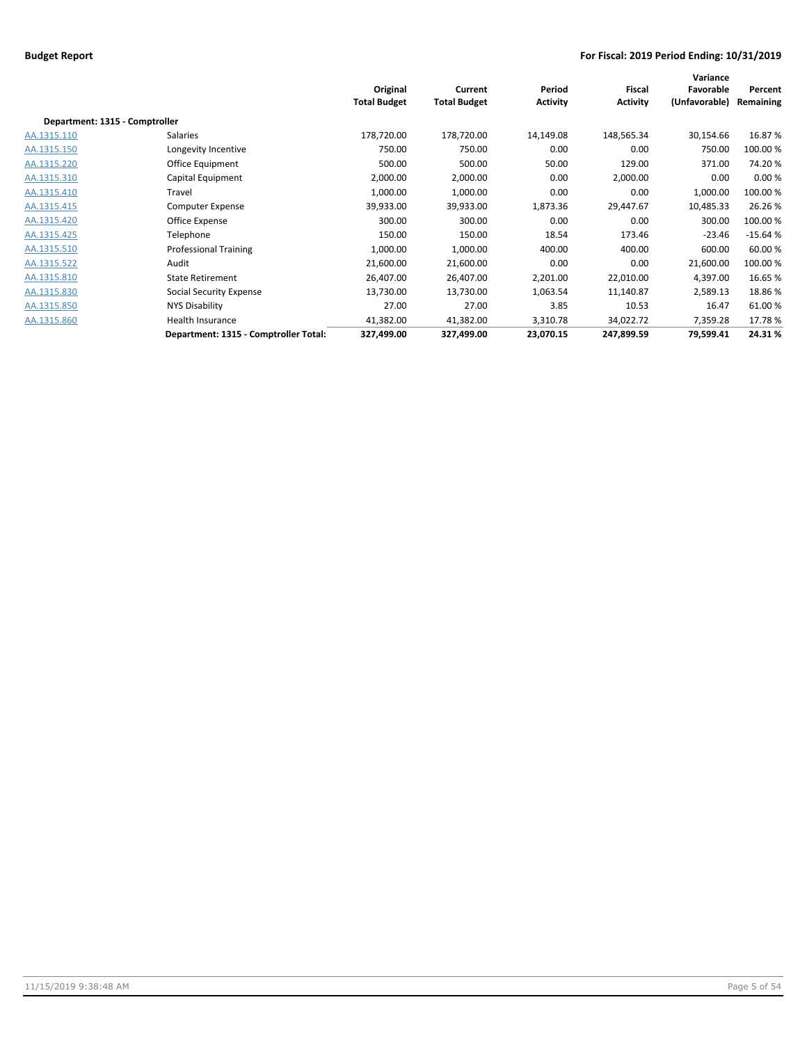| | | Original Total Budget | Current Total Budget | Period Activity | Fiscal Activity | Variance Favorable (Unfavorable) | Percent Remaining |
|---|---|---|---|---|---|---|---|
| **Department: 1315 - Comptroller** | | | | | | | |
| AA.1315.110 | Salaries | 178,720.00 | 178,720.00 | 14,149.08 | 148,565.34 | 30,154.66 | 16.87 % |
| AA.1315.150 | Longevity Incentive | 750.00 | 750.00 | 0.00 | 0.00 | 750.00 | 100.00 % |
| AA.1315.220 | Office Equipment | 500.00 | 500.00 | 50.00 | 129.00 | 371.00 | 74.20 % |
| AA.1315.310 | Capital Equipment | 2,000.00 | 2,000.00 | 0.00 | 2,000.00 | 0.00 | 0.00 % |
| AA.1315.410 | Travel | 1,000.00 | 1,000.00 | 0.00 | 0.00 | 1,000.00 | 100.00 % |
| AA.1315.415 | Computer Expense | 39,933.00 | 39,933.00 | 1,873.36 | 29,447.67 | 10,485.33 | 26.26 % |
| AA.1315.420 | Office Expense | 300.00 | 300.00 | 0.00 | 0.00 | 300.00 | 100.00 % |
| AA.1315.425 | Telephone | 150.00 | 150.00 | 18.54 | 173.46 | -23.46 | -15.64 % |
| AA.1315.510 | Professional Training | 1,000.00 | 1,000.00 | 400.00 | 400.00 | 600.00 | 60.00 % |
| AA.1315.522 | Audit | 21,600.00 | 21,600.00 | 0.00 | 0.00 | 21,600.00 | 100.00 % |
| AA.1315.810 | State Retirement | 26,407.00 | 26,407.00 | 2,201.00 | 22,010.00 | 4,397.00 | 16.65 % |
| AA.1315.830 | Social Security Expense | 13,730.00 | 13,730.00 | 1,063.54 | 11,140.87 | 2,589.13 | 18.86 % |
| AA.1315.850 | NYS Disability | 27.00 | 27.00 | 3.85 | 10.53 | 16.47 | 61.00 % |
| AA.1315.860 | Health Insurance | 41,382.00 | 41,382.00 | 3,310.78 | 34,022.72 | 7,359.28 | 17.78 % |
| | **Department: 1315 - Comptroller Total:** | **327,499.00** | **327,499.00** | **23,070.15** | **247,899.59** | **79,599.41** | **24.31 %** |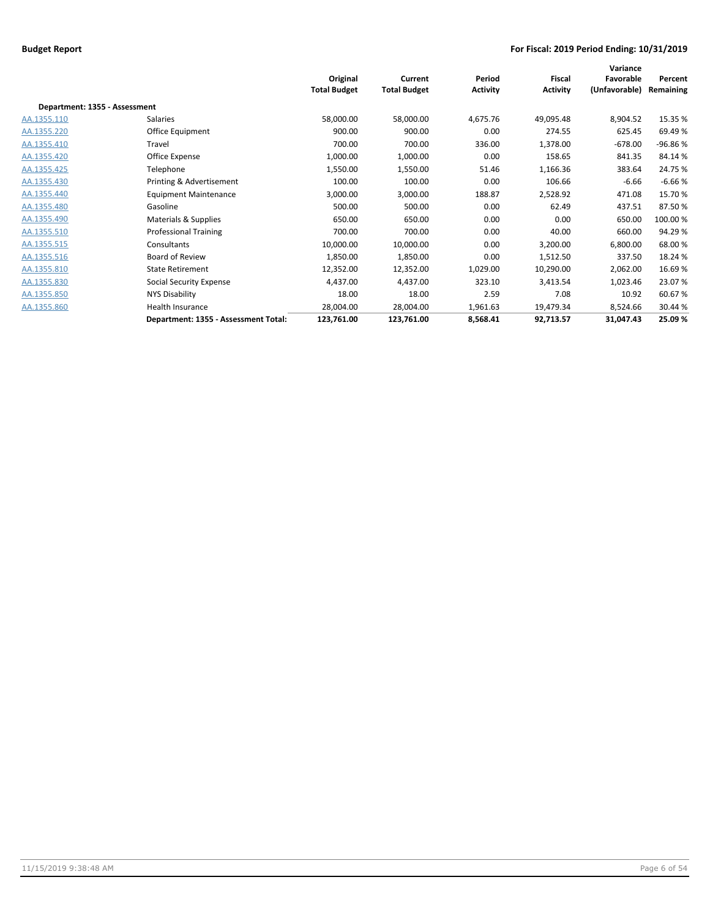**Budget Report** **For Fiscal: 2019 Period Ending: 10/31/2019**

| | | Original Total Budget | Current Total Budget | Period Activity | Fiscal Activity | Variance Favorable (Unfavorable) | Percent Remaining |
|---|---|---|---|---|---|---|---|
| **Department: 1355 - Assessment** | | | | | | | |
| AA.1355.110 | Salaries | 58,000.00 | 58,000.00 | 4,675.76 | 49,095.48 | 8,904.52 | 15.35 % |
| AA.1355.220 | Office Equipment | 900.00 | 900.00 | 0.00 | 274.55 | 625.45 | 69.49 % |
| AA.1355.410 | Travel | 700.00 | 700.00 | 336.00 | 1,378.00 | -678.00 | -96.86 % |
| AA.1355.420 | Office Expense | 1,000.00 | 1,000.00 | 0.00 | 158.65 | 841.35 | 84.14 % |
| AA.1355.425 | Telephone | 1,550.00 | 1,550.00 | 51.46 | 1,166.36 | 383.64 | 24.75 % |
| AA.1355.430 | Printing & Advertisement | 100.00 | 100.00 | 0.00 | 106.66 | -6.66 | -6.66 % |
| AA.1355.440 | Equipment Maintenance | 3,000.00 | 3,000.00 | 188.87 | 2,528.92 | 471.08 | 15.70 % |
| AA.1355.480 | Gasoline | 500.00 | 500.00 | 0.00 | 62.49 | 437.51 | 87.50 % |
| AA.1355.490 | Materials & Supplies | 650.00 | 650.00 | 0.00 | 0.00 | 650.00 | 100.00 % |
| AA.1355.510 | Professional Training | 700.00 | 700.00 | 0.00 | 40.00 | 660.00 | 94.29 % |
| AA.1355.515 | Consultants | 10,000.00 | 10,000.00 | 0.00 | 3,200.00 | 6,800.00 | 68.00 % |
| AA.1355.516 | Board of Review | 1,850.00 | 1,850.00 | 0.00 | 1,512.50 | 337.50 | 18.24 % |
| AA.1355.810 | State Retirement | 12,352.00 | 12,352.00 | 1,029.00 | 10,290.00 | 2,062.00 | 16.69 % |
| AA.1355.830 | Social Security Expense | 4,437.00 | 4,437.00 | 323.10 | 3,413.54 | 1,023.46 | 23.07 % |
| AA.1355.850 | NYS Disability | 18.00 | 18.00 | 2.59 | 7.08 | 10.92 | 60.67 % |
| AA.1355.860 | Health Insurance | 28,004.00 | 28,004.00 | 1,961.63 | 19,479.34 | 8,524.66 | 30.44 % |
| | **Department: 1355 - Assessment Total:** | **123,761.00** | **123,761.00** | **8,568.41** | **92,713.57** | **31,047.43** | **25.09 %** |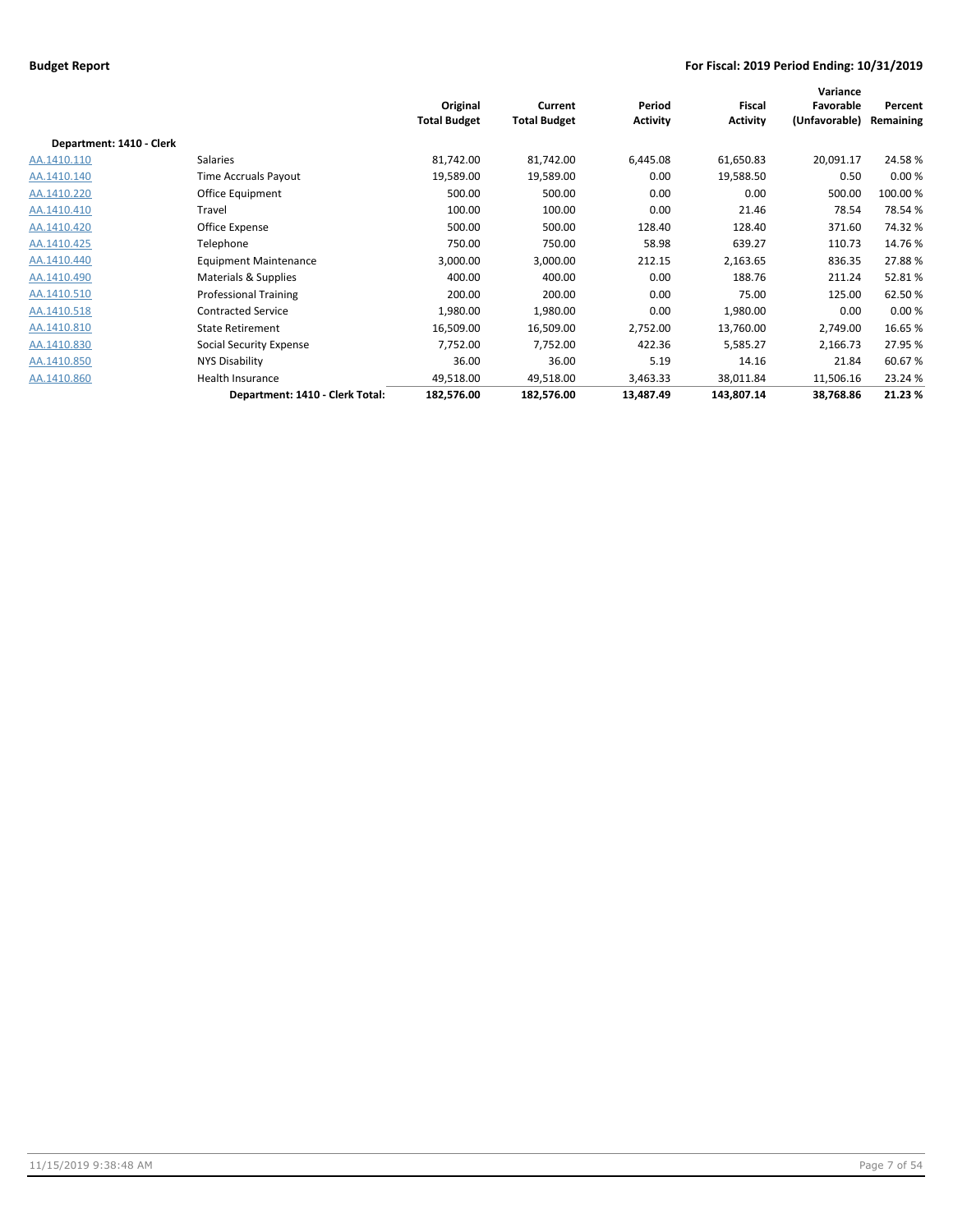| | | Original Total Budget | Current Total Budget | Period Activity | Fiscal Activity | Variance Favorable (Unfavorable) | Percent Remaining |
|---|---|---|---|---|---|---|---|
| **Department: 1410 - Clerk** | | | | | | | |
| AA.1410.110 | Salaries | 81,742.00 | 81,742.00 | 6,445.08 | 61,650.83 | 20,091.17 | 24.58 % |
| AA.1410.140 | Time Accruals Payout | 19,589.00 | 19,589.00 | 0.00 | 19,588.50 | 0.50 | 0.00 % |
| AA.1410.220 | Office Equipment | 500.00 | 500.00 | 0.00 | 0.00 | 500.00 | 100.00 % |
| AA.1410.410 | Travel | 100.00 | 100.00 | 0.00 | 21.46 | 78.54 | 78.54 % |
| AA.1410.420 | Office Expense | 500.00 | 500.00 | 128.40 | 128.40 | 371.60 | 74.32 % |
| AA.1410.425 | Telephone | 750.00 | 750.00 | 58.98 | 639.27 | 110.73 | 14.76 % |
| AA.1410.440 | Equipment Maintenance | 3,000.00 | 3,000.00 | 212.15 | 2,163.65 | 836.35 | 27.88 % |
| AA.1410.490 | Materials & Supplies | 400.00 | 400.00 | 0.00 | 188.76 | 211.24 | 52.81 % |
| AA.1410.510 | Professional Training | 200.00 | 200.00 | 0.00 | 75.00 | 125.00 | 62.50 % |
| AA.1410.518 | Contracted Service | 1,980.00 | 1,980.00 | 0.00 | 1,980.00 | 0.00 | 0.00 % |
| AA.1410.810 | State Retirement | 16,509.00 | 16,509.00 | 2,752.00 | 13,760.00 | 2,749.00 | 16.65 % |
| AA.1410.830 | Social Security Expense | 7,752.00 | 7,752.00 | 422.36 | 5,585.27 | 2,166.73 | 27.95 % |
| AA.1410.850 | NYS Disability | 36.00 | 36.00 | 5.19 | 14.16 | 21.84 | 60.67 % |
| AA.1410.860 | Health Insurance | 49,518.00 | 49,518.00 | 3,463.33 | 38,011.84 | 11,506.16 | 23.24 % |
| | **Department: 1410 - Clerk Total:** | **182,576.00** | **182,576.00** | **13,487.49** | **143,807.14** | **38,768.86** | **21.23 %** |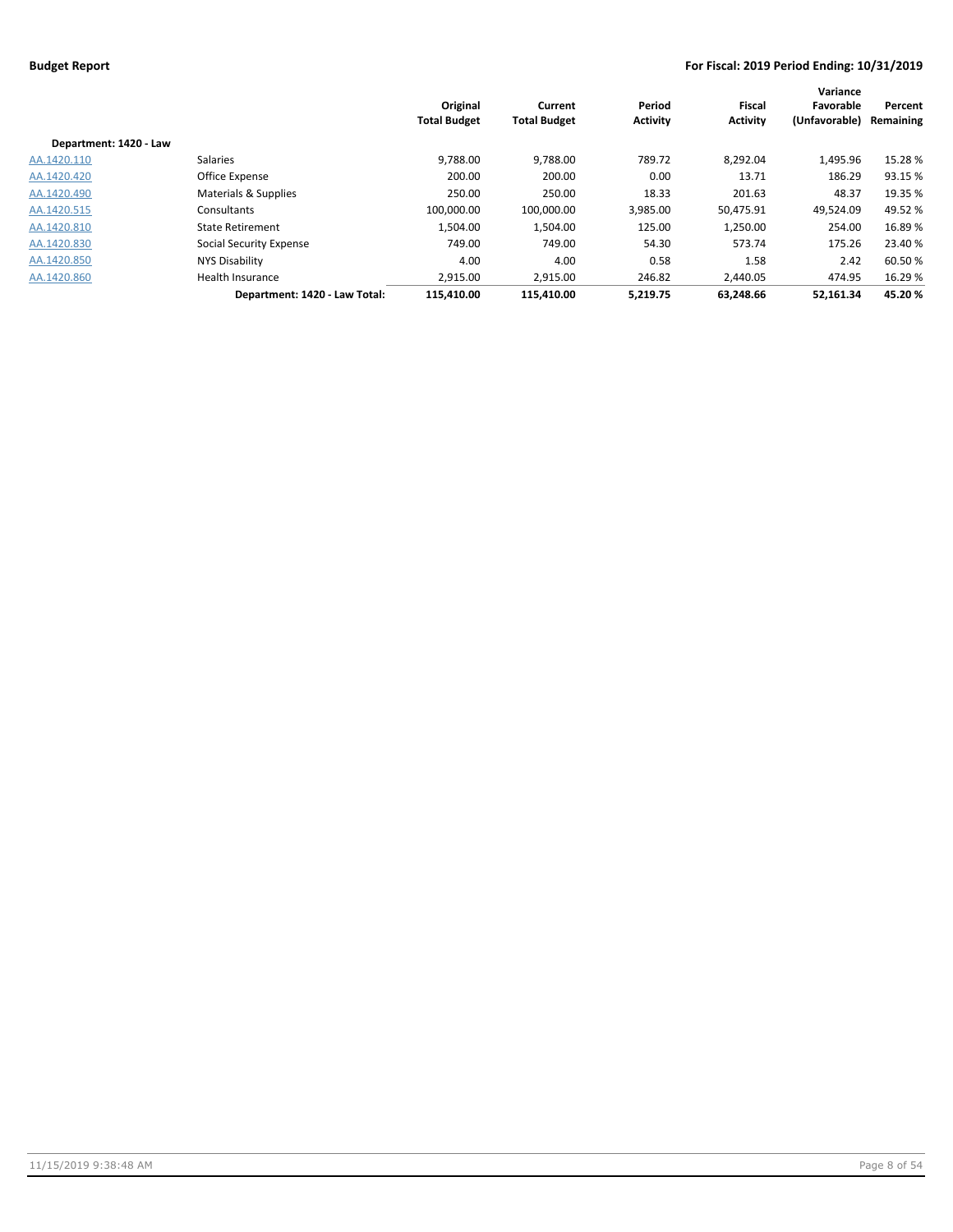**Budget Report** — **For Fiscal: 2019 Period Ending: 10/31/2019**

| | | Original Total Budget | Current Total Budget | Period Activity | Fiscal Activity | Variance Favorable (Unfavorable) | Percent Remaining |
|---|---|---|---|---|---|---|---|
| **Department: 1420 - Law** | | | | | | | |
| AA.1420.110 | Salaries | 9,788.00 | 9,788.00 | 789.72 | 8,292.04 | 1,495.96 | 15.28 % |
| AA.1420.420 | Office Expense | 200.00 | 200.00 | 0.00 | 13.71 | 186.29 | 93.15 % |
| AA.1420.490 | Materials & Supplies | 250.00 | 250.00 | 18.33 | 201.63 | 48.37 | 19.35 % |
| AA.1420.515 | Consultants | 100,000.00 | 100,000.00 | 3,985.00 | 50,475.91 | 49,524.09 | 49.52 % |
| AA.1420.810 | State Retirement | 1,504.00 | 1,504.00 | 125.00 | 1,250.00 | 254.00 | 16.89 % |
| AA.1420.830 | Social Security Expense | 749.00 | 749.00 | 54.30 | 573.74 | 175.26 | 23.40 % |
| AA.1420.850 | NYS Disability | 4.00 | 4.00 | 0.58 | 1.58 | 2.42 | 60.50 % |
| AA.1420.860 | Health Insurance | 2,915.00 | 2,915.00 | 246.82 | 2,440.05 | 474.95 | 16.29 % |
| | **Department: 1420 - Law Total:** | **115,410.00** | **115,410.00** | **5,219.75** | **63,248.66** | **52,161.34** | **45.20 %** |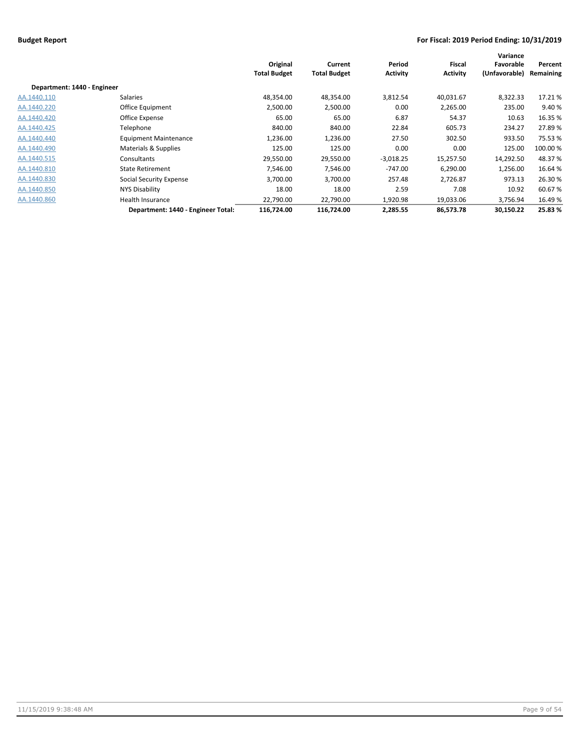| | | Original Total Budget | Current Total Budget | Period Activity | Fiscal Activity | Variance Favorable (Unfavorable) | Percent Remaining |
|---|---|---|---|---|---|---|---|
| **Department: 1440 - Engineer** | | | | | | | |
| AA.1440.110 | Salaries | 48,354.00 | 48,354.00 | 3,812.54 | 40,031.67 | 8,322.33 | 17.21 % |
| AA.1440.220 | Office Equipment | 2,500.00 | 2,500.00 | 0.00 | 2,265.00 | 235.00 | 9.40 % |
| AA.1440.420 | Office Expense | 65.00 | 65.00 | 6.87 | 54.37 | 10.63 | 16.35 % |
| AA.1440.425 | Telephone | 840.00 | 840.00 | 22.84 | 605.73 | 234.27 | 27.89 % |
| AA.1440.440 | Equipment Maintenance | 1,236.00 | 1,236.00 | 27.50 | 302.50 | 933.50 | 75.53 % |
| AA.1440.490 | Materials & Supplies | 125.00 | 125.00 | 0.00 | 0.00 | 125.00 | 100.00 % |
| AA.1440.515 | Consultants | 29,550.00 | 29,550.00 | -3,018.25 | 15,257.50 | 14,292.50 | 48.37 % |
| AA.1440.810 | State Retirement | 7,546.00 | 7,546.00 | -747.00 | 6,290.00 | 1,256.00 | 16.64 % |
| AA.1440.830 | Social Security Expense | 3,700.00 | 3,700.00 | 257.48 | 2,726.87 | 973.13 | 26.30 % |
| AA.1440.850 | NYS Disability | 18.00 | 18.00 | 2.59 | 7.08 | 10.92 | 60.67 % |
| AA.1440.860 | Health Insurance | 22,790.00 | 22,790.00 | 1,920.98 | 19,033.06 | 3,756.94 | 16.49 % |
| | **Department: 1440 - Engineer Total:** | **116,724.00** | **116,724.00** | **2,285.55** | **86,573.78** | **30,150.22** | **25.83 %** |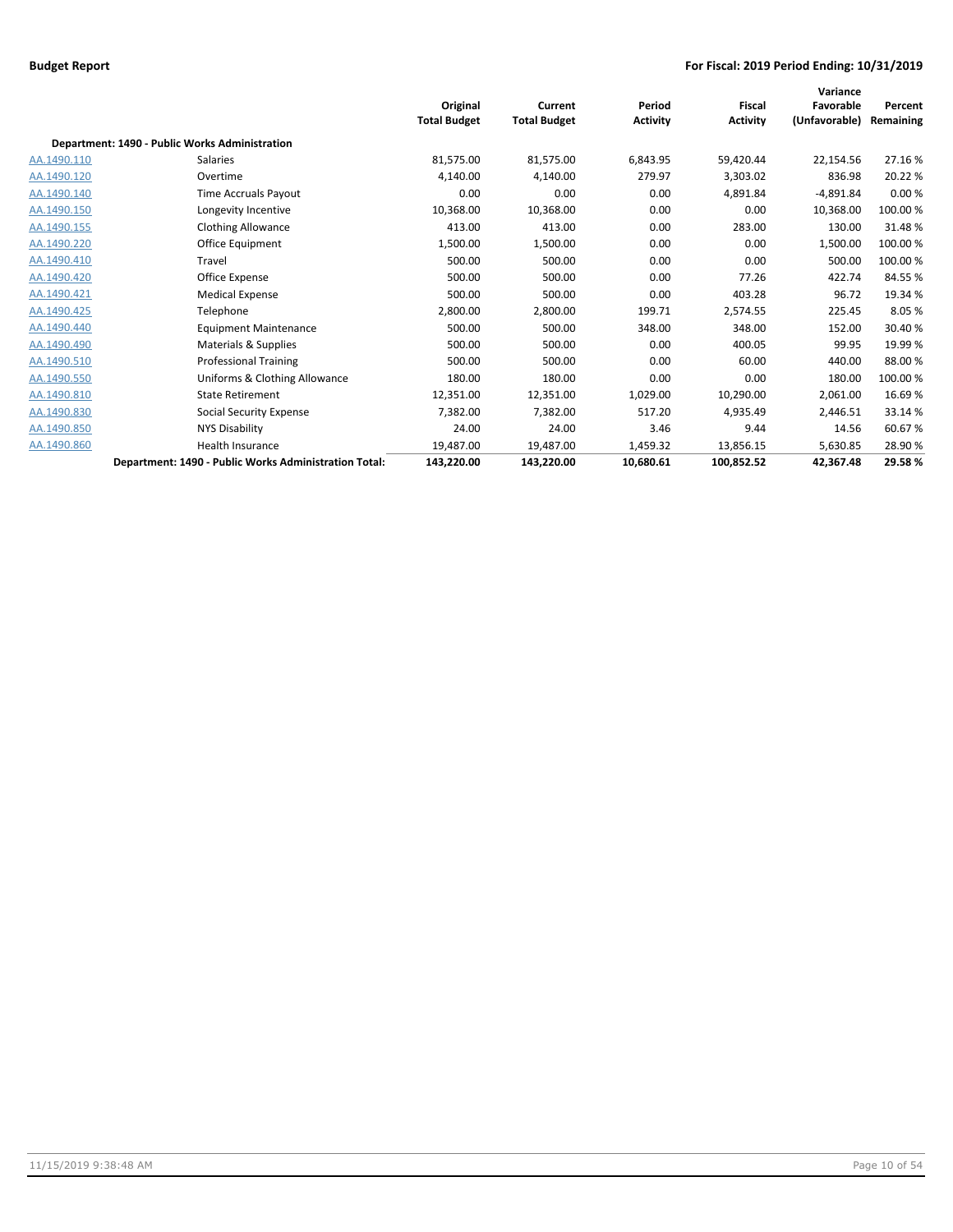**Budget Report** **For Fiscal: 2019 Period Ending: 10/31/2019**

| | | Original Total Budget | Current Total Budget | Period Activity | Fiscal Activity | Variance Favorable (Unfavorable) | Percent Remaining |
|---|---|---|---|---|---|---|---|
| **Department: 1490 - Public Works Administration** | | | | | | | |
| AA.1490.110 | Salaries | 81,575.00 | 81,575.00 | 6,843.95 | 59,420.44 | 22,154.56 | 27.16 % |
| AA.1490.120 | Overtime | 4,140.00 | 4,140.00 | 279.97 | 3,303.02 | 836.98 | 20.22 % |
| AA.1490.140 | Time Accruals Payout | 0.00 | 0.00 | 0.00 | 4,891.84 | -4,891.84 | 0.00 % |
| AA.1490.150 | Longevity Incentive | 10,368.00 | 10,368.00 | 0.00 | 0.00 | 10,368.00 | 100.00 % |
| AA.1490.155 | Clothing Allowance | 413.00 | 413.00 | 0.00 | 283.00 | 130.00 | 31.48 % |
| AA.1490.220 | Office Equipment | 1,500.00 | 1,500.00 | 0.00 | 0.00 | 1,500.00 | 100.00 % |
| AA.1490.410 | Travel | 500.00 | 500.00 | 0.00 | 0.00 | 500.00 | 100.00 % |
| AA.1490.420 | Office Expense | 500.00 | 500.00 | 0.00 | 77.26 | 422.74 | 84.55 % |
| AA.1490.421 | Medical Expense | 500.00 | 500.00 | 0.00 | 403.28 | 96.72 | 19.34 % |
| AA.1490.425 | Telephone | 2,800.00 | 2,800.00 | 199.71 | 2,574.55 | 225.45 | 8.05 % |
| AA.1490.440 | Equipment Maintenance | 500.00 | 500.00 | 348.00 | 348.00 | 152.00 | 30.40 % |
| AA.1490.490 | Materials & Supplies | 500.00 | 500.00 | 0.00 | 400.05 | 99.95 | 19.99 % |
| AA.1490.510 | Professional Training | 500.00 | 500.00 | 0.00 | 60.00 | 440.00 | 88.00 % |
| AA.1490.550 | Uniforms & Clothing Allowance | 180.00 | 180.00 | 0.00 | 0.00 | 180.00 | 100.00 % |
| AA.1490.810 | State Retirement | 12,351.00 | 12,351.00 | 1,029.00 | 10,290.00 | 2,061.00 | 16.69 % |
| AA.1490.830 | Social Security Expense | 7,382.00 | 7,382.00 | 517.20 | 4,935.49 | 2,446.51 | 33.14 % |
| AA.1490.850 | NYS Disability | 24.00 | 24.00 | 3.46 | 9.44 | 14.56 | 60.67 % |
| AA.1490.860 | Health Insurance | 19,487.00 | 19,487.00 | 1,459.32 | 13,856.15 | 5,630.85 | 28.90 % |
| | **Department: 1490 - Public Works Administration Total:** | **143,220.00** | **143,220.00** | **10,680.61** | **100,852.52** | **42,367.48** | **29.58 %** |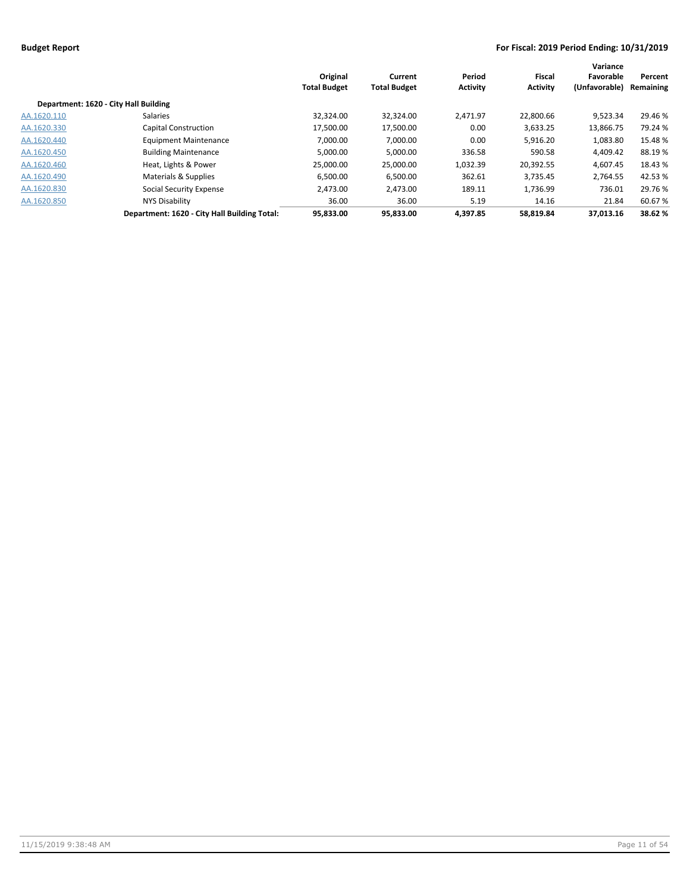| | | Original Total Budget | Current Total Budget | Period Activity | Fiscal Activity | Variance Favorable (Unfavorable) | Percent Remaining |
|---|---|---|---|---|---|---|---|
| **Department: 1620 - City Hall Building** | | | | | | | |
| AA.1620.110 | Salaries | 32,324.00 | 32,324.00 | 2,471.97 | 22,800.66 | 9,523.34 | 29.46 % |
| AA.1620.330 | Capital Construction | 17,500.00 | 17,500.00 | 0.00 | 3,633.25 | 13,866.75 | 79.24 % |
| AA.1620.440 | Equipment Maintenance | 7,000.00 | 7,000.00 | 0.00 | 5,916.20 | 1,083.80 | 15.48 % |
| AA.1620.450 | Building Maintenance | 5,000.00 | 5,000.00 | 336.58 | 590.58 | 4,409.42 | 88.19 % |
| AA.1620.460 | Heat, Lights & Power | 25,000.00 | 25,000.00 | 1,032.39 | 20,392.55 | 4,607.45 | 18.43 % |
| AA.1620.490 | Materials & Supplies | 6,500.00 | 6,500.00 | 362.61 | 3,735.45 | 2,764.55 | 42.53 % |
| AA.1620.830 | Social Security Expense | 2,473.00 | 2,473.00 | 189.11 | 1,736.99 | 736.01 | 29.76 % |
| AA.1620.850 | NYS Disability | 36.00 | 36.00 | 5.19 | 14.16 | 21.84 | 60.67 % |
| | **Department: 1620 - City Hall Building Total:** | **95,833.00** | **95,833.00** | **4,397.85** | **58,819.84** | **37,013.16** | **38.62 %** |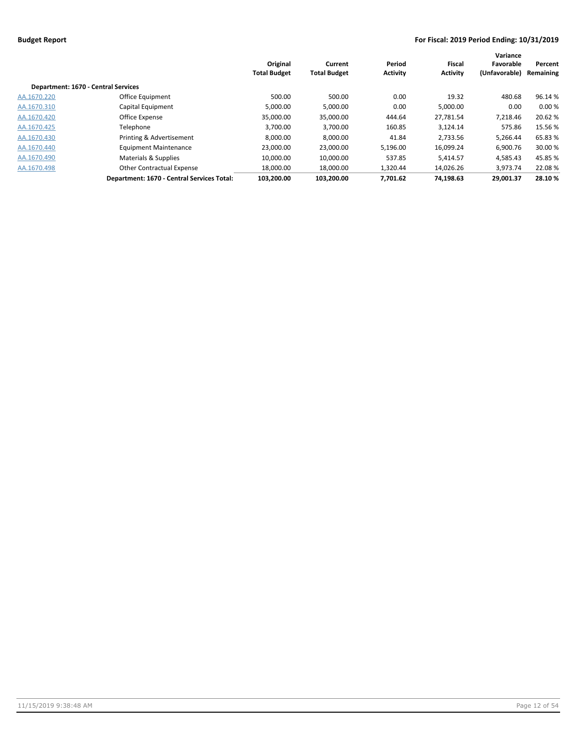| | | Original Total Budget | Current Total Budget | Period Activity | Fiscal Activity | Variance Favorable (Unfavorable) | Percent Remaining |
|---|---|---|---|---|---|---|---|
| **Department: 1670 - Central Services** | | | | | | | |
| AA.1670.220 | Office Equipment | 500.00 | 500.00 | 0.00 | 19.32 | 480.68 | 96.14 % |
| AA.1670.310 | Capital Equipment | 5,000.00 | 5,000.00 | 0.00 | 5,000.00 | 0.00 | 0.00 % |
| AA.1670.420 | Office Expense | 35,000.00 | 35,000.00 | 444.64 | 27,781.54 | 7,218.46 | 20.62 % |
| AA.1670.425 | Telephone | 3,700.00 | 3,700.00 | 160.85 | 3,124.14 | 575.86 | 15.56 % |
| AA.1670.430 | Printing & Advertisement | 8,000.00 | 8,000.00 | 41.84 | 2,733.56 | 5,266.44 | 65.83 % |
| AA.1670.440 | Equipment Maintenance | 23,000.00 | 23,000.00 | 5,196.00 | 16,099.24 | 6,900.76 | 30.00 % |
| AA.1670.490 | Materials & Supplies | 10,000.00 | 10,000.00 | 537.85 | 5,414.57 | 4,585.43 | 45.85 % |
| AA.1670.498 | Other Contractual Expense | 18,000.00 | 18,000.00 | 1,320.44 | 14,026.26 | 3,973.74 | 22.08 % |
| | **Department: 1670 - Central Services Total:** | **103,200.00** | **103,200.00** | **7,701.62** | **74,198.63** | **29,001.37** | **28.10 %** |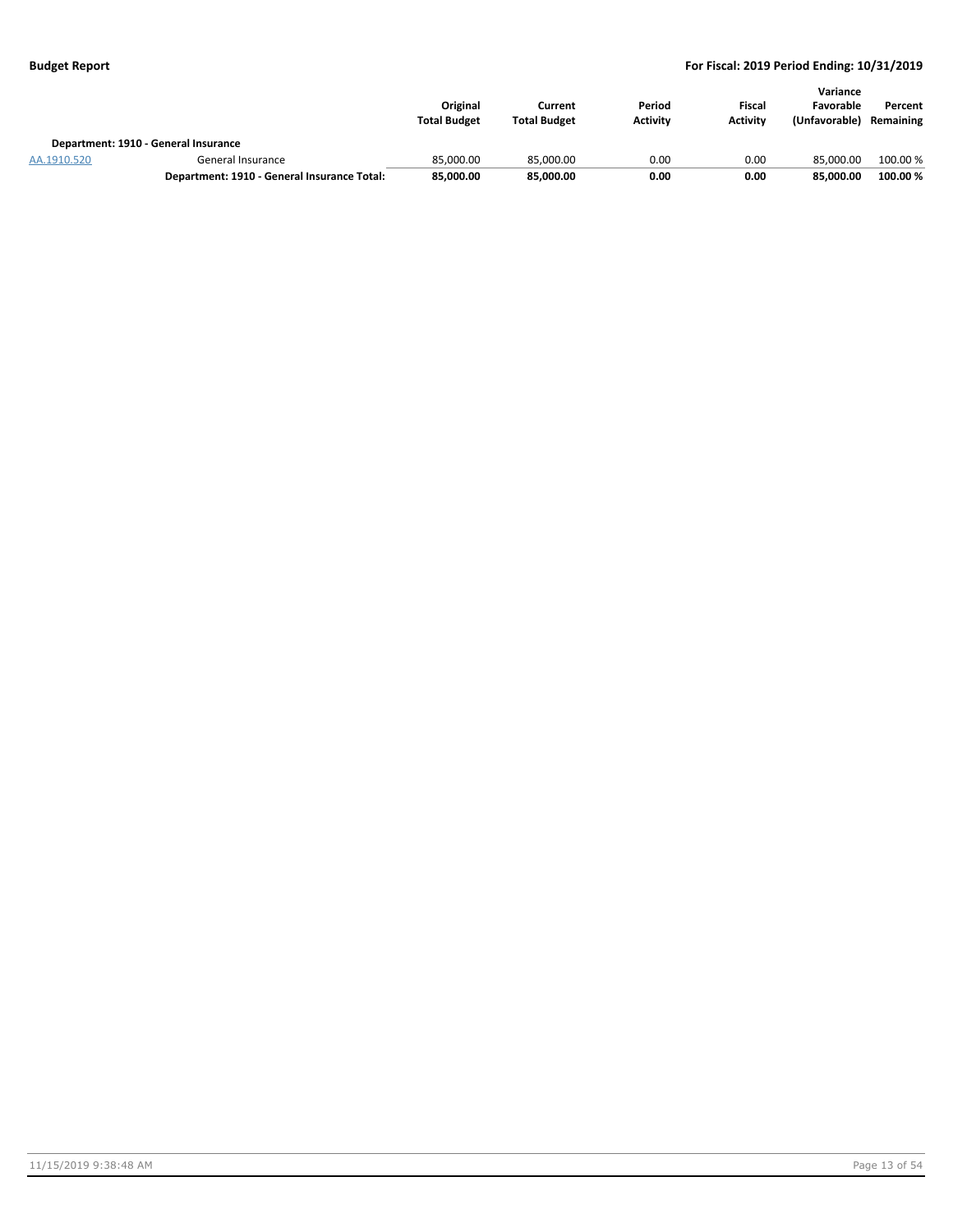| | | Original Total Budget | Current Total Budget | Period Activity | Fiscal Activity | Variance Favorable (Unfavorable) | Percent Remaining |
|---|---|---|---|---|---|---|---|
| **Department: 1910 - General Insurance** | | | | | | | |
| AA.1910.520 | General Insurance | 85,000.00 | 85,000.00 | 0.00 | 0.00 | 85,000.00 | 100.00 % |
| | **Department: 1910 - General Insurance Total:** | **85,000.00** | **85,000.00** | **0.00** | **0.00** | **85,000.00** | **100.00 %** |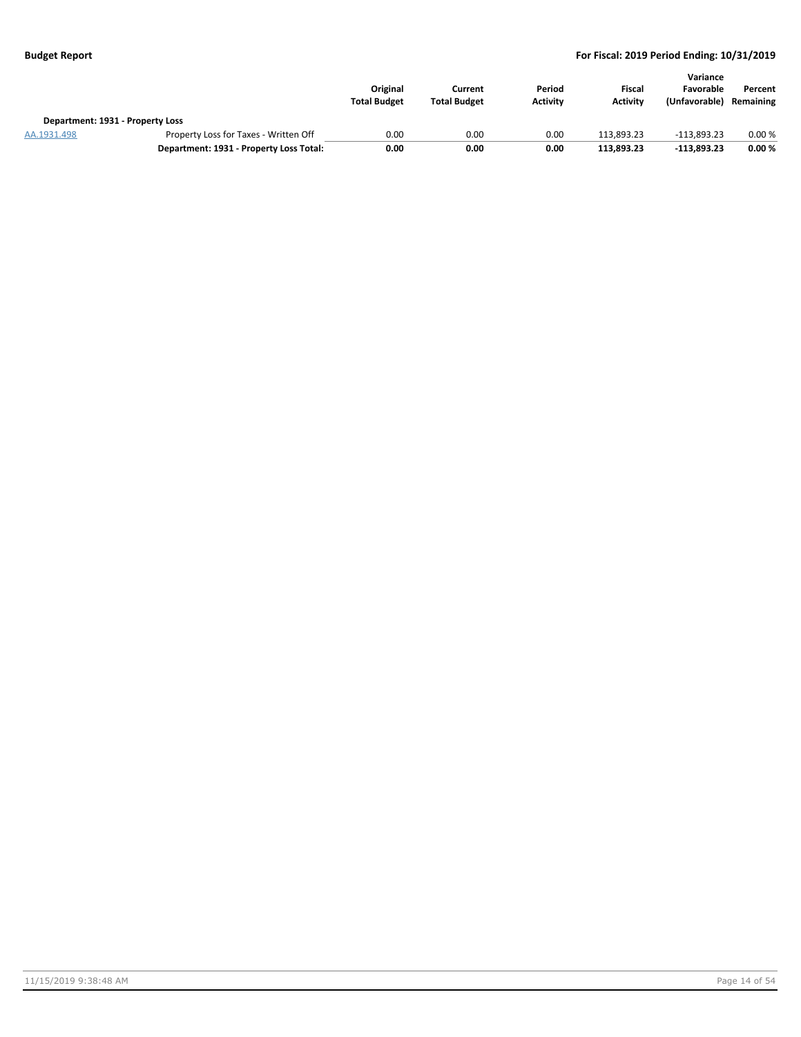| | | Original Total Budget | Current Total Budget | Period Activity | Fiscal Activity | Variance Favorable (Unfavorable) | Percent Remaining |
|---|---|---|---|---|---|---|---|
| **Department: 1931 - Property Loss** | | | | | | | |
| AA.1931.498 | Property Loss for Taxes - Written Off | 0.00 | 0.00 | 0.00 | 113,893.23 | -113,893.23 | 0.00 % |
| | **Department: 1931 - Property Loss Total:** | **0.00** | **0.00** | **0.00** | **113,893.23** | **-113,893.23** | **0.00 %** |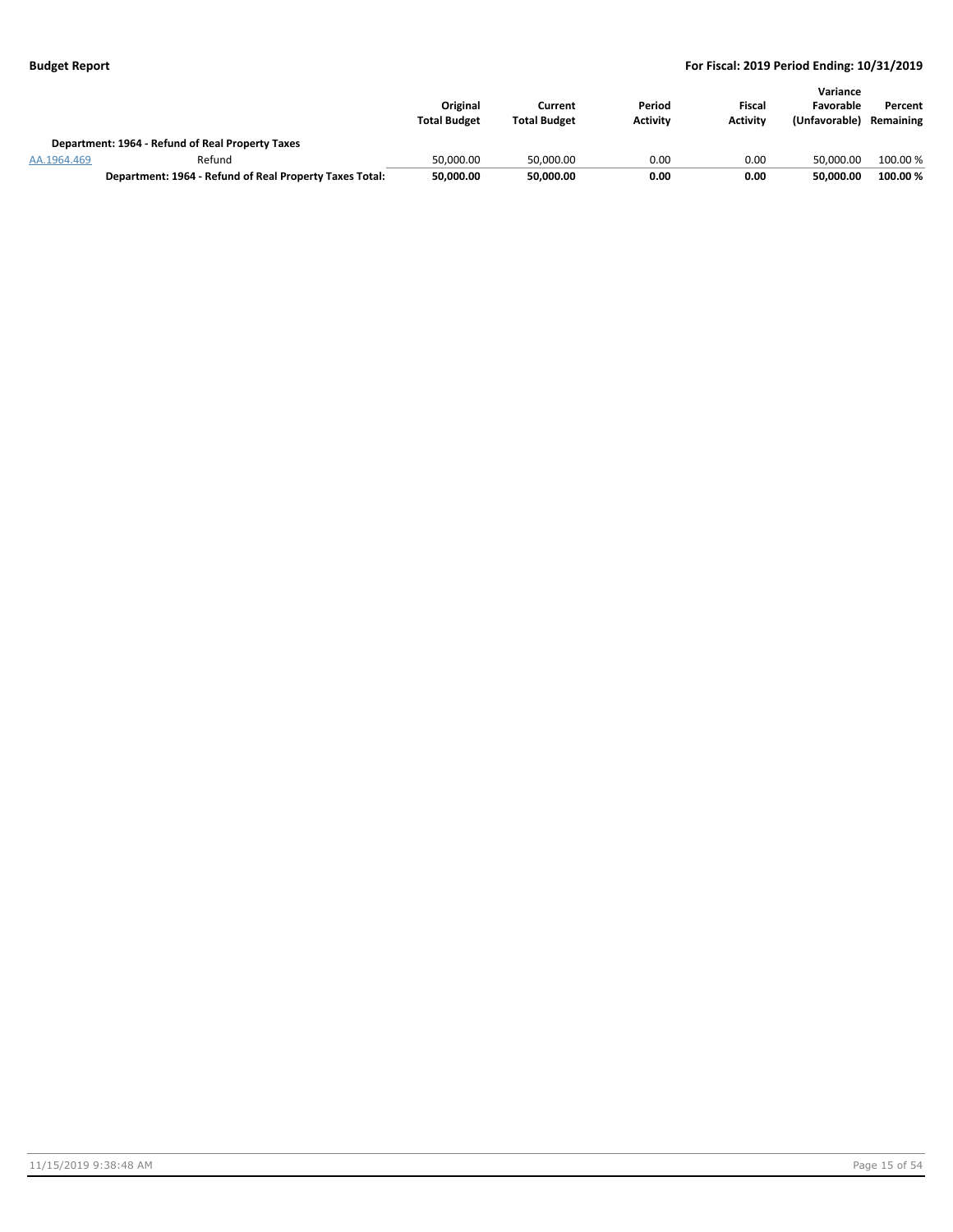| | | Original Total Budget | Current Total Budget | Period Activity | Fiscal Activity | Variance Favorable (Unfavorable) | Percent Remaining |
|---|---|---|---|---|---|---|---|
| **Department: 1964 - Refund of Real Property Taxes** | | | | | | | |
| AA.1964.469 | Refund | 50,000.00 | 50,000.00 | 0.00 | 0.00 | 50,000.00 | 100.00 % |
| | **Department: 1964 - Refund of Real Property Taxes Total:** | **50,000.00** | **50,000.00** | **0.00** | **0.00** | **50,000.00** | **100.00 %** |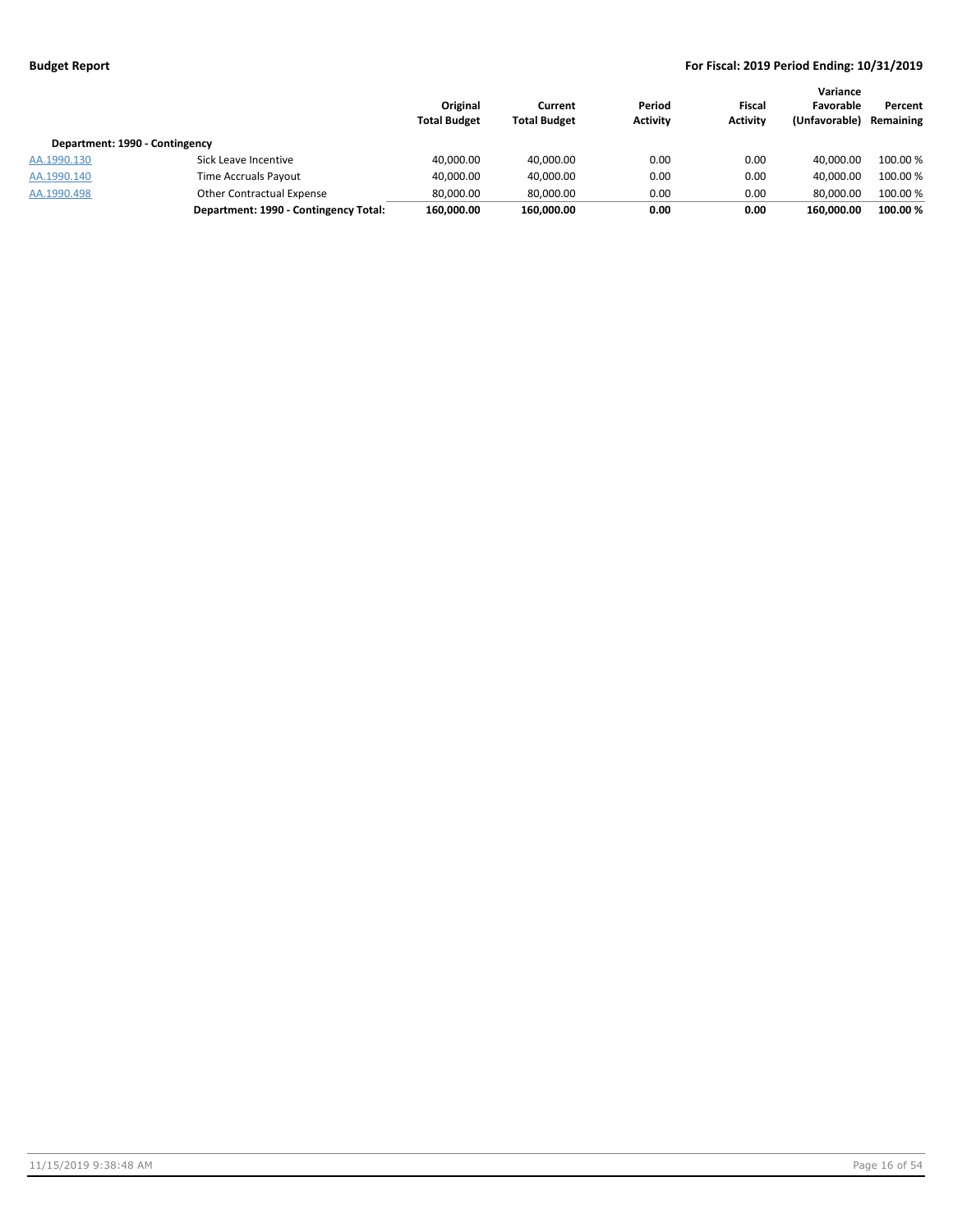| | | Original Total Budget | Current Total Budget | Period Activity | Fiscal Activity | Variance Favorable (Unfavorable) | Percent Remaining |
|---|---|---|---|---|---|---|---|
| **Department: 1990 - Contingency** | | | | | | | |
| AA.1990.130 | Sick Leave Incentive | 40,000.00 | 40,000.00 | 0.00 | 0.00 | 40,000.00 | 100.00 % |
| AA.1990.140 | Time Accruals Payout | 40,000.00 | 40,000.00 | 0.00 | 0.00 | 40,000.00 | 100.00 % |
| AA.1990.498 | Other Contractual Expense | 80,000.00 | 80,000.00 | 0.00 | 0.00 | 80,000.00 | 100.00 % |
| | **Department: 1990 - Contingency Total:** | **160,000.00** | **160,000.00** | **0.00** | **0.00** | **160,000.00** | **100.00 %** |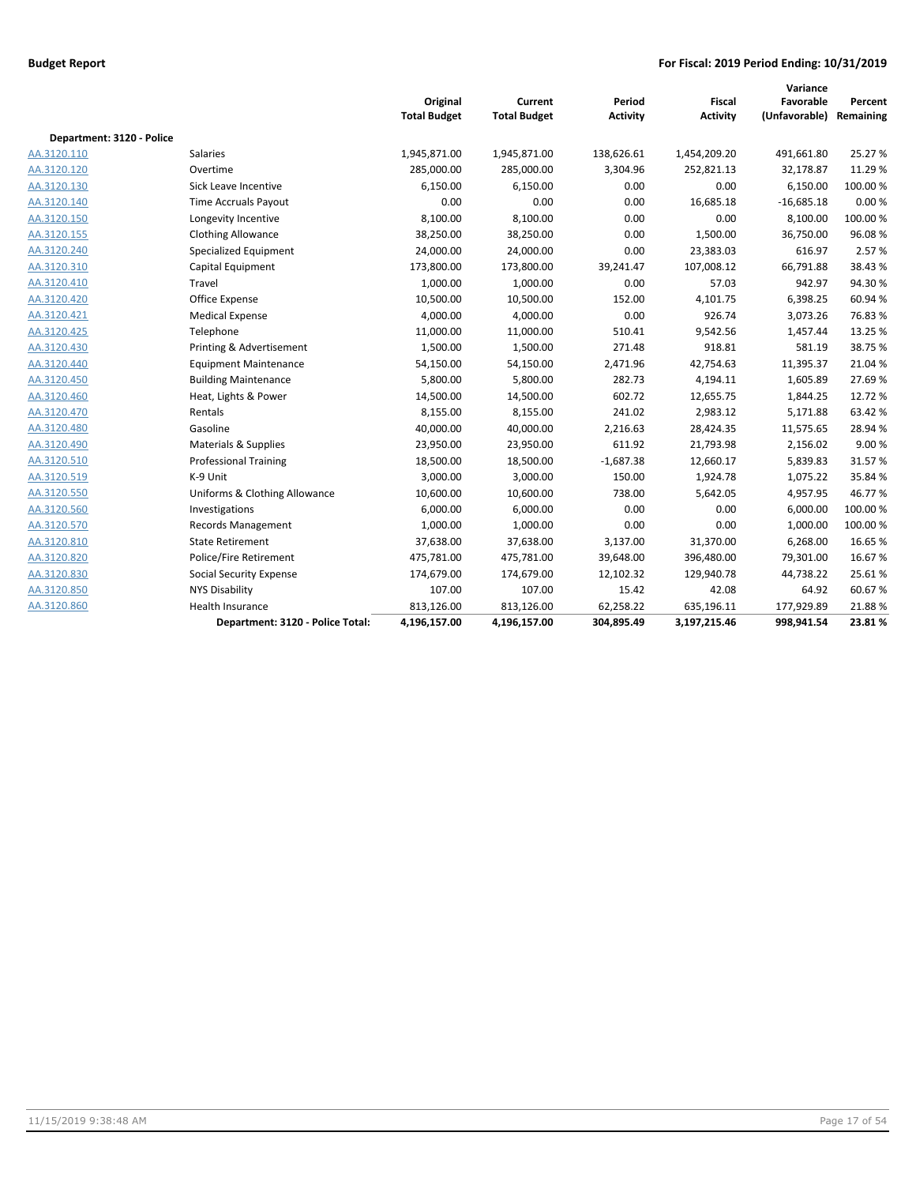**Budget Report** **For Fiscal: 2019 Period Ending: 10/31/2019**

| | | Original Total Budget | Current Total Budget | Period Activity | Fiscal Activity | Variance Favorable (Unfavorable) | Percent Remaining |
|---|---|---|---|---|---|---|---|
| **Department: 3120 - Police** | | | | | | | |
| AA.3120.110 | Salaries | 1,945,871.00 | 1,945,871.00 | 138,626.61 | 1,454,209.20 | 491,661.80 | 25.27 % |
| AA.3120.120 | Overtime | 285,000.00 | 285,000.00 | 3,304.96 | 252,821.13 | 32,178.87 | 11.29 % |
| AA.3120.130 | Sick Leave Incentive | 6,150.00 | 6,150.00 | 0.00 | 0.00 | 6,150.00 | 100.00 % |
| AA.3120.140 | Time Accruals Payout | 0.00 | 0.00 | 0.00 | 16,685.18 | -16,685.18 | 0.00 % |
| AA.3120.150 | Longevity Incentive | 8,100.00 | 8,100.00 | 0.00 | 0.00 | 8,100.00 | 100.00 % |
| AA.3120.155 | Clothing Allowance | 38,250.00 | 38,250.00 | 0.00 | 1,500.00 | 36,750.00 | 96.08 % |
| AA.3120.240 | Specialized Equipment | 24,000.00 | 24,000.00 | 0.00 | 23,383.03 | 616.97 | 2.57 % |
| AA.3120.310 | Capital Equipment | 173,800.00 | 173,800.00 | 39,241.47 | 107,008.12 | 66,791.88 | 38.43 % |
| AA.3120.410 | Travel | 1,000.00 | 1,000.00 | 0.00 | 57.03 | 942.97 | 94.30 % |
| AA.3120.420 | Office Expense | 10,500.00 | 10,500.00 | 152.00 | 4,101.75 | 6,398.25 | 60.94 % |
| AA.3120.421 | Medical Expense | 4,000.00 | 4,000.00 | 0.00 | 926.74 | 3,073.26 | 76.83 % |
| AA.3120.425 | Telephone | 11,000.00 | 11,000.00 | 510.41 | 9,542.56 | 1,457.44 | 13.25 % |
| AA.3120.430 | Printing & Advertisement | 1,500.00 | 1,500.00 | 271.48 | 918.81 | 581.19 | 38.75 % |
| AA.3120.440 | Equipment Maintenance | 54,150.00 | 54,150.00 | 2,471.96 | 42,754.63 | 11,395.37 | 21.04 % |
| AA.3120.450 | Building Maintenance | 5,800.00 | 5,800.00 | 282.73 | 4,194.11 | 1,605.89 | 27.69 % |
| AA.3120.460 | Heat, Lights & Power | 14,500.00 | 14,500.00 | 602.72 | 12,655.75 | 1,844.25 | 12.72 % |
| AA.3120.470 | Rentals | 8,155.00 | 8,155.00 | 241.02 | 2,983.12 | 5,171.88 | 63.42 % |
| AA.3120.480 | Gasoline | 40,000.00 | 40,000.00 | 2,216.63 | 28,424.35 | 11,575.65 | 28.94 % |
| AA.3120.490 | Materials & Supplies | 23,950.00 | 23,950.00 | 611.92 | 21,793.98 | 2,156.02 | 9.00 % |
| AA.3120.510 | Professional Training | 18,500.00 | 18,500.00 | -1,687.38 | 12,660.17 | 5,839.83 | 31.57 % |
| AA.3120.519 | K-9 Unit | 3,000.00 | 3,000.00 | 150.00 | 1,924.78 | 1,075.22 | 35.84 % |
| AA.3120.550 | Uniforms & Clothing Allowance | 10,600.00 | 10,600.00 | 738.00 | 5,642.05 | 4,957.95 | 46.77 % |
| AA.3120.560 | Investigations | 6,000.00 | 6,000.00 | 0.00 | 0.00 | 6,000.00 | 100.00 % |
| AA.3120.570 | Records Management | 1,000.00 | 1,000.00 | 0.00 | 0.00 | 1,000.00 | 100.00 % |
| AA.3120.810 | State Retirement | 37,638.00 | 37,638.00 | 3,137.00 | 31,370.00 | 6,268.00 | 16.65 % |
| AA.3120.820 | Police/Fire Retirement | 475,781.00 | 475,781.00 | 39,648.00 | 396,480.00 | 79,301.00 | 16.67 % |
| AA.3120.830 | Social Security Expense | 174,679.00 | 174,679.00 | 12,102.32 | 129,940.78 | 44,738.22 | 25.61 % |
| AA.3120.850 | NYS Disability | 107.00 | 107.00 | 15.42 | 42.08 | 64.92 | 60.67 % |
| AA.3120.860 | Health Insurance | 813,126.00 | 813,126.00 | 62,258.22 | 635,196.11 | 177,929.89 | 21.88 % |
| | **Department: 3120 - Police Total:** | **4,196,157.00** | **4,196,157.00** | **304,895.49** | **3,197,215.46** | **998,941.54** | **23.81 %** |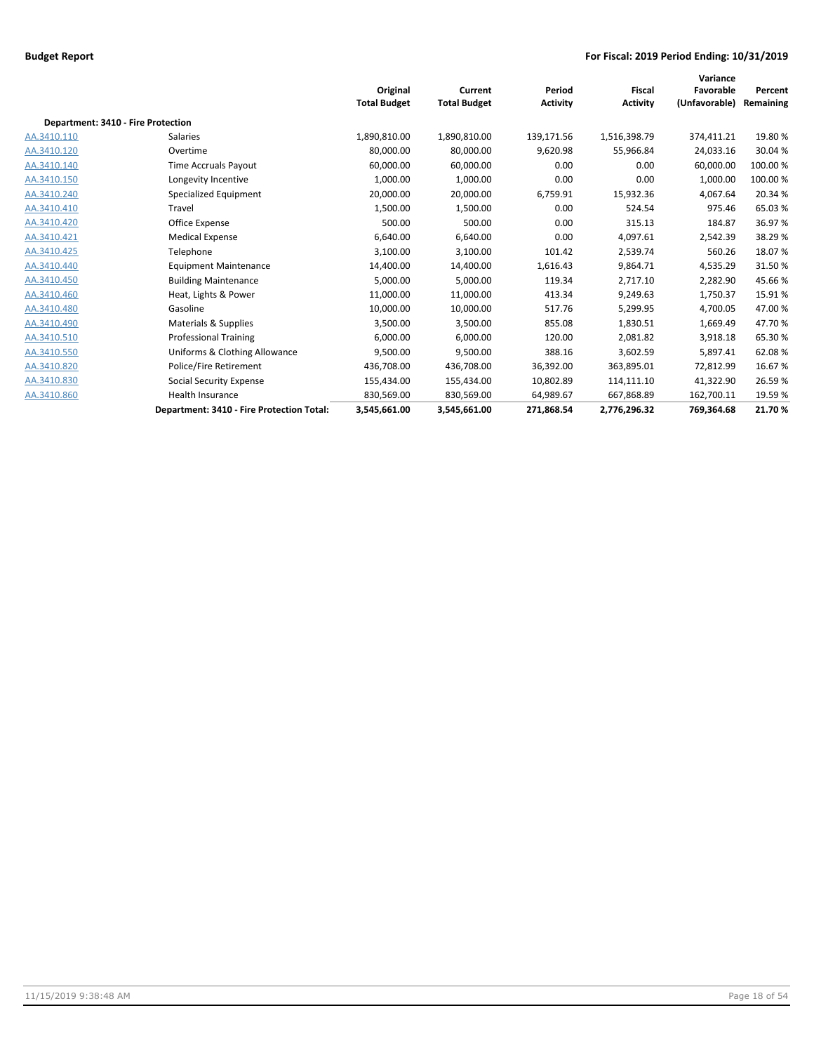**Budget Report** **For Fiscal: 2019 Period Ending: 10/31/2019**

| | | Original Total Budget | Current Total Budget | Period Activity | Fiscal Activity | Variance Favorable (Unfavorable) | Percent Remaining |
|---|---|---|---|---|---|---|---|
| **Department: 3410 - Fire Protection** | | | | | | | |
| AA.3410.110 | Salaries | 1,890,810.00 | 1,890,810.00 | 139,171.56 | 1,516,398.79 | 374,411.21 | 19.80 % |
| AA.3410.120 | Overtime | 80,000.00 | 80,000.00 | 9,620.98 | 55,966.84 | 24,033.16 | 30.04 % |
| AA.3410.140 | Time Accruals Payout | 60,000.00 | 60,000.00 | 0.00 | 0.00 | 60,000.00 | 100.00 % |
| AA.3410.150 | Longevity Incentive | 1,000.00 | 1,000.00 | 0.00 | 0.00 | 1,000.00 | 100.00 % |
| AA.3410.240 | Specialized Equipment | 20,000.00 | 20,000.00 | 6,759.91 | 15,932.36 | 4,067.64 | 20.34 % |
| AA.3410.410 | Travel | 1,500.00 | 1,500.00 | 0.00 | 524.54 | 975.46 | 65.03 % |
| AA.3410.420 | Office Expense | 500.00 | 500.00 | 0.00 | 315.13 | 184.87 | 36.97 % |
| AA.3410.421 | Medical Expense | 6,640.00 | 6,640.00 | 0.00 | 4,097.61 | 2,542.39 | 38.29 % |
| AA.3410.425 | Telephone | 3,100.00 | 3,100.00 | 101.42 | 2,539.74 | 560.26 | 18.07 % |
| AA.3410.440 | Equipment Maintenance | 14,400.00 | 14,400.00 | 1,616.43 | 9,864.71 | 4,535.29 | 31.50 % |
| AA.3410.450 | Building Maintenance | 5,000.00 | 5,000.00 | 119.34 | 2,717.10 | 2,282.90 | 45.66 % |
| AA.3410.460 | Heat, Lights & Power | 11,000.00 | 11,000.00 | 413.34 | 9,249.63 | 1,750.37 | 15.91 % |
| AA.3410.480 | Gasoline | 10,000.00 | 10,000.00 | 517.76 | 5,299.95 | 4,700.05 | 47.00 % |
| AA.3410.490 | Materials & Supplies | 3,500.00 | 3,500.00 | 855.08 | 1,830.51 | 1,669.49 | 47.70 % |
| AA.3410.510 | Professional Training | 6,000.00 | 6,000.00 | 120.00 | 2,081.82 | 3,918.18 | 65.30 % |
| AA.3410.550 | Uniforms & Clothing Allowance | 9,500.00 | 9,500.00 | 388.16 | 3,602.59 | 5,897.41 | 62.08 % |
| AA.3410.820 | Police/Fire Retirement | 436,708.00 | 436,708.00 | 36,392.00 | 363,895.01 | 72,812.99 | 16.67 % |
| AA.3410.830 | Social Security Expense | 155,434.00 | 155,434.00 | 10,802.89 | 114,111.10 | 41,322.90 | 26.59 % |
| AA.3410.860 | Health Insurance | 830,569.00 | 830,569.00 | 64,989.67 | 667,868.89 | 162,700.11 | 19.59 % |
| | **Department: 3410 - Fire Protection Total:** | **3,545,661.00** | **3,545,661.00** | **271,868.54** | **2,776,296.32** | **769,364.68** | **21.70 %** |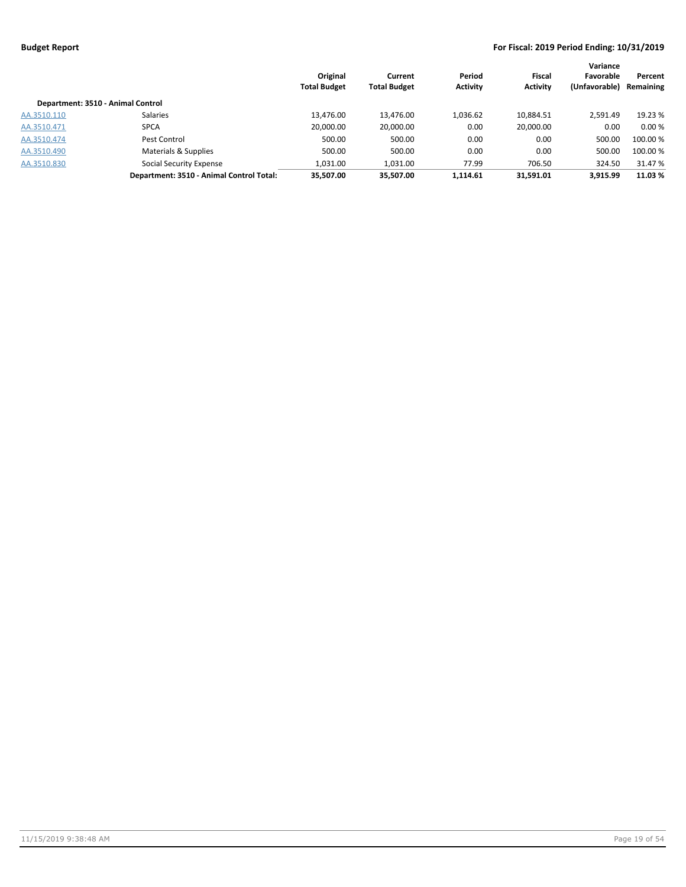**Budget Report** | **For Fiscal: 2019 Period Ending: 10/31/2019**

| | | Original Total Budget | Current Total Budget | Period Activity | Fiscal Activity | Variance Favorable (Unfavorable) | Percent Remaining |
|---|---|---|---|---|---|---|---|
| **Department: 3510 - Animal Control** | | | | | | | |
| AA.3510.110 | Salaries | 13,476.00 | 13,476.00 | 1,036.62 | 10,884.51 | 2,591.49 | 19.23 % |
| AA.3510.471 | SPCA | 20,000.00 | 20,000.00 | 0.00 | 20,000.00 | 0.00 | 0.00 % |
| AA.3510.474 | Pest Control | 500.00 | 500.00 | 0.00 | 0.00 | 500.00 | 100.00 % |
| AA.3510.490 | Materials & Supplies | 500.00 | 500.00 | 0.00 | 0.00 | 500.00 | 100.00 % |
| AA.3510.830 | Social Security Expense | 1,031.00 | 1,031.00 | 77.99 | 706.50 | 324.50 | 31.47 % |
| | **Department: 3510 - Animal Control Total:** | **35,507.00** | **35,507.00** | **1,114.61** | **31,591.01** | **3,915.99** | **11.03 %** |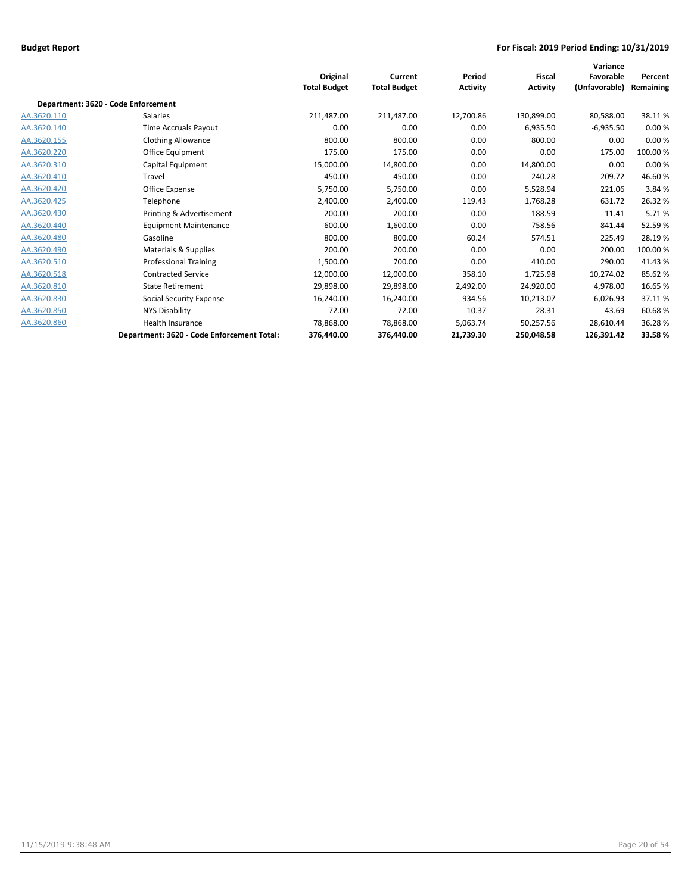**Budget Report** | **For Fiscal: 2019 Period Ending: 10/31/2019**

| | | Original Total Budget | Current Total Budget | Period Activity | Fiscal Activity | Variance Favorable (Unfavorable) | Percent Remaining |
|---|---|---|---|---|---|---|---|
| **Department: 3620 - Code Enforcement** | | | | | | | |
| AA.3620.110 | Salaries | 211,487.00 | 211,487.00 | 12,700.86 | 130,899.00 | 80,588.00 | 38.11 % |
| AA.3620.140 | Time Accruals Payout | 0.00 | 0.00 | 0.00 | 6,935.50 | -6,935.50 | 0.00 % |
| AA.3620.155 | Clothing Allowance | 800.00 | 800.00 | 0.00 | 800.00 | 0.00 | 0.00 % |
| AA.3620.220 | Office Equipment | 175.00 | 175.00 | 0.00 | 0.00 | 175.00 | 100.00 % |
| AA.3620.310 | Capital Equipment | 15,000.00 | 14,800.00 | 0.00 | 14,800.00 | 0.00 | 0.00 % |
| AA.3620.410 | Travel | 450.00 | 450.00 | 0.00 | 240.28 | 209.72 | 46.60 % |
| AA.3620.420 | Office Expense | 5,750.00 | 5,750.00 | 0.00 | 5,528.94 | 221.06 | 3.84 % |
| AA.3620.425 | Telephone | 2,400.00 | 2,400.00 | 119.43 | 1,768.28 | 631.72 | 26.32 % |
| AA.3620.430 | Printing & Advertisement | 200.00 | 200.00 | 0.00 | 188.59 | 11.41 | 5.71 % |
| AA.3620.440 | Equipment Maintenance | 600.00 | 1,600.00 | 0.00 | 758.56 | 841.44 | 52.59 % |
| AA.3620.480 | Gasoline | 800.00 | 800.00 | 60.24 | 574.51 | 225.49 | 28.19 % |
| AA.3620.490 | Materials & Supplies | 200.00 | 200.00 | 0.00 | 0.00 | 200.00 | 100.00 % |
| AA.3620.510 | Professional Training | 1,500.00 | 700.00 | 0.00 | 410.00 | 290.00 | 41.43 % |
| AA.3620.518 | Contracted Service | 12,000.00 | 12,000.00 | 358.10 | 1,725.98 | 10,274.02 | 85.62 % |
| AA.3620.810 | State Retirement | 29,898.00 | 29,898.00 | 2,492.00 | 24,920.00 | 4,978.00 | 16.65 % |
| AA.3620.830 | Social Security Expense | 16,240.00 | 16,240.00 | 934.56 | 10,213.07 | 6,026.93 | 37.11 % |
| AA.3620.850 | NYS Disability | 72.00 | 72.00 | 10.37 | 28.31 | 43.69 | 60.68 % |
| AA.3620.860 | Health Insurance | 78,868.00 | 78,868.00 | 5,063.74 | 50,257.56 | 28,610.44 | 36.28 % |
| | **Department: 3620 - Code Enforcement Total:** | **376,440.00** | **376,440.00** | **21,739.30** | **250,048.58** | **126,391.42** | **33.58 %** |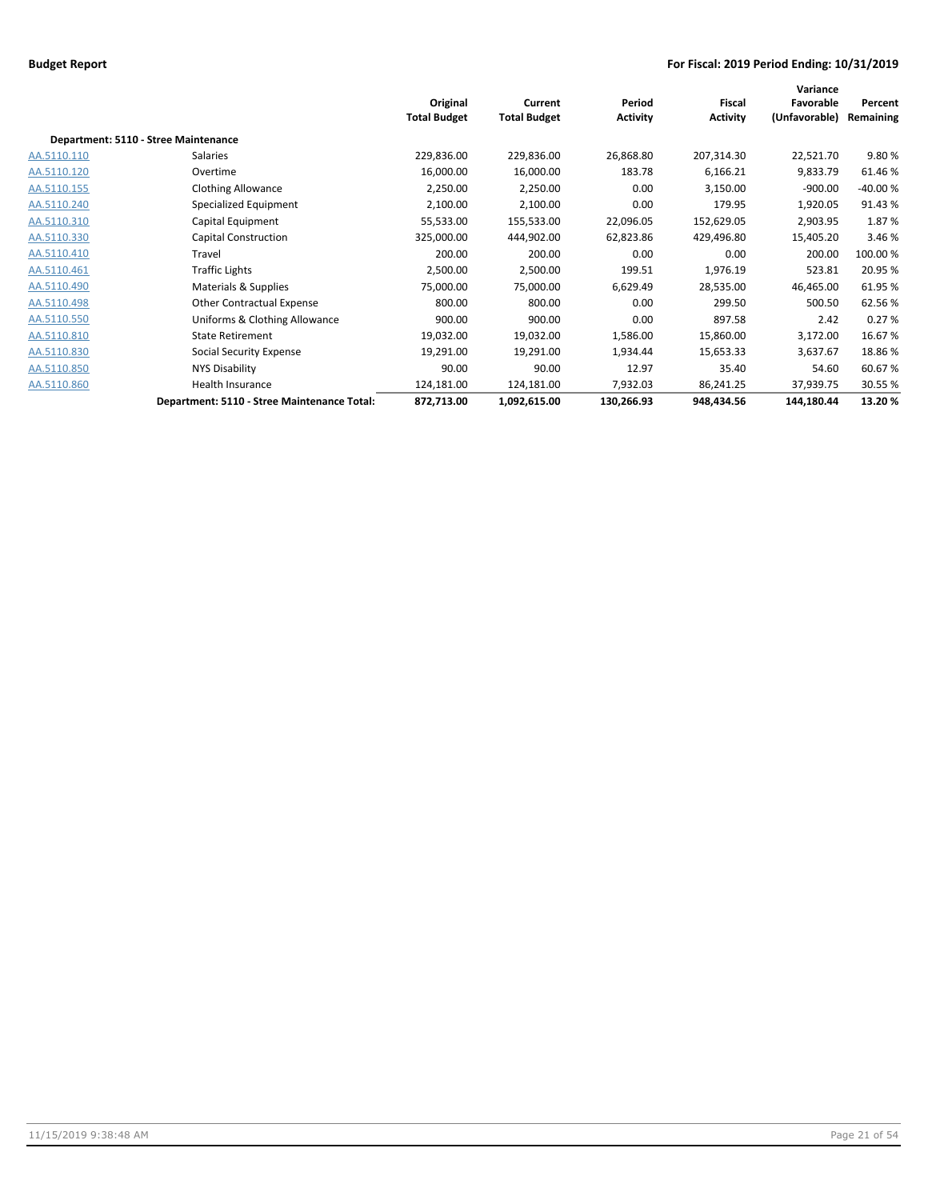**Budget Report**

**For Fiscal: 2019 Period Ending: 10/31/2019**

| | | Original Total Budget | Current Total Budget | Period Activity | Fiscal Activity | Variance Favorable (Unfavorable) | Percent Remaining |
|---|---|---|---|---|---|---|---|
| **Department: 5110 - Stree Maintenance** | | | | | | | |
| AA.5110.110 | Salaries | 229,836.00 | 229,836.00 | 26,868.80 | 207,314.30 | 22,521.70 | 9.80 % |
| AA.5110.120 | Overtime | 16,000.00 | 16,000.00 | 183.78 | 6,166.21 | 9,833.79 | 61.46 % |
| AA.5110.155 | Clothing Allowance | 2,250.00 | 2,250.00 | 0.00 | 3,150.00 | -900.00 | -40.00 % |
| AA.5110.240 | Specialized Equipment | 2,100.00 | 2,100.00 | 0.00 | 179.95 | 1,920.05 | 91.43 % |
| AA.5110.310 | Capital Equipment | 55,533.00 | 155,533.00 | 22,096.05 | 152,629.05 | 2,903.95 | 1.87 % |
| AA.5110.330 | Capital Construction | 325,000.00 | 444,902.00 | 62,823.86 | 429,496.80 | 15,405.20 | 3.46 % |
| AA.5110.410 | Travel | 200.00 | 200.00 | 0.00 | 0.00 | 200.00 | 100.00 % |
| AA.5110.461 | Traffic Lights | 2,500.00 | 2,500.00 | 199.51 | 1,976.19 | 523.81 | 20.95 % |
| AA.5110.490 | Materials & Supplies | 75,000.00 | 75,000.00 | 6,629.49 | 28,535.00 | 46,465.00 | 61.95 % |
| AA.5110.498 | Other Contractual Expense | 800.00 | 800.00 | 0.00 | 299.50 | 500.50 | 62.56 % |
| AA.5110.550 | Uniforms & Clothing Allowance | 900.00 | 900.00 | 0.00 | 897.58 | 2.42 | 0.27 % |
| AA.5110.810 | State Retirement | 19,032.00 | 19,032.00 | 1,586.00 | 15,860.00 | 3,172.00 | 16.67 % |
| AA.5110.830 | Social Security Expense | 19,291.00 | 19,291.00 | 1,934.44 | 15,653.33 | 3,637.67 | 18.86 % |
| AA.5110.850 | NYS Disability | 90.00 | 90.00 | 12.97 | 35.40 | 54.60 | 60.67 % |
| AA.5110.860 | Health Insurance | 124,181.00 | 124,181.00 | 7,932.03 | 86,241.25 | 37,939.75 | 30.55 % |
| | **Department: 5110 - Stree Maintenance Total:** | **872,713.00** | **1,092,615.00** | **130,266.93** | **948,434.56** | **144,180.44** | **13.20 %** |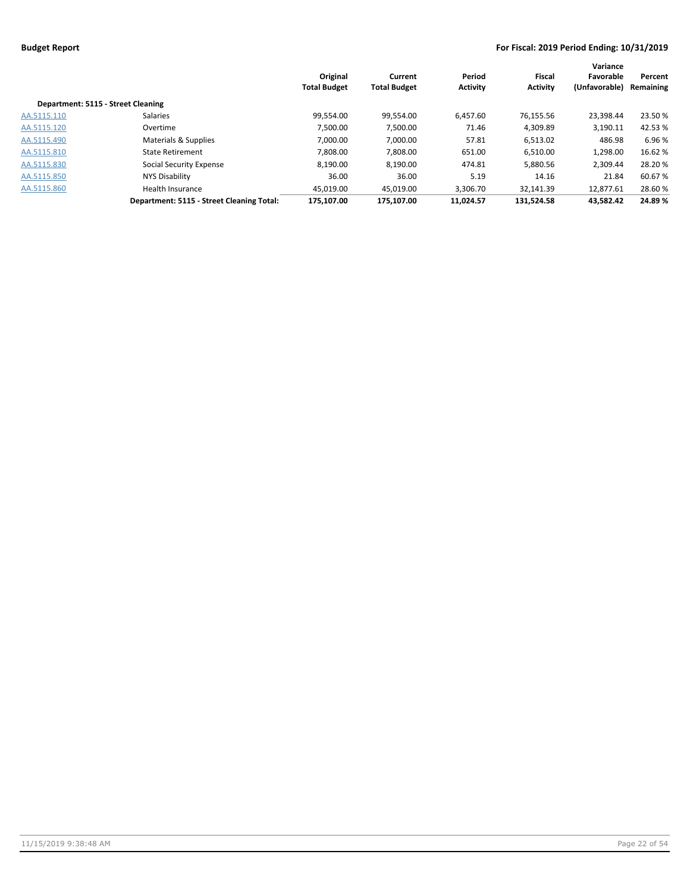| | | Original Total Budget | Current Total Budget | Period Activity | Fiscal Activity | Variance Favorable (Unfavorable) | Percent Remaining |
|---|---|---|---|---|---|---|---|
| **Department: 5115 - Street Cleaning** | | | | | | | |
| AA.5115.110 | Salaries | 99,554.00 | 99,554.00 | 6,457.60 | 76,155.56 | 23,398.44 | 23.50 % |
| AA.5115.120 | Overtime | 7,500.00 | 7,500.00 | 71.46 | 4,309.89 | 3,190.11 | 42.53 % |
| AA.5115.490 | Materials & Supplies | 7,000.00 | 7,000.00 | 57.81 | 6,513.02 | 486.98 | 6.96 % |
| AA.5115.810 | State Retirement | 7,808.00 | 7,808.00 | 651.00 | 6,510.00 | 1,298.00 | 16.62 % |
| AA.5115.830 | Social Security Expense | 8,190.00 | 8,190.00 | 474.81 | 5,880.56 | 2,309.44 | 28.20 % |
| AA.5115.850 | NYS Disability | 36.00 | 36.00 | 5.19 | 14.16 | 21.84 | 60.67 % |
| AA.5115.860 | Health Insurance | 45,019.00 | 45,019.00 | 3,306.70 | 32,141.39 | 12,877.61 | 28.60 % |
| | **Department: 5115 - Street Cleaning Total:** | **175,107.00** | **175,107.00** | **11,024.57** | **131,524.58** | **43,582.42** | **24.89 %** |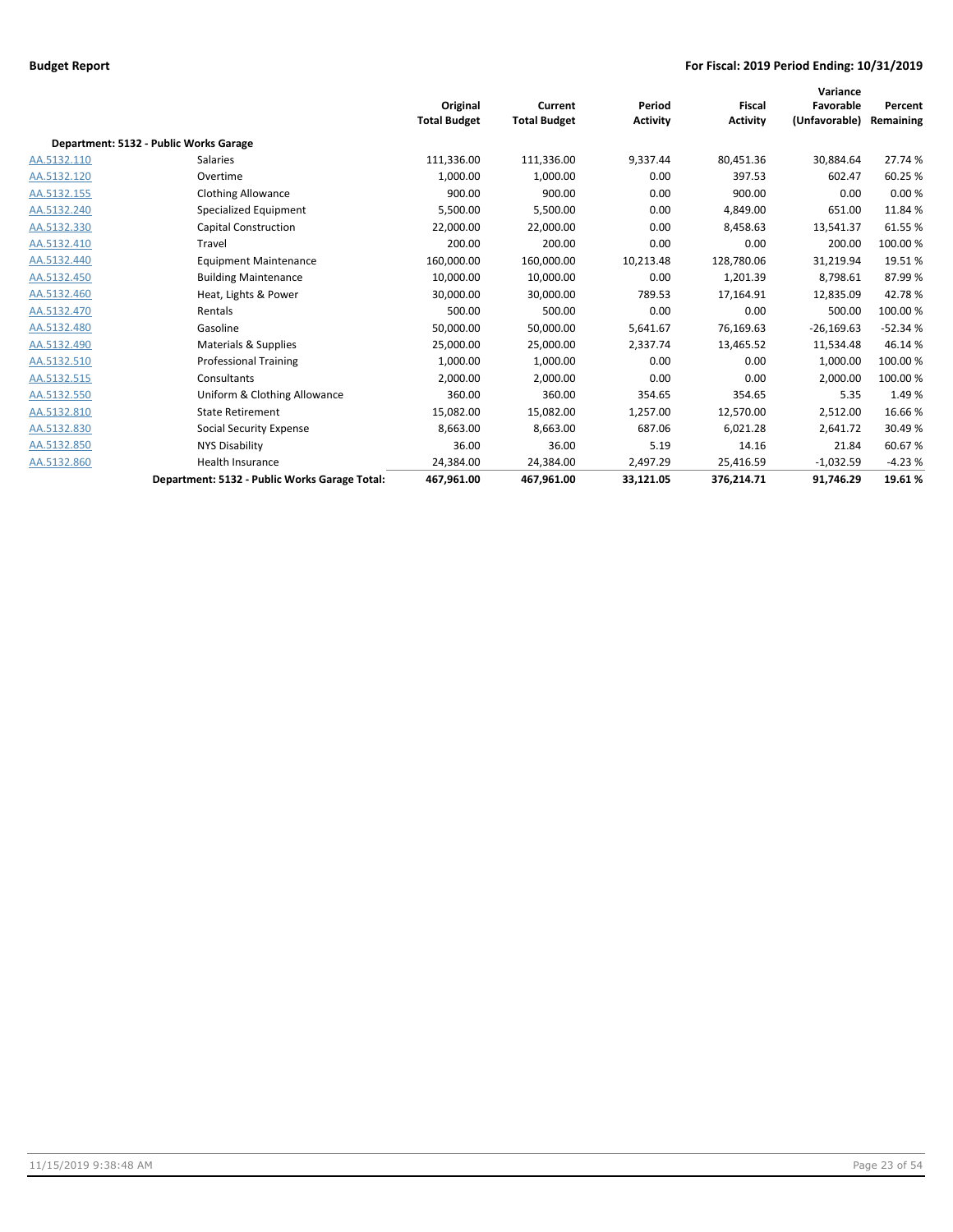**Budget Report** **For Fiscal: 2019 Period Ending: 10/31/2019**

| | | Original Total Budget | Current Total Budget | Period Activity | Fiscal Activity | Variance Favorable (Unfavorable) | Percent Remaining |
|---|---|---|---|---|---|---|---|
| **Department: 5132 - Public Works Garage** | | | | | | | |
| AA.5132.110 | Salaries | 111,336.00 | 111,336.00 | 9,337.44 | 80,451.36 | 30,884.64 | 27.74 % |
| AA.5132.120 | Overtime | 1,000.00 | 1,000.00 | 0.00 | 397.53 | 602.47 | 60.25 % |
| AA.5132.155 | Clothing Allowance | 900.00 | 900.00 | 0.00 | 900.00 | 0.00 | 0.00 % |
| AA.5132.240 | Specialized Equipment | 5,500.00 | 5,500.00 | 0.00 | 4,849.00 | 651.00 | 11.84 % |
| AA.5132.330 | Capital Construction | 22,000.00 | 22,000.00 | 0.00 | 8,458.63 | 13,541.37 | 61.55 % |
| AA.5132.410 | Travel | 200.00 | 200.00 | 0.00 | 0.00 | 200.00 | 100.00 % |
| AA.5132.440 | Equipment Maintenance | 160,000.00 | 160,000.00 | 10,213.48 | 128,780.06 | 31,219.94 | 19.51 % |
| AA.5132.450 | Building Maintenance | 10,000.00 | 10,000.00 | 0.00 | 1,201.39 | 8,798.61 | 87.99 % |
| AA.5132.460 | Heat, Lights & Power | 30,000.00 | 30,000.00 | 789.53 | 17,164.91 | 12,835.09 | 42.78 % |
| AA.5132.470 | Rentals | 500.00 | 500.00 | 0.00 | 0.00 | 500.00 | 100.00 % |
| AA.5132.480 | Gasoline | 50,000.00 | 50,000.00 | 5,641.67 | 76,169.63 | -26,169.63 | -52.34 % |
| AA.5132.490 | Materials & Supplies | 25,000.00 | 25,000.00 | 2,337.74 | 13,465.52 | 11,534.48 | 46.14 % |
| AA.5132.510 | Professional Training | 1,000.00 | 1,000.00 | 0.00 | 0.00 | 1,000.00 | 100.00 % |
| AA.5132.515 | Consultants | 2,000.00 | 2,000.00 | 0.00 | 0.00 | 2,000.00 | 100.00 % |
| AA.5132.550 | Uniform & Clothing Allowance | 360.00 | 360.00 | 354.65 | 354.65 | 5.35 | 1.49 % |
| AA.5132.810 | State Retirement | 15,082.00 | 15,082.00 | 1,257.00 | 12,570.00 | 2,512.00 | 16.66 % |
| AA.5132.830 | Social Security Expense | 8,663.00 | 8,663.00 | 687.06 | 6,021.28 | 2,641.72 | 30.49 % |
| AA.5132.850 | NYS Disability | 36.00 | 36.00 | 5.19 | 14.16 | 21.84 | 60.67 % |
| AA.5132.860 | Health Insurance | 24,384.00 | 24,384.00 | 2,497.29 | 25,416.59 | -1,032.59 | -4.23 % |
| | **Department: 5132 - Public Works Garage Total:** | **467,961.00** | **467,961.00** | **33,121.05** | **376,214.71** | **91,746.29** | **19.61 %** |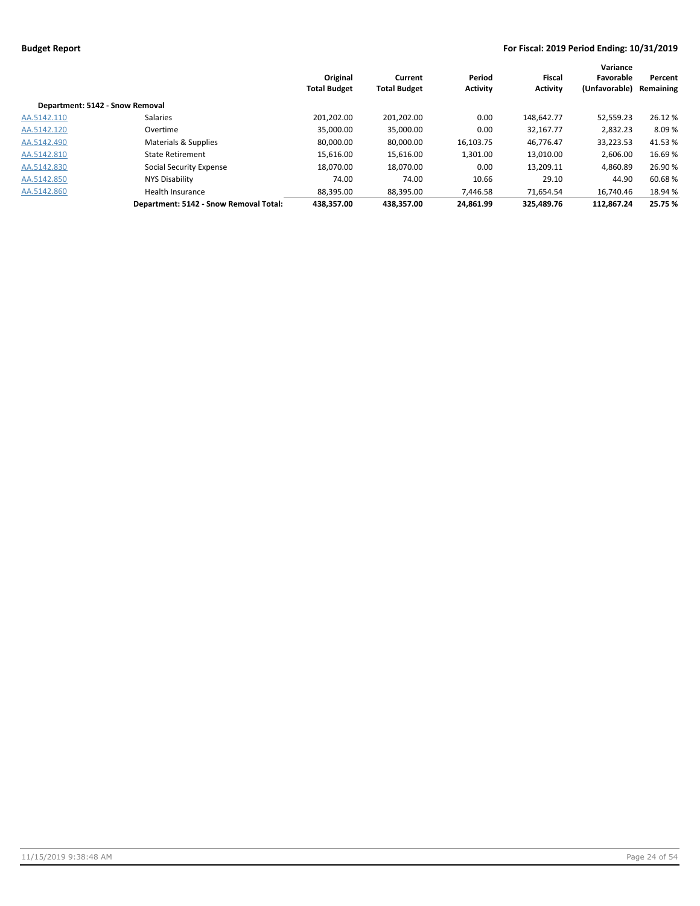**Budget Report** | **For Fiscal: 2019 Period Ending: 10/31/2019**

| | | Original Total Budget | Current Total Budget | Period Activity | Fiscal Activity | Variance Favorable (Unfavorable) | Percent Remaining |
|---|---|---|---|---|---|---|---|
| **Department: 5142 - Snow Removal** | | | | | | | |
| AA.5142.110 | Salaries | 201,202.00 | 201,202.00 | 0.00 | 148,642.77 | 52,559.23 | 26.12 % |
| AA.5142.120 | Overtime | 35,000.00 | 35,000.00 | 0.00 | 32,167.77 | 2,832.23 | 8.09 % |
| AA.5142.490 | Materials & Supplies | 80,000.00 | 80,000.00 | 16,103.75 | 46,776.47 | 33,223.53 | 41.53 % |
| AA.5142.810 | State Retirement | 15,616.00 | 15,616.00 | 1,301.00 | 13,010.00 | 2,606.00 | 16.69 % |
| AA.5142.830 | Social Security Expense | 18,070.00 | 18,070.00 | 0.00 | 13,209.11 | 4,860.89 | 26.90 % |
| AA.5142.850 | NYS Disability | 74.00 | 74.00 | 10.66 | 29.10 | 44.90 | 60.68 % |
| AA.5142.860 | Health Insurance | 88,395.00 | 88,395.00 | 7,446.58 | 71,654.54 | 16,740.46 | 18.94 % |
| | **Department: 5142 - Snow Removal Total:** | **438,357.00** | **438,357.00** | **24,861.99** | **325,489.76** | **112,867.24** | **25.75 %** |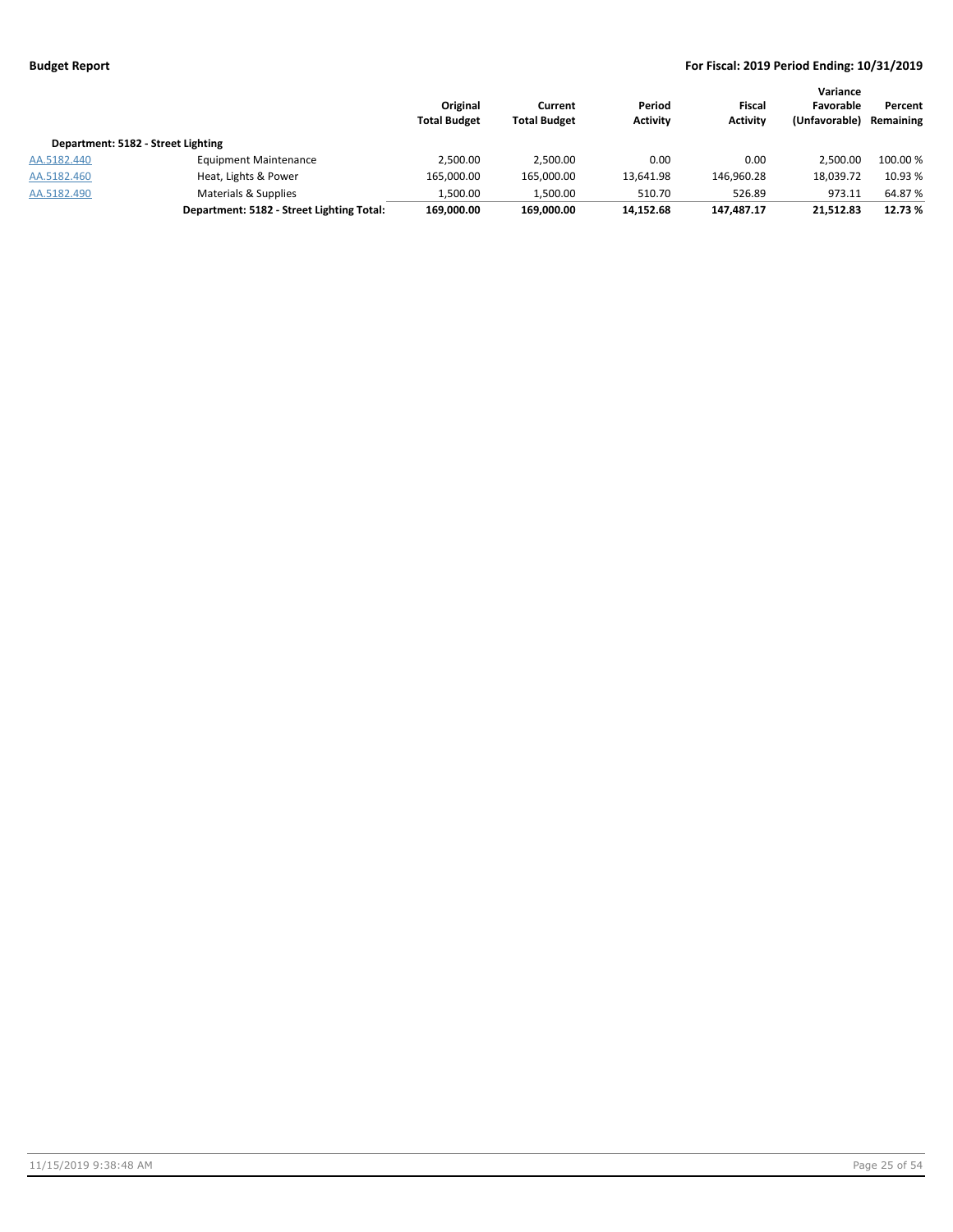| | | Original Total Budget | Current Total Budget | Period Activity | Fiscal Activity | Variance Favorable (Unfavorable) | Percent Remaining |
|---|---|---|---|---|---|---|---|
| **Department: 5182 - Street Lighting** | | | | | | | |
| AA.5182.440 | Equipment Maintenance | 2,500.00 | 2,500.00 | 0.00 | 0.00 | 2,500.00 | 100.00 % |
| AA.5182.460 | Heat, Lights & Power | 165,000.00 | 165,000.00 | 13,641.98 | 146,960.28 | 18,039.72 | 10.93 % |
| AA.5182.490 | Materials & Supplies | 1,500.00 | 1,500.00 | 510.70 | 526.89 | 973.11 | 64.87 % |
| | **Department: 5182 - Street Lighting Total:** | **169,000.00** | **169,000.00** | **14,152.68** | **147,487.17** | **21,512.83** | **12.73 %** |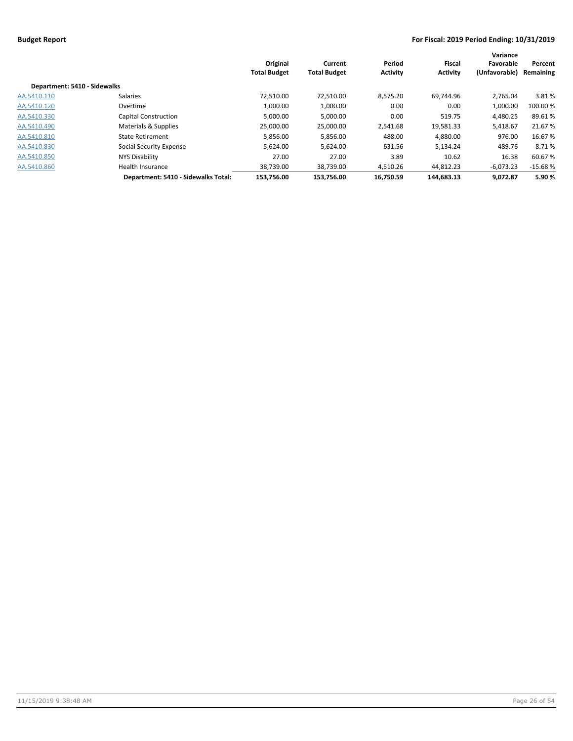| | | Original Total Budget | Current Total Budget | Period Activity | Fiscal Activity | Variance Favorable (Unfavorable) | Percent Remaining |
|---|---|---|---|---|---|---|---|
| **Department: 5410 - Sidewalks** | | | | | | | |
| AA.5410.110 | Salaries | 72,510.00 | 72,510.00 | 8,575.20 | 69,744.96 | 2,765.04 | 3.81 % |
| AA.5410.120 | Overtime | 1,000.00 | 1,000.00 | 0.00 | 0.00 | 1,000.00 | 100.00 % |
| AA.5410.330 | Capital Construction | 5,000.00 | 5,000.00 | 0.00 | 519.75 | 4,480.25 | 89.61 % |
| AA.5410.490 | Materials & Supplies | 25,000.00 | 25,000.00 | 2,541.68 | 19,581.33 | 5,418.67 | 21.67 % |
| AA.5410.810 | State Retirement | 5,856.00 | 5,856.00 | 488.00 | 4,880.00 | 976.00 | 16.67 % |
| AA.5410.830 | Social Security Expense | 5,624.00 | 5,624.00 | 631.56 | 5,134.24 | 489.76 | 8.71 % |
| AA.5410.850 | NYS Disability | 27.00 | 27.00 | 3.89 | 10.62 | 16.38 | 60.67 % |
| AA.5410.860 | Health Insurance | 38,739.00 | 38,739.00 | 4,510.26 | 44,812.23 | -6,073.23 | -15.68 % |
| | **Department: 5410 - Sidewalks Total:** | **153,756.00** | **153,756.00** | **16,750.59** | **144,683.13** | **9,072.87** | **5.90 %** |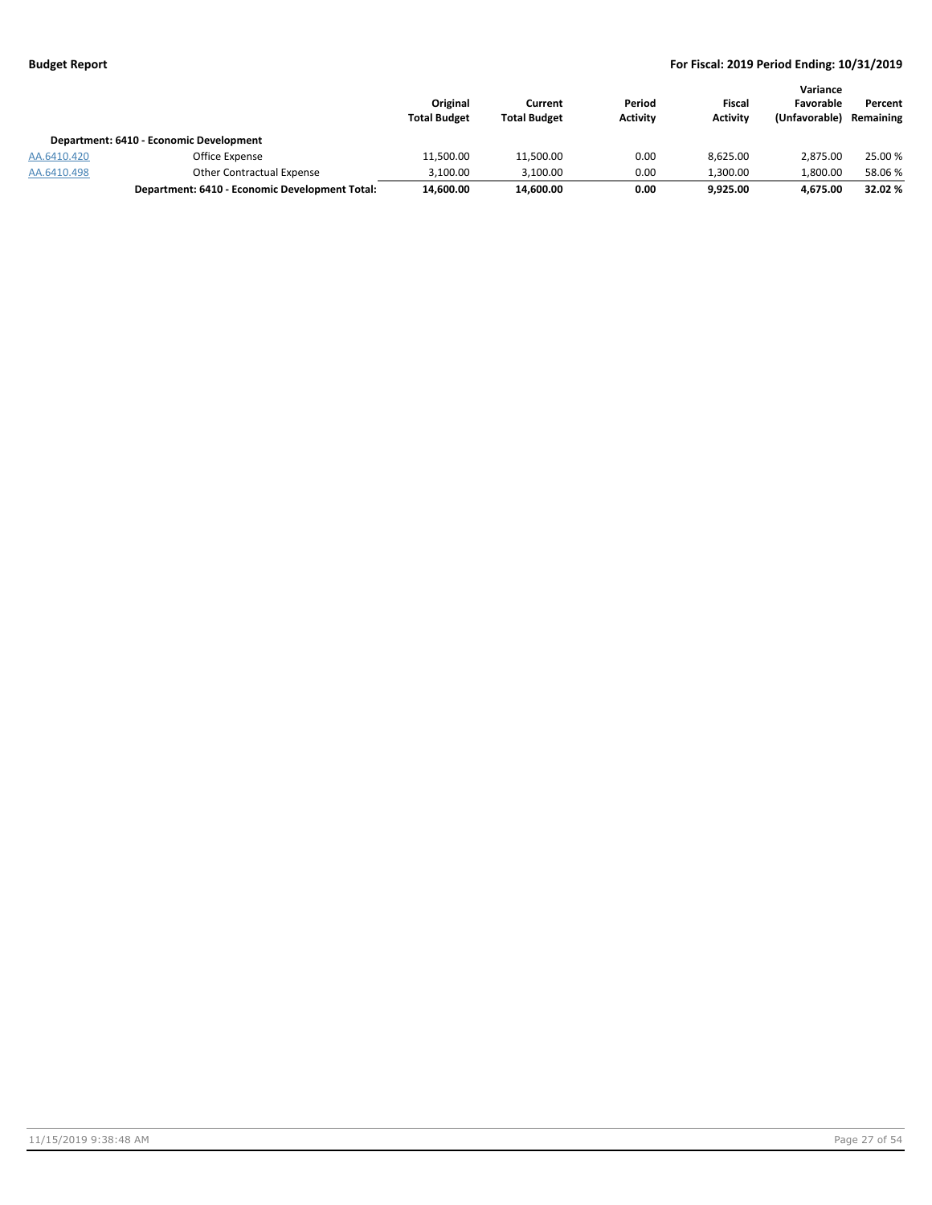| | | Original Total Budget | Current Total Budget | Period Activity | Fiscal Activity | Variance Favorable (Unfavorable) | Percent Remaining |
|---|---|---|---|---|---|---|---|
| **Department: 6410 - Economic Development** | | | | | | | |
| AA.6410.420 | Office Expense | 11,500.00 | 11,500.00 | 0.00 | 8,625.00 | 2,875.00 | 25.00 % |
| AA.6410.498 | Other Contractual Expense | 3,100.00 | 3,100.00 | 0.00 | 1,300.00 | 1,800.00 | 58.06 % |
| | **Department: 6410 - Economic Development Total:** | **14,600.00** | **14,600.00** | **0.00** | **9,925.00** | **4,675.00** | **32.02 %** |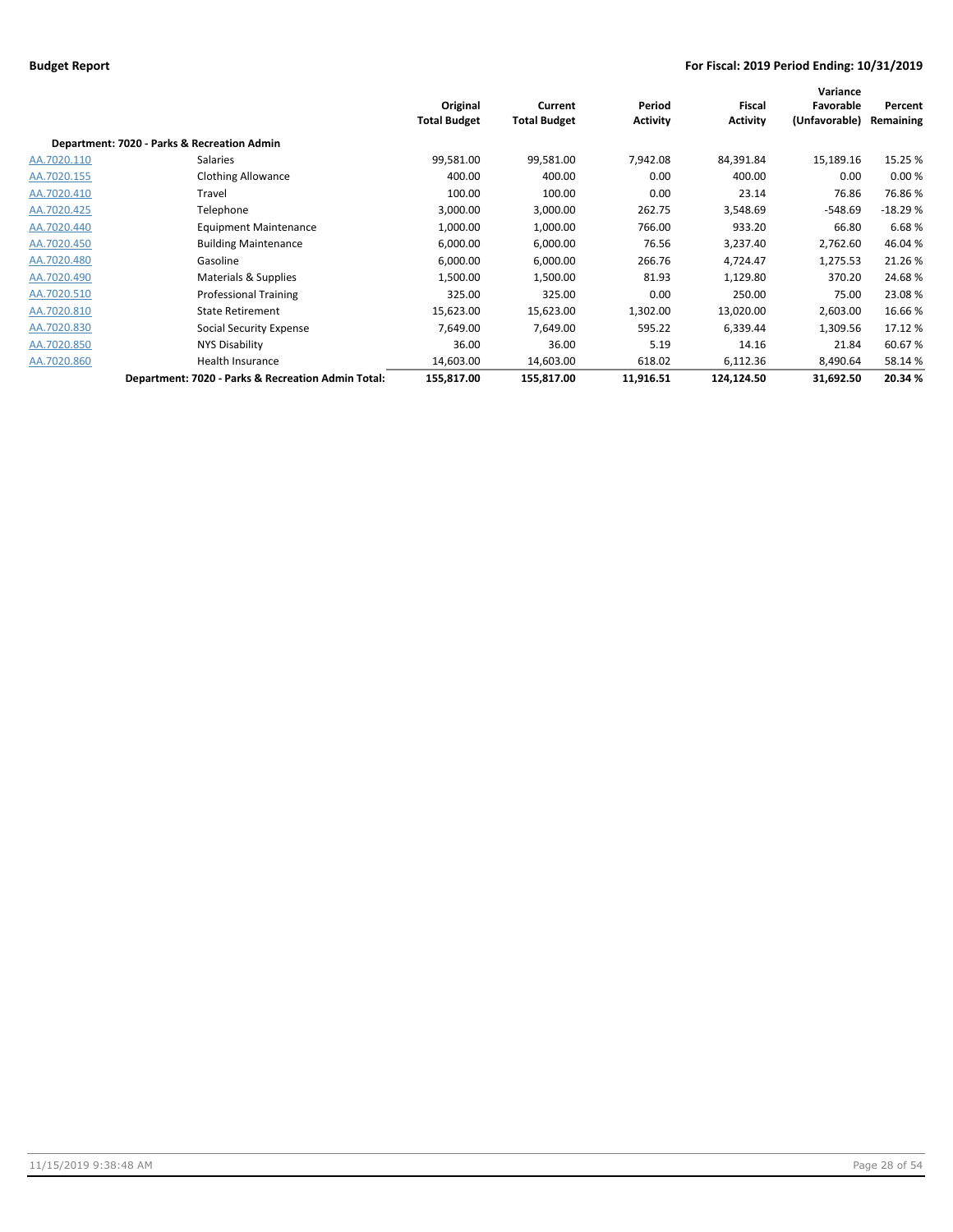## Budget Report

**For Fiscal: 2019 Period Ending: 10/31/2019**

| | | Original Total Budget | Current Total Budget | Period Activity | Fiscal Activity | Variance Favorable (Unfavorable) | Percent Remaining |
|---|---|---|---|---|---|---|---|
| **Department: 7020 - Parks & Recreation Admin** | | | | | | | |
| AA.7020.110 | Salaries | 99,581.00 | 99,581.00 | 7,942.08 | 84,391.84 | 15,189.16 | 15.25 % |
| AA.7020.155 | Clothing Allowance | 400.00 | 400.00 | 0.00 | 400.00 | 0.00 | 0.00 % |
| AA.7020.410 | Travel | 100.00 | 100.00 | 0.00 | 23.14 | 76.86 | 76.86 % |
| AA.7020.425 | Telephone | 3,000.00 | 3,000.00 | 262.75 | 3,548.69 | -548.69 | -18.29 % |
| AA.7020.440 | Equipment Maintenance | 1,000.00 | 1,000.00 | 766.00 | 933.20 | 66.80 | 6.68 % |
| AA.7020.450 | Building Maintenance | 6,000.00 | 6,000.00 | 76.56 | 3,237.40 | 2,762.60 | 46.04 % |
| AA.7020.480 | Gasoline | 6,000.00 | 6,000.00 | 266.76 | 4,724.47 | 1,275.53 | 21.26 % |
| AA.7020.490 | Materials & Supplies | 1,500.00 | 1,500.00 | 81.93 | 1,129.80 | 370.20 | 24.68 % |
| AA.7020.510 | Professional Training | 325.00 | 325.00 | 0.00 | 250.00 | 75.00 | 23.08 % |
| AA.7020.810 | State Retirement | 15,623.00 | 15,623.00 | 1,302.00 | 13,020.00 | 2,603.00 | 16.66 % |
| AA.7020.830 | Social Security Expense | 7,649.00 | 7,649.00 | 595.22 | 6,339.44 | 1,309.56 | 17.12 % |
| AA.7020.850 | NYS Disability | 36.00 | 36.00 | 5.19 | 14.16 | 21.84 | 60.67 % |
| AA.7020.860 | Health Insurance | 14,603.00 | 14,603.00 | 618.02 | 6,112.36 | 8,490.64 | 58.14 % |
| | **Department: 7020 - Parks & Recreation Admin Total:** | **155,817.00** | **155,817.00** | **11,916.51** | **124,124.50** | **31,692.50** | **20.34 %** |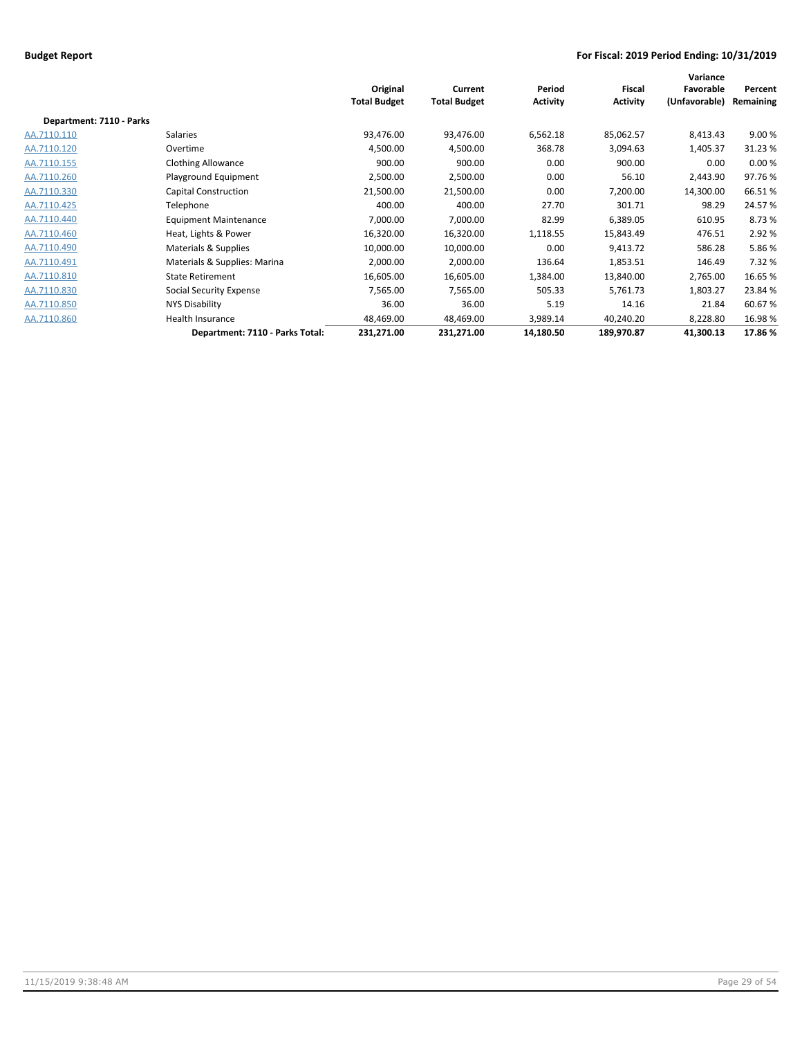**Budget Report** **For Fiscal: 2019 Period Ending: 10/31/2019**

| | | Original Total Budget | Current Total Budget | Period Activity | Fiscal Activity | Variance Favorable (Unfavorable) | Percent Remaining |
|---|---|---|---|---|---|---|---|
| **Department: 7110 - Parks** | | | | | | | |
| AA.7110.110 | Salaries | 93,476.00 | 93,476.00 | 6,562.18 | 85,062.57 | 8,413.43 | 9.00 % |
| AA.7110.120 | Overtime | 4,500.00 | 4,500.00 | 368.78 | 3,094.63 | 1,405.37 | 31.23 % |
| AA.7110.155 | Clothing Allowance | 900.00 | 900.00 | 0.00 | 900.00 | 0.00 | 0.00 % |
| AA.7110.260 | Playground Equipment | 2,500.00 | 2,500.00 | 0.00 | 56.10 | 2,443.90 | 97.76 % |
| AA.7110.330 | Capital Construction | 21,500.00 | 21,500.00 | 0.00 | 7,200.00 | 14,300.00 | 66.51 % |
| AA.7110.425 | Telephone | 400.00 | 400.00 | 27.70 | 301.71 | 98.29 | 24.57 % |
| AA.7110.440 | Equipment Maintenance | 7,000.00 | 7,000.00 | 82.99 | 6,389.05 | 610.95 | 8.73 % |
| AA.7110.460 | Heat, Lights & Power | 16,320.00 | 16,320.00 | 1,118.55 | 15,843.49 | 476.51 | 2.92 % |
| AA.7110.490 | Materials & Supplies | 10,000.00 | 10,000.00 | 0.00 | 9,413.72 | 586.28 | 5.86 % |
| AA.7110.491 | Materials & Supplies: Marina | 2,000.00 | 2,000.00 | 136.64 | 1,853.51 | 146.49 | 7.32 % |
| AA.7110.810 | State Retirement | 16,605.00 | 16,605.00 | 1,384.00 | 13,840.00 | 2,765.00 | 16.65 % |
| AA.7110.830 | Social Security Expense | 7,565.00 | 7,565.00 | 505.33 | 5,761.73 | 1,803.27 | 23.84 % |
| AA.7110.850 | NYS Disability | 36.00 | 36.00 | 5.19 | 14.16 | 21.84 | 60.67 % |
| AA.7110.860 | Health Insurance | 48,469.00 | 48,469.00 | 3,989.14 | 40,240.20 | 8,228.80 | 16.98 % |
| | **Department: 7110 - Parks Total:** | **231,271.00** | **231,271.00** | **14,180.50** | **189,970.87** | **41,300.13** | **17.86 %** |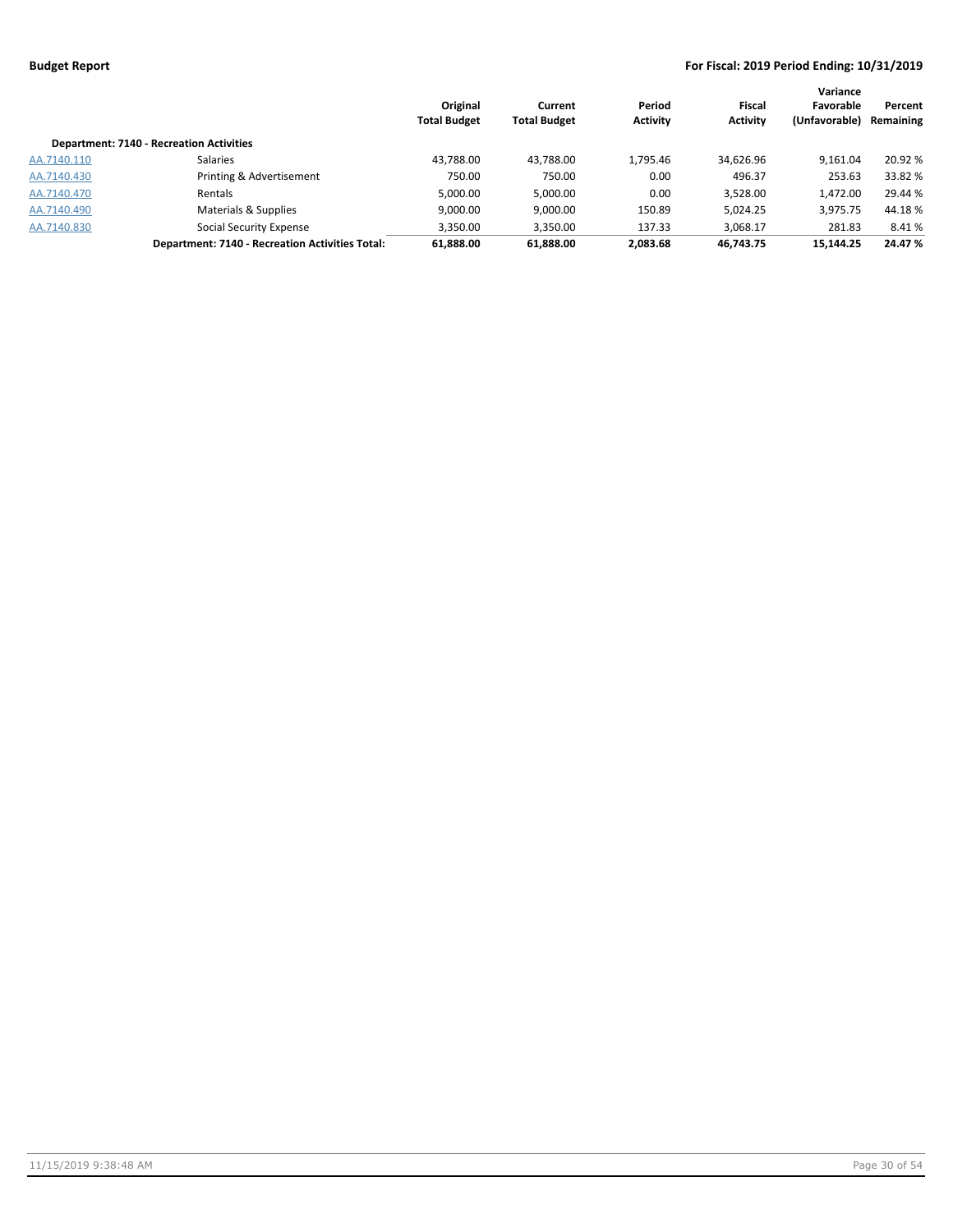| | | Original Total Budget | Current Total Budget | Period Activity | Fiscal Activity | Variance Favorable (Unfavorable) | Percent Remaining |
|---|---|---|---|---|---|---|---|
| **Department: 7140 - Recreation Activities** | | | | | | | |
| AA.7140.110 | Salaries | 43,788.00 | 43,788.00 | 1,795.46 | 34,626.96 | 9,161.04 | 20.92 % |
| AA.7140.430 | Printing & Advertisement | 750.00 | 750.00 | 0.00 | 496.37 | 253.63 | 33.82 % |
| AA.7140.470 | Rentals | 5,000.00 | 5,000.00 | 0.00 | 3,528.00 | 1,472.00 | 29.44 % |
| AA.7140.490 | Materials & Supplies | 9,000.00 | 9,000.00 | 150.89 | 5,024.25 | 3,975.75 | 44.18 % |
| AA.7140.830 | Social Security Expense | 3,350.00 | 3,350.00 | 137.33 | 3,068.17 | 281.83 | 8.41 % |
| | **Department: 7140 - Recreation Activities Total:** | **61,888.00** | **61,888.00** | **2,083.68** | **46,743.75** | **15,144.25** | **24.47 %** |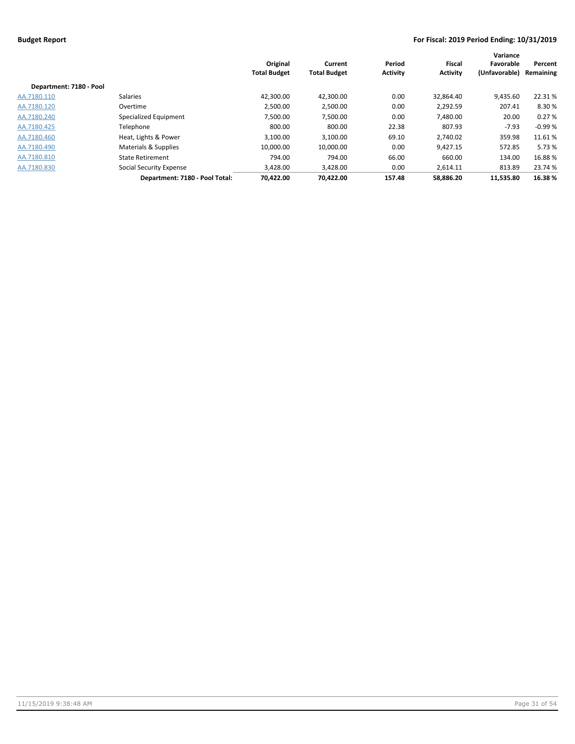**Budget Report**

**For Fiscal: 2019 Period Ending: 10/31/2019**

| | | Original Total Budget | Current Total Budget | Period Activity | Fiscal Activity | Variance Favorable (Unfavorable) | Percent Remaining |
|---|---|---|---|---|---|---|---|
| **Department: 7180 - Pool** | | | | | | | |
| AA.7180.110 | Salaries | 42,300.00 | 42,300.00 | 0.00 | 32,864.40 | 9,435.60 | 22.31 % |
| AA.7180.120 | Overtime | 2,500.00 | 2,500.00 | 0.00 | 2,292.59 | 207.41 | 8.30 % |
| AA.7180.240 | Specialized Equipment | 7,500.00 | 7,500.00 | 0.00 | 7,480.00 | 20.00 | 0.27 % |
| AA.7180.425 | Telephone | 800.00 | 800.00 | 22.38 | 807.93 | -7.93 | -0.99 % |
| AA.7180.460 | Heat, Lights & Power | 3,100.00 | 3,100.00 | 69.10 | 2,740.02 | 359.98 | 11.61 % |
| AA.7180.490 | Materials & Supplies | 10,000.00 | 10,000.00 | 0.00 | 9,427.15 | 572.85 | 5.73 % |
| AA.7180.810 | State Retirement | 794.00 | 794.00 | 66.00 | 660.00 | 134.00 | 16.88 % |
| AA.7180.830 | Social Security Expense | 3,428.00 | 3,428.00 | 0.00 | 2,614.11 | 813.89 | 23.74 % |
| | **Department: 7180 - Pool Total:** | **70,422.00** | **70,422.00** | **157.48** | **58,886.20** | **11,535.80** | **16.38 %** |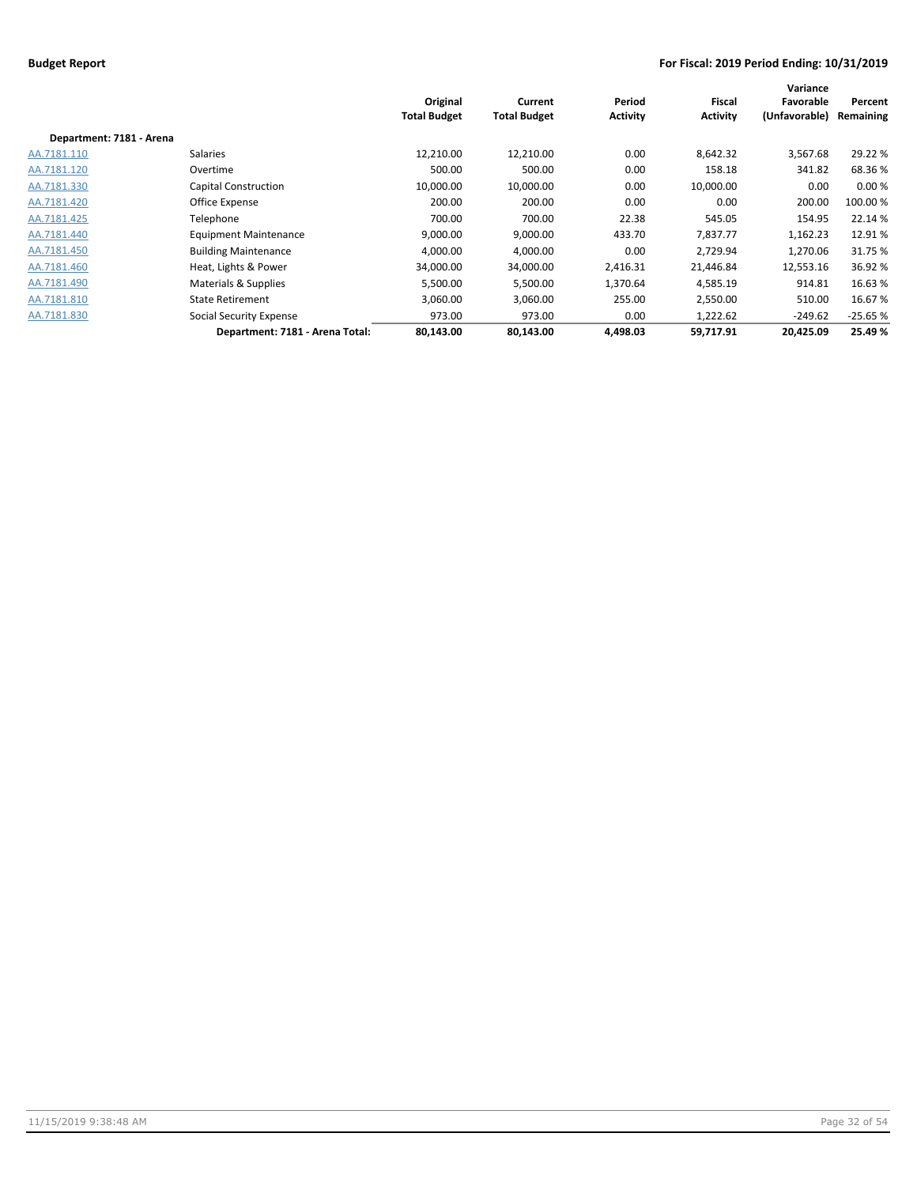**Budget Report** — **For Fiscal: 2019 Period Ending: 10/31/2019**

| | | Original Total Budget | Current Total Budget | Period Activity | Fiscal Activity | Variance Favorable (Unfavorable) | Percent Remaining |
|---|---|---|---|---|---|---|---|
| **Department: 7181 - Arena** | | | | | | | |
| AA.7181.110 | Salaries | 12,210.00 | 12,210.00 | 0.00 | 8,642.32 | 3,567.68 | 29.22 % |
| AA.7181.120 | Overtime | 500.00 | 500.00 | 0.00 | 158.18 | 341.82 | 68.36 % |
| AA.7181.330 | Capital Construction | 10,000.00 | 10,000.00 | 0.00 | 10,000.00 | 0.00 | 0.00 % |
| AA.7181.420 | Office Expense | 200.00 | 200.00 | 0.00 | 0.00 | 200.00 | 100.00 % |
| AA.7181.425 | Telephone | 700.00 | 700.00 | 22.38 | 545.05 | 154.95 | 22.14 % |
| AA.7181.440 | Equipment Maintenance | 9,000.00 | 9,000.00 | 433.70 | 7,837.77 | 1,162.23 | 12.91 % |
| AA.7181.450 | Building Maintenance | 4,000.00 | 4,000.00 | 0.00 | 2,729.94 | 1,270.06 | 31.75 % |
| AA.7181.460 | Heat, Lights & Power | 34,000.00 | 34,000.00 | 2,416.31 | 21,446.84 | 12,553.16 | 36.92 % |
| AA.7181.490 | Materials & Supplies | 5,500.00 | 5,500.00 | 1,370.64 | 4,585.19 | 914.81 | 16.63 % |
| AA.7181.810 | State Retirement | 3,060.00 | 3,060.00 | 255.00 | 2,550.00 | 510.00 | 16.67 % |
| AA.7181.830 | Social Security Expense | 973.00 | 973.00 | 0.00 | 1,222.62 | -249.62 | -25.65 % |
| | **Department: 7181 - Arena Total:** | **80,143.00** | **80,143.00** | **4,498.03** | **59,717.91** | **20,425.09** | **25.49 %** |

11/15/2019 9:38:48 AM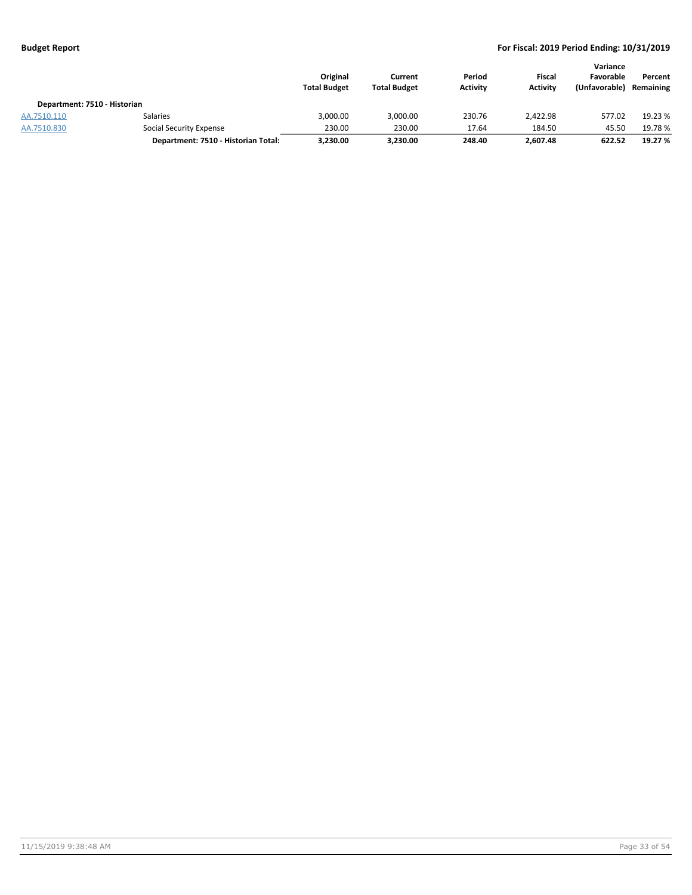| | | Original Total Budget | Current Total Budget | Period Activity | Fiscal Activity | Variance Favorable (Unfavorable) | Percent Remaining |
|---|---|---|---|---|---|---|---|
| **Department: 7510 - Historian** | | | | | | | |
| AA.7510.110 | Salaries | 3,000.00 | 3,000.00 | 230.76 | 2,422.98 | 577.02 | 19.23 % |
| AA.7510.830 | Social Security Expense | 230.00 | 230.00 | 17.64 | 184.50 | 45.50 | 19.78 % |
| | **Department: 7510 - Historian Total:** | **3,230.00** | **3,230.00** | **248.40** | **2,607.48** | **622.52** | **19.27 %** |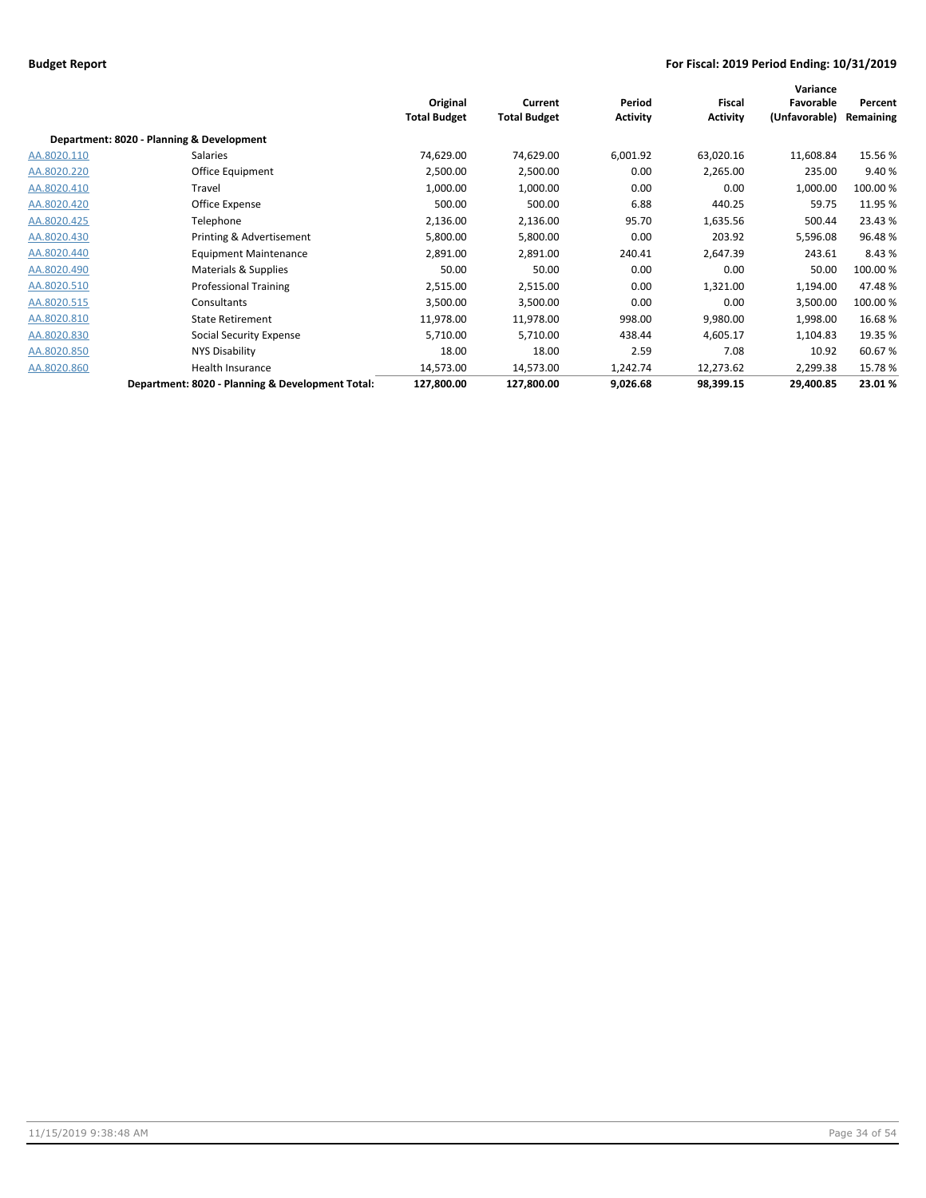| | | Original Total Budget | Current Total Budget | Period Activity | Fiscal Activity | Variance Favorable (Unfavorable) | Percent Remaining |
|---|---|---|---|---|---|---|---|
| **Department: 8020 - Planning & Development** | | | | | | | |
| AA.8020.110 | Salaries | 74,629.00 | 74,629.00 | 6,001.92 | 63,020.16 | 11,608.84 | 15.56 % |
| AA.8020.220 | Office Equipment | 2,500.00 | 2,500.00 | 0.00 | 2,265.00 | 235.00 | 9.40 % |
| AA.8020.410 | Travel | 1,000.00 | 1,000.00 | 0.00 | 0.00 | 1,000.00 | 100.00 % |
| AA.8020.420 | Office Expense | 500.00 | 500.00 | 6.88 | 440.25 | 59.75 | 11.95 % |
| AA.8020.425 | Telephone | 2,136.00 | 2,136.00 | 95.70 | 1,635.56 | 500.44 | 23.43 % |
| AA.8020.430 | Printing & Advertisement | 5,800.00 | 5,800.00 | 0.00 | 203.92 | 5,596.08 | 96.48 % |
| AA.8020.440 | Equipment Maintenance | 2,891.00 | 2,891.00 | 240.41 | 2,647.39 | 243.61 | 8.43 % |
| AA.8020.490 | Materials & Supplies | 50.00 | 50.00 | 0.00 | 0.00 | 50.00 | 100.00 % |
| AA.8020.510 | Professional Training | 2,515.00 | 2,515.00 | 0.00 | 1,321.00 | 1,194.00 | 47.48 % |
| AA.8020.515 | Consultants | 3,500.00 | 3,500.00 | 0.00 | 0.00 | 3,500.00 | 100.00 % |
| AA.8020.810 | State Retirement | 11,978.00 | 11,978.00 | 998.00 | 9,980.00 | 1,998.00 | 16.68 % |
| AA.8020.830 | Social Security Expense | 5,710.00 | 5,710.00 | 438.44 | 4,605.17 | 1,104.83 | 19.35 % |
| AA.8020.850 | NYS Disability | 18.00 | 18.00 | 2.59 | 7.08 | 10.92 | 60.67 % |
| AA.8020.860 | Health Insurance | 14,573.00 | 14,573.00 | 1,242.74 | 12,273.62 | 2,299.38 | 15.78 % |
| | **Department: 8020 - Planning & Development Total:** | **127,800.00** | **127,800.00** | **9,026.68** | **98,399.15** | **29,400.85** | **23.01 %** |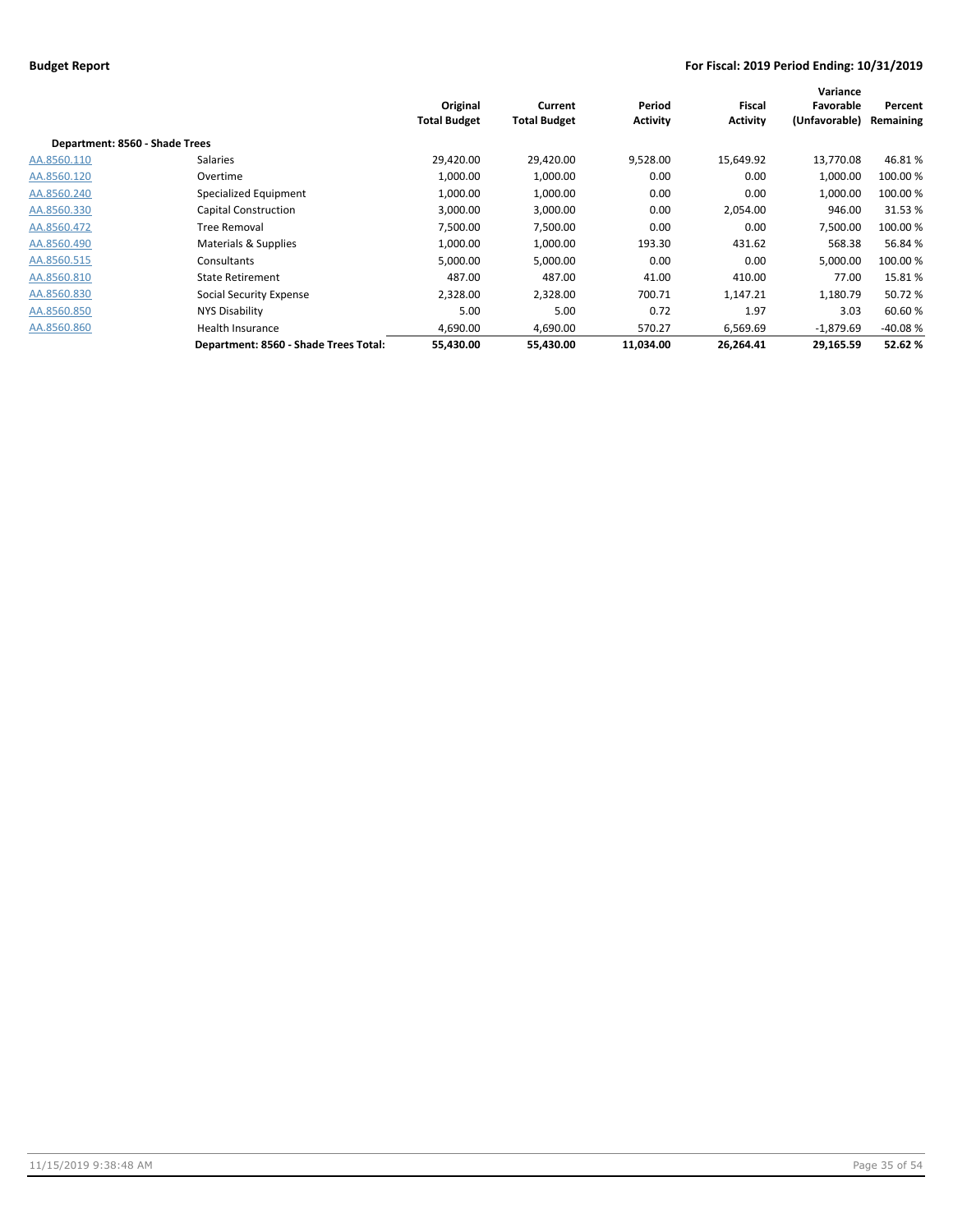**Budget Report** | **For Fiscal: 2019 Period Ending: 10/31/2019**

| | | Original Total Budget | Current Total Budget | Period Activity | Fiscal Activity | Variance Favorable (Unfavorable) | Percent Remaining |
|---|---|---|---|---|---|---|---|
| **Department: 8560 - Shade Trees** | | | | | | | |
| AA.8560.110 | Salaries | 29,420.00 | 29,420.00 | 9,528.00 | 15,649.92 | 13,770.08 | 46.81 % |
| AA.8560.120 | Overtime | 1,000.00 | 1,000.00 | 0.00 | 0.00 | 1,000.00 | 100.00 % |
| AA.8560.240 | Specialized Equipment | 1,000.00 | 1,000.00 | 0.00 | 0.00 | 1,000.00 | 100.00 % |
| AA.8560.330 | Capital Construction | 3,000.00 | 3,000.00 | 0.00 | 2,054.00 | 946.00 | 31.53 % |
| AA.8560.472 | Tree Removal | 7,500.00 | 7,500.00 | 0.00 | 0.00 | 7,500.00 | 100.00 % |
| AA.8560.490 | Materials & Supplies | 1,000.00 | 1,000.00 | 193.30 | 431.62 | 568.38 | 56.84 % |
| AA.8560.515 | Consultants | 5,000.00 | 5,000.00 | 0.00 | 0.00 | 5,000.00 | 100.00 % |
| AA.8560.810 | State Retirement | 487.00 | 487.00 | 41.00 | 410.00 | 77.00 | 15.81 % |
| AA.8560.830 | Social Security Expense | 2,328.00 | 2,328.00 | 700.71 | 1,147.21 | 1,180.79 | 50.72 % |
| AA.8560.850 | NYS Disability | 5.00 | 5.00 | 0.72 | 1.97 | 3.03 | 60.60 % |
| AA.8560.860 | Health Insurance | 4,690.00 | 4,690.00 | 570.27 | 6,569.69 | -1,879.69 | -40.08 % |
| | **Department: 8560 - Shade Trees Total:** | **55,430.00** | **55,430.00** | **11,034.00** | **26,264.41** | **29,165.59** | **52.62 %** |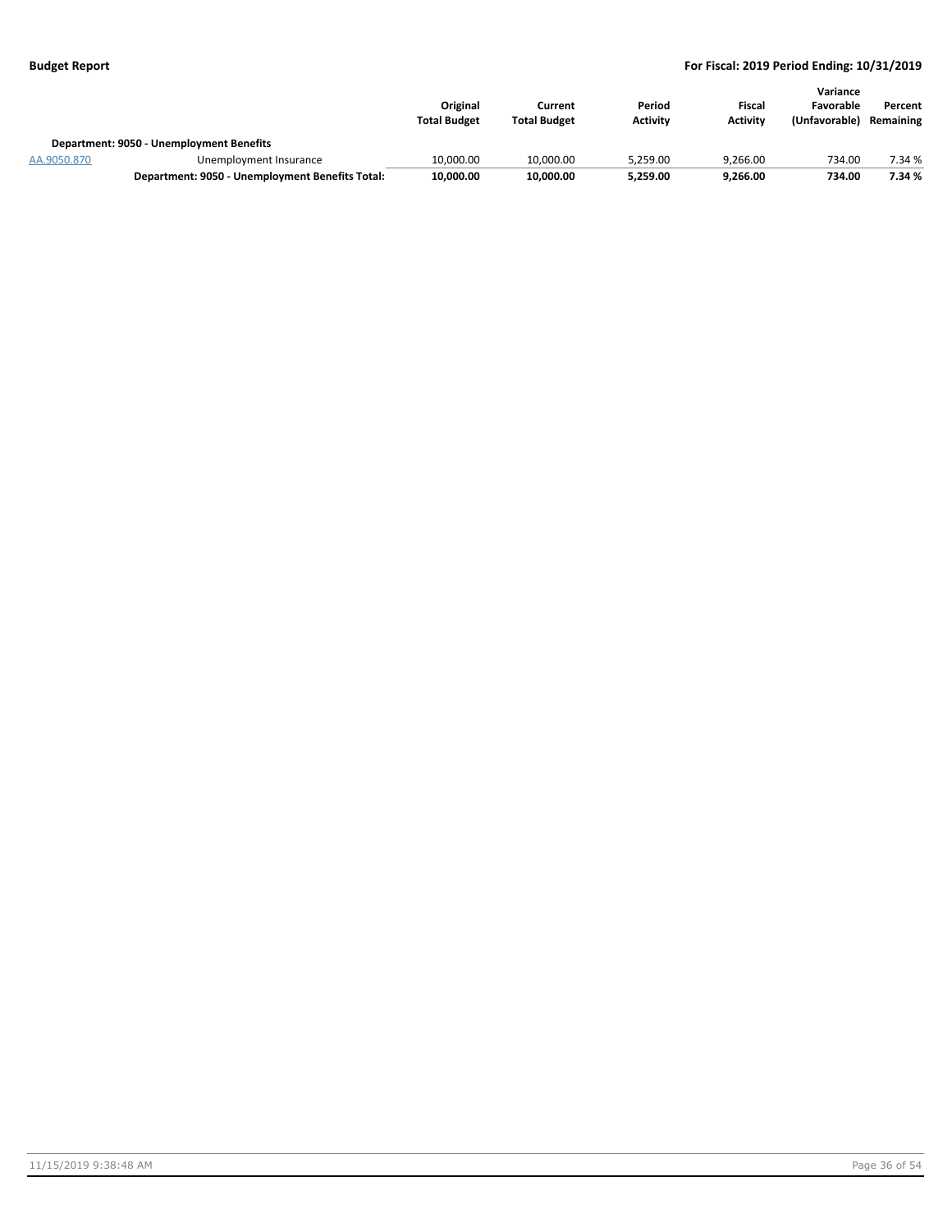|  |  | Original Total Budget | Current Total Budget | Period Activity | Fiscal Activity | Variance Favorable (Unfavorable) | Percent Remaining |
|---|---|---|---|---|---|---|---|
| **Department: 9050 - Unemployment Benefits** |  |  |  |  |  |  |  |
| AA.9050.870 | Unemployment Insurance | 10,000.00 | 10,000.00 | 5,259.00 | 9,266.00 | 734.00 | 7.34 % |
|  | **Department: 9050 - Unemployment Benefits Total:** | **10,000.00** | **10,000.00** | **5,259.00** | **9,266.00** | **734.00** | **7.34 %** |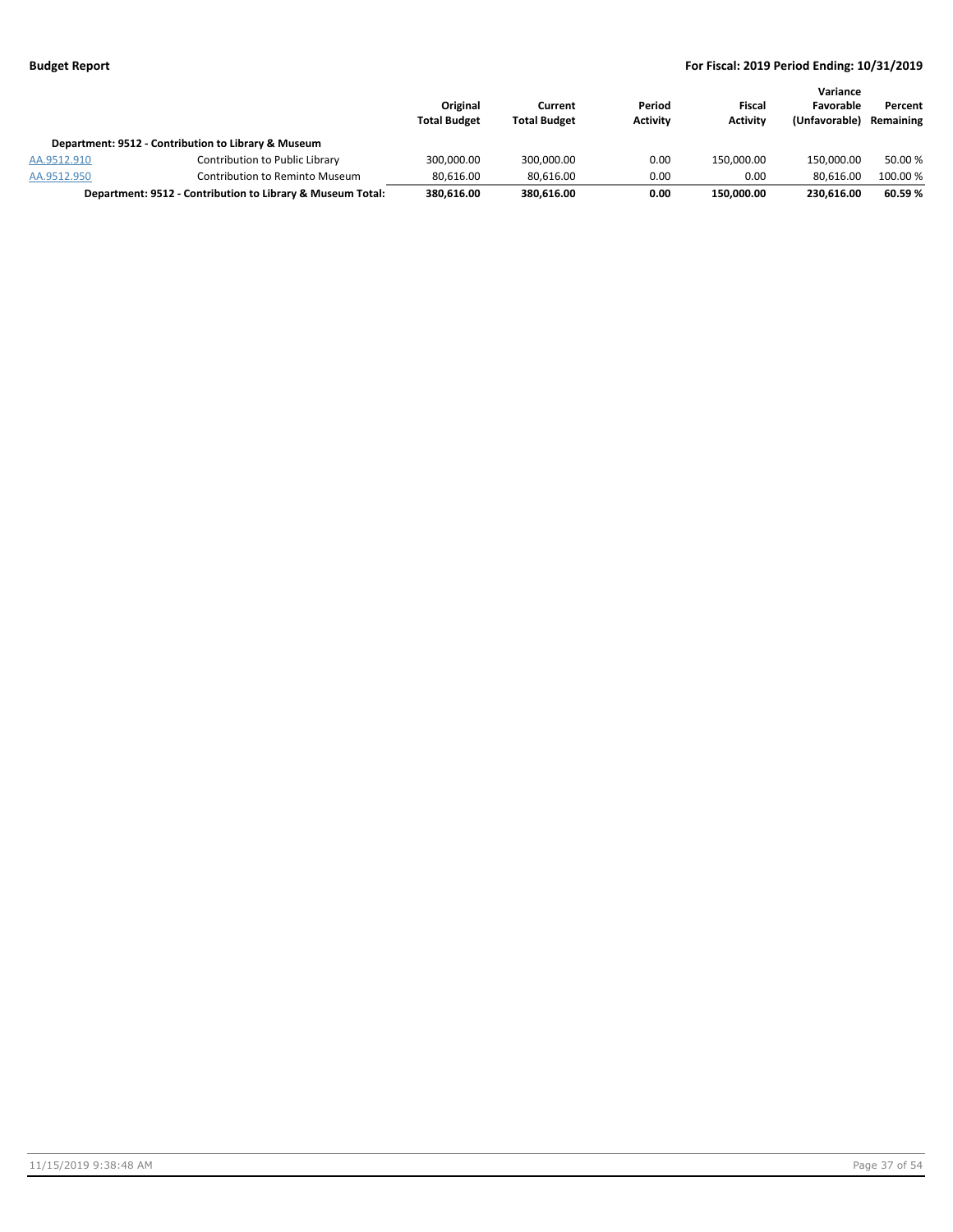| | | Original Total Budget | Current Total Budget | Period Activity | Fiscal Activity | Variance Favorable (Unfavorable) | Percent Remaining |
|---|---|---|---|---|---|---|---|
| **Department: 9512 - Contribution to Library & Museum** | | | | | | | |
| AA.9512.910 | Contribution to Public Library | 300,000.00 | 300,000.00 | 0.00 | 150,000.00 | 150,000.00 | 50.00 % |
| AA.9512.950 | Contribution to Reminto Museum | 80,616.00 | 80,616.00 | 0.00 | 0.00 | 80,616.00 | 100.00 % |
| **Department: 9512 - Contribution to Library & Museum Total:** | | **380,616.00** | **380,616.00** | **0.00** | **150,000.00** | **230,616.00** | **60.59 %** |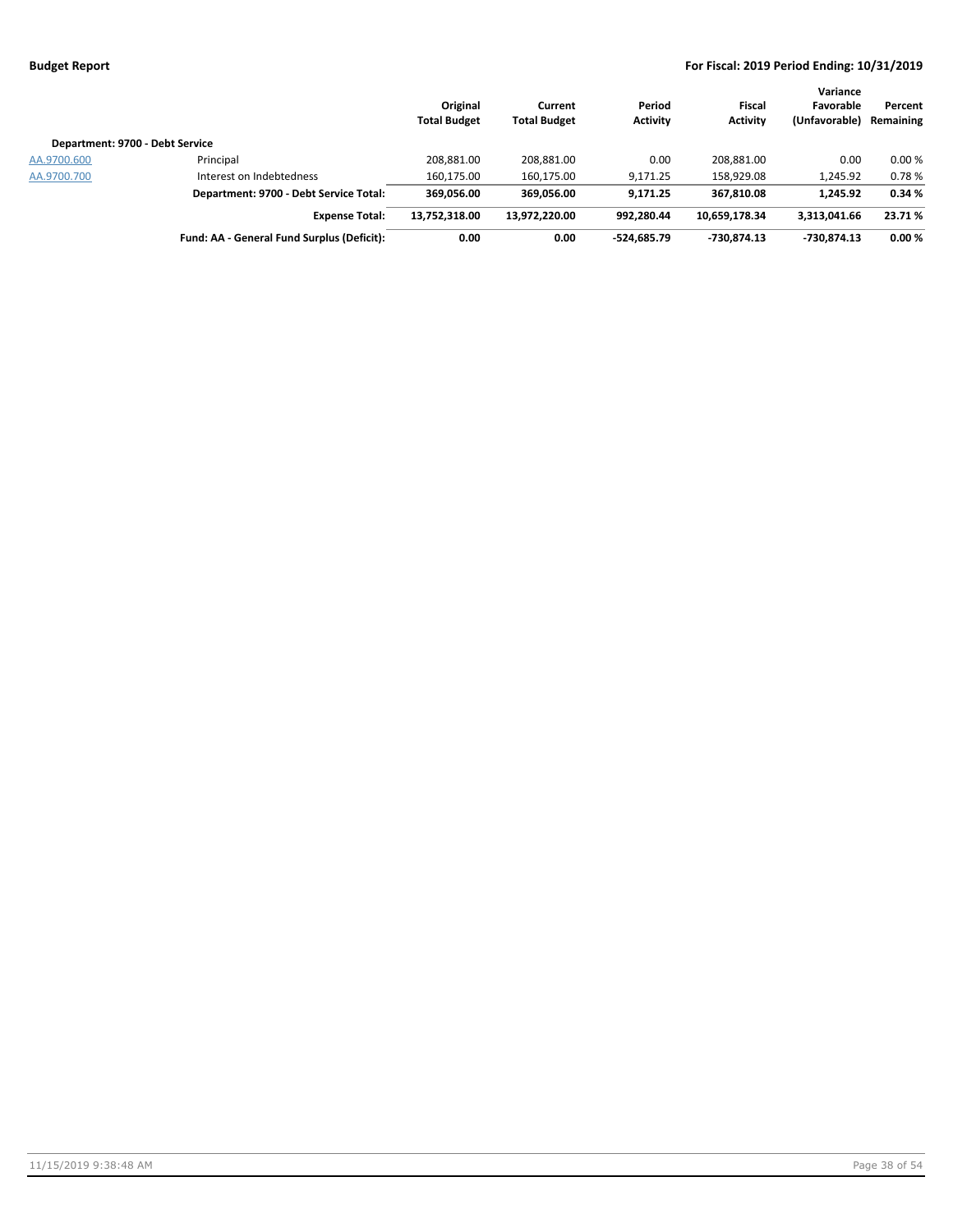| | | Original Total Budget | Current Total Budget | Period Activity | Fiscal Activity | Variance Favorable (Unfavorable) | Percent Remaining |
|---|---|---|---|---|---|---|---|
| **Department: 9700 - Debt Service** | | | | | | | |
| AA.9700.600 | Principal | 208,881.00 | 208,881.00 | 0.00 | 208,881.00 | 0.00 | 0.00 % |
| AA.9700.700 | Interest on Indebtedness | 160,175.00 | 160,175.00 | 9,171.25 | 158,929.08 | 1,245.92 | 0.78 % |
| | **Department: 9700 - Debt Service Total:** | **369,056.00** | **369,056.00** | **9,171.25** | **367,810.08** | **1,245.92** | **0.34 %** |
| | **Expense Total:** | **13,752,318.00** | **13,972,220.00** | **992,280.44** | **10,659,178.34** | **3,313,041.66** | **23.71 %** |
| | **Fund: AA - General Fund Surplus (Deficit):** | **0.00** | **0.00** | **-524,685.79** | **-730,874.13** | **-730,874.13** | **0.00 %** |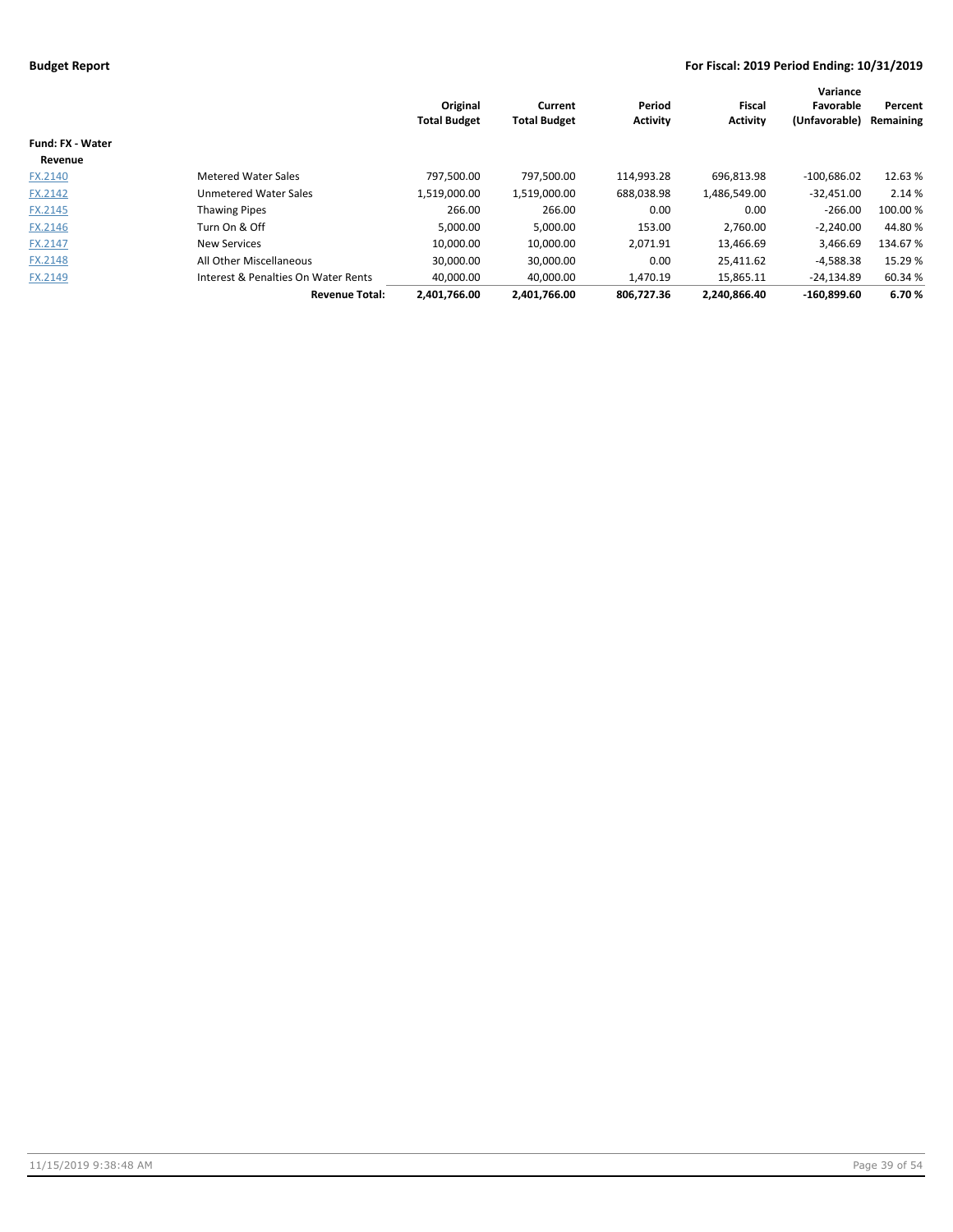**Budget Report** **For Fiscal: 2019 Period Ending: 10/31/2019**

| | | Original Total Budget | Current Total Budget | Period Activity | Fiscal Activity | Variance Favorable (Unfavorable) | Percent Remaining |
|---|---|---|---|---|---|---|---|
| **Fund: FX - Water** | | | | | | | |
| **Revenue** | | | | | | | |
| FX.2140 | Metered Water Sales | 797,500.00 | 797,500.00 | 114,993.28 | 696,813.98 | -100,686.02 | 12.63 % |
| FX.2142 | Unmetered Water Sales | 1,519,000.00 | 1,519,000.00 | 688,038.98 | 1,486,549.00 | -32,451.00 | 2.14 % |
| FX.2145 | Thawing Pipes | 266.00 | 266.00 | 0.00 | 0.00 | -266.00 | 100.00 % |
| FX.2146 | Turn On & Off | 5,000.00 | 5,000.00 | 153.00 | 2,760.00 | -2,240.00 | 44.80 % |
| FX.2147 | New Services | 10,000.00 | 10,000.00 | 2,071.91 | 13,466.69 | 3,466.69 | 134.67 % |
| FX.2148 | All Other Miscellaneous | 30,000.00 | 30,000.00 | 0.00 | 25,411.62 | -4,588.38 | 15.29 % |
| FX.2149 | Interest & Penalties On Water Rents | 40,000.00 | 40,000.00 | 1,470.19 | 15,865.11 | -24,134.89 | 60.34 % |
| | **Revenue Total:** | **2,401,766.00** | **2,401,766.00** | **806,727.36** | **2,240,866.40** | **-160,899.60** | **6.70 %** |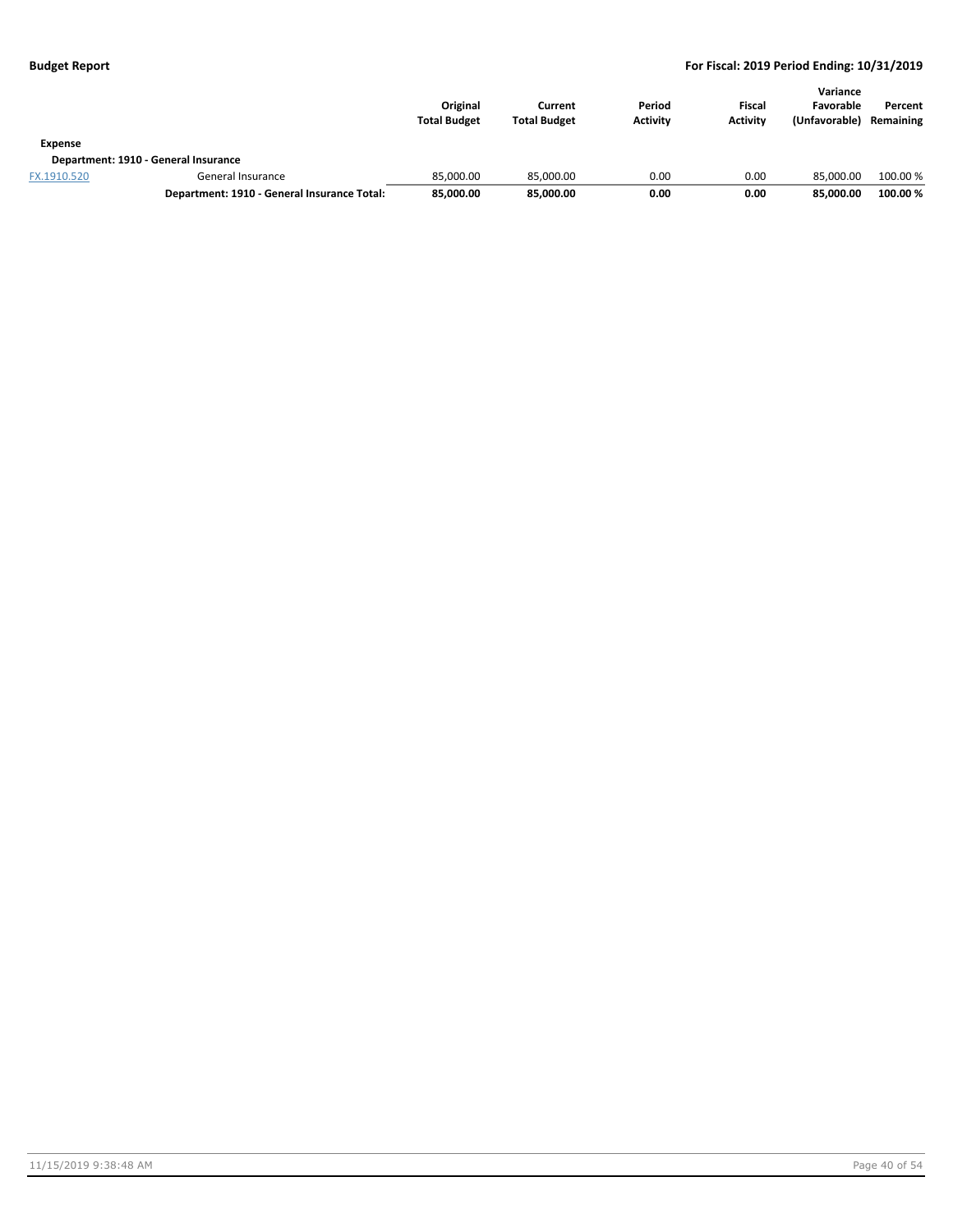| | | Original Total Budget | Current Total Budget | Period Activity | Fiscal Activity | Variance Favorable (Unfavorable) | Percent Remaining |
|---|---|---|---|---|---|---|---|
| **Expense** | | | | | | | |
| **Department: 1910 - General Insurance** | | | | | | | |
| FX.1910.520 | General Insurance | 85,000.00 | 85,000.00 | 0.00 | 0.00 | 85,000.00 | 100.00 % |
| | **Department: 1910 - General Insurance Total:** | **85,000.00** | **85,000.00** | **0.00** | **0.00** | **85,000.00** | **100.00 %** |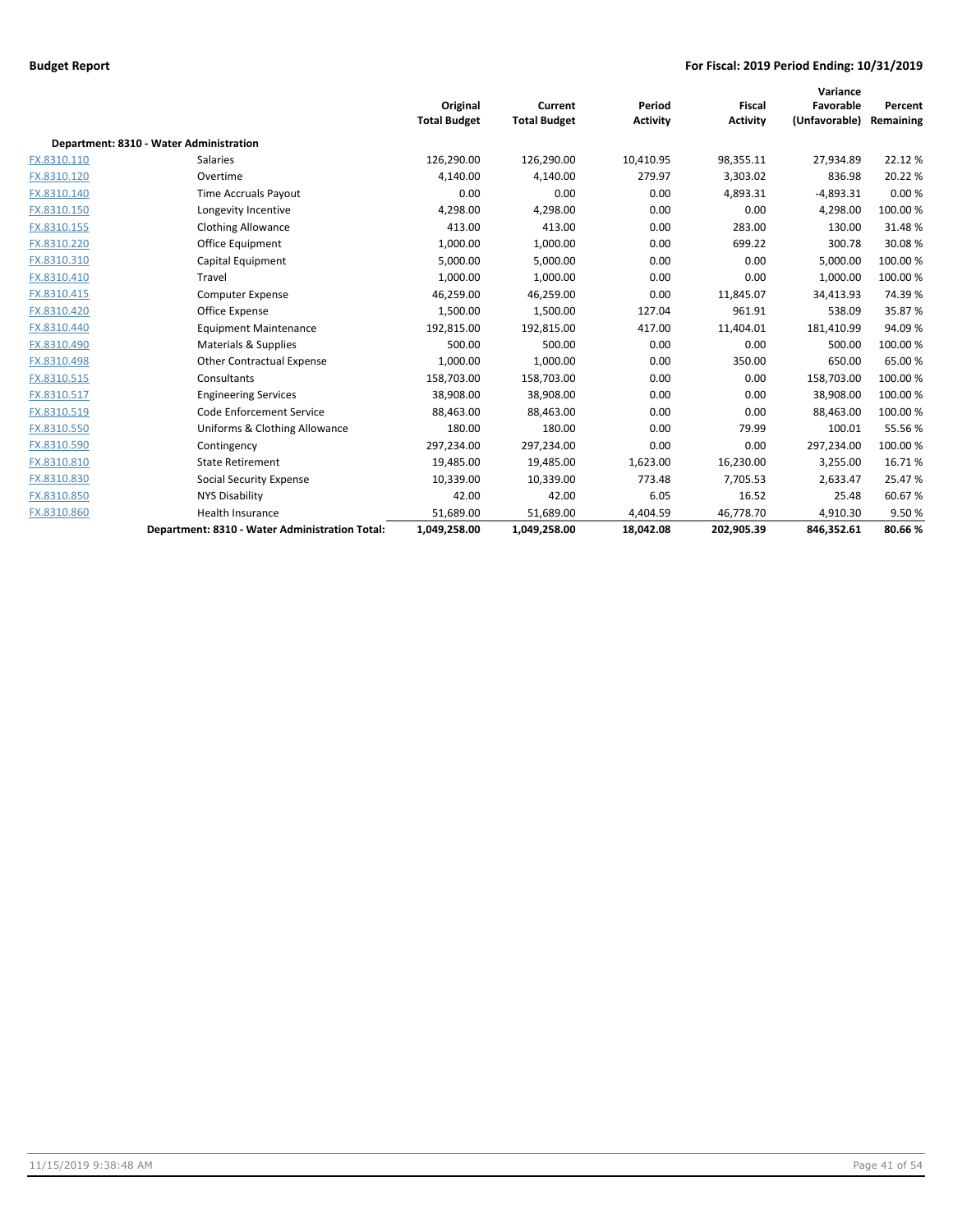**Budget Report** **For Fiscal: 2019 Period Ending: 10/31/2019**

| | | Original Total Budget | Current Total Budget | Period Activity | Fiscal Activity | Variance Favorable (Unfavorable) | Percent Remaining |
|---|---|---|---|---|---|---|---|
| **Department: 8310 - Water Administration** | | | | | | | |
| FX.8310.110 | Salaries | 126,290.00 | 126,290.00 | 10,410.95 | 98,355.11 | 27,934.89 | 22.12 % |
| FX.8310.120 | Overtime | 4,140.00 | 4,140.00 | 279.97 | 3,303.02 | 836.98 | 20.22 % |
| FX.8310.140 | Time Accruals Payout | 0.00 | 0.00 | 0.00 | 4,893.31 | -4,893.31 | 0.00 % |
| FX.8310.150 | Longevity Incentive | 4,298.00 | 4,298.00 | 0.00 | 0.00 | 4,298.00 | 100.00 % |
| FX.8310.155 | Clothing Allowance | 413.00 | 413.00 | 0.00 | 283.00 | 130.00 | 31.48 % |
| FX.8310.220 | Office Equipment | 1,000.00 | 1,000.00 | 0.00 | 699.22 | 300.78 | 30.08 % |
| FX.8310.310 | Capital Equipment | 5,000.00 | 5,000.00 | 0.00 | 0.00 | 5,000.00 | 100.00 % |
| FX.8310.410 | Travel | 1,000.00 | 1,000.00 | 0.00 | 0.00 | 1,000.00 | 100.00 % |
| FX.8310.415 | Computer Expense | 46,259.00 | 46,259.00 | 0.00 | 11,845.07 | 34,413.93 | 74.39 % |
| FX.8310.420 | Office Expense | 1,500.00 | 1,500.00 | 127.04 | 961.91 | 538.09 | 35.87 % |
| FX.8310.440 | Equipment Maintenance | 192,815.00 | 192,815.00 | 417.00 | 11,404.01 | 181,410.99 | 94.09 % |
| FX.8310.490 | Materials & Supplies | 500.00 | 500.00 | 0.00 | 0.00 | 500.00 | 100.00 % |
| FX.8310.498 | Other Contractual Expense | 1,000.00 | 1,000.00 | 0.00 | 350.00 | 650.00 | 65.00 % |
| FX.8310.515 | Consultants | 158,703.00 | 158,703.00 | 0.00 | 0.00 | 158,703.00 | 100.00 % |
| FX.8310.517 | Engineering Services | 38,908.00 | 38,908.00 | 0.00 | 0.00 | 38,908.00 | 100.00 % |
| FX.8310.519 | Code Enforcement Service | 88,463.00 | 88,463.00 | 0.00 | 0.00 | 88,463.00 | 100.00 % |
| FX.8310.550 | Uniforms & Clothing Allowance | 180.00 | 180.00 | 0.00 | 79.99 | 100.01 | 55.56 % |
| FX.8310.590 | Contingency | 297,234.00 | 297,234.00 | 0.00 | 0.00 | 297,234.00 | 100.00 % |
| FX.8310.810 | State Retirement | 19,485.00 | 19,485.00 | 1,623.00 | 16,230.00 | 3,255.00 | 16.71 % |
| FX.8310.830 | Social Security Expense | 10,339.00 | 10,339.00 | 773.48 | 7,705.53 | 2,633.47 | 25.47 % |
| FX.8310.850 | NYS Disability | 42.00 | 42.00 | 6.05 | 16.52 | 25.48 | 60.67 % |
| FX.8310.860 | Health Insurance | 51,689.00 | 51,689.00 | 4,404.59 | 46,778.70 | 4,910.30 | 9.50 % |
| | **Department: 8310 - Water Administration Total:** | **1,049,258.00** | **1,049,258.00** | **18,042.08** | **202,905.39** | **846,352.61** | **80.66 %** |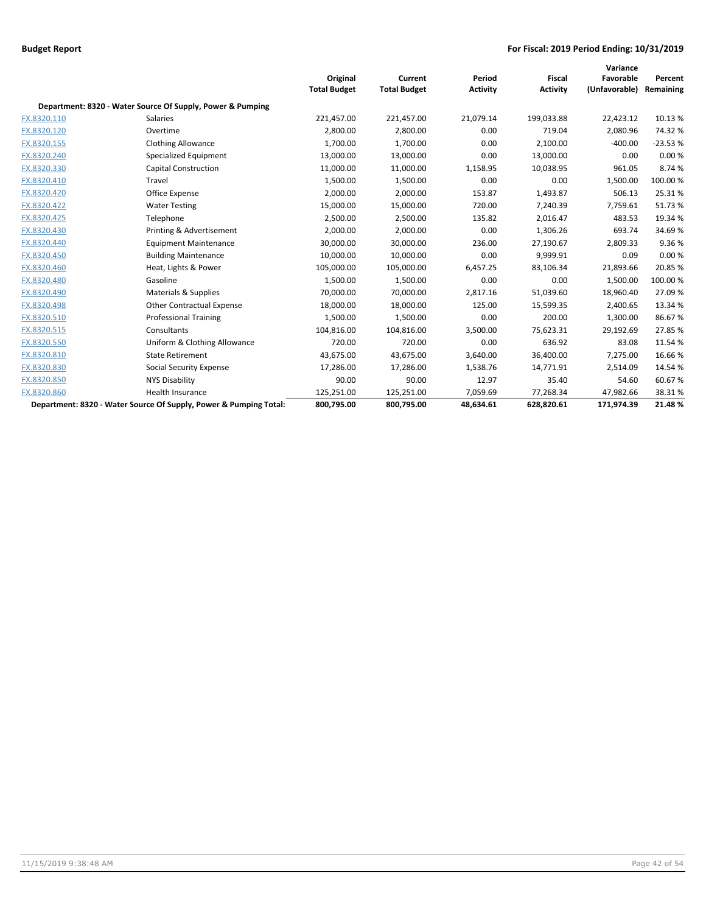**Budget Report** | **For Fiscal: 2019 Period Ending: 10/31/2019**

| | | Original Total Budget | Current Total Budget | Period Activity | Fiscal Activity | Variance Favorable (Unfavorable) | Percent Remaining |
|---|---|---|---|---|---|---|---|
| **Department: 8320 - Water Source Of Supply, Power & Pumping** | | | | | | | |
| FX.8320.110 | Salaries | 221,457.00 | 221,457.00 | 21,079.14 | 199,033.88 | 22,423.12 | 10.13 % |
| FX.8320.120 | Overtime | 2,800.00 | 2,800.00 | 0.00 | 719.04 | 2,080.96 | 74.32 % |
| FX.8320.155 | Clothing Allowance | 1,700.00 | 1,700.00 | 0.00 | 2,100.00 | -400.00 | -23.53 % |
| FX.8320.240 | Specialized Equipment | 13,000.00 | 13,000.00 | 0.00 | 13,000.00 | 0.00 | 0.00 % |
| FX.8320.330 | Capital Construction | 11,000.00 | 11,000.00 | 1,158.95 | 10,038.95 | 961.05 | 8.74 % |
| FX.8320.410 | Travel | 1,500.00 | 1,500.00 | 0.00 | 0.00 | 1,500.00 | 100.00 % |
| FX.8320.420 | Office Expense | 2,000.00 | 2,000.00 | 153.87 | 1,493.87 | 506.13 | 25.31 % |
| FX.8320.422 | Water Testing | 15,000.00 | 15,000.00 | 720.00 | 7,240.39 | 7,759.61 | 51.73 % |
| FX.8320.425 | Telephone | 2,500.00 | 2,500.00 | 135.82 | 2,016.47 | 483.53 | 19.34 % |
| FX.8320.430 | Printing & Advertisement | 2,000.00 | 2,000.00 | 0.00 | 1,306.26 | 693.74 | 34.69 % |
| FX.8320.440 | Equipment Maintenance | 30,000.00 | 30,000.00 | 236.00 | 27,190.67 | 2,809.33 | 9.36 % |
| FX.8320.450 | Building Maintenance | 10,000.00 | 10,000.00 | 0.00 | 9,999.91 | 0.09 | 0.00 % |
| FX.8320.460 | Heat, Lights & Power | 105,000.00 | 105,000.00 | 6,457.25 | 83,106.34 | 21,893.66 | 20.85 % |
| FX.8320.480 | Gasoline | 1,500.00 | 1,500.00 | 0.00 | 0.00 | 1,500.00 | 100.00 % |
| FX.8320.490 | Materials & Supplies | 70,000.00 | 70,000.00 | 2,817.16 | 51,039.60 | 18,960.40 | 27.09 % |
| FX.8320.498 | Other Contractual Expense | 18,000.00 | 18,000.00 | 125.00 | 15,599.35 | 2,400.65 | 13.34 % |
| FX.8320.510 | Professional Training | 1,500.00 | 1,500.00 | 0.00 | 200.00 | 1,300.00 | 86.67 % |
| FX.8320.515 | Consultants | 104,816.00 | 104,816.00 | 3,500.00 | 75,623.31 | 29,192.69 | 27.85 % |
| FX.8320.550 | Uniform & Clothing Allowance | 720.00 | 720.00 | 0.00 | 636.92 | 83.08 | 11.54 % |
| FX.8320.810 | State Retirement | 43,675.00 | 43,675.00 | 3,640.00 | 36,400.00 | 7,275.00 | 16.66 % |
| FX.8320.830 | Social Security Expense | 17,286.00 | 17,286.00 | 1,538.76 | 14,771.91 | 2,514.09 | 14.54 % |
| FX.8320.850 | NYS Disability | 90.00 | 90.00 | 12.97 | 35.40 | 54.60 | 60.67 % |
| FX.8320.860 | Health Insurance | 125,251.00 | 125,251.00 | 7,059.69 | 77,268.34 | 47,982.66 | 38.31 % |
| **Department: 8320 - Water Source Of Supply, Power & Pumping Total:** | | **800,795.00** | **800,795.00** | **48,634.61** | **628,820.61** | **171,974.39** | **21.48 %** |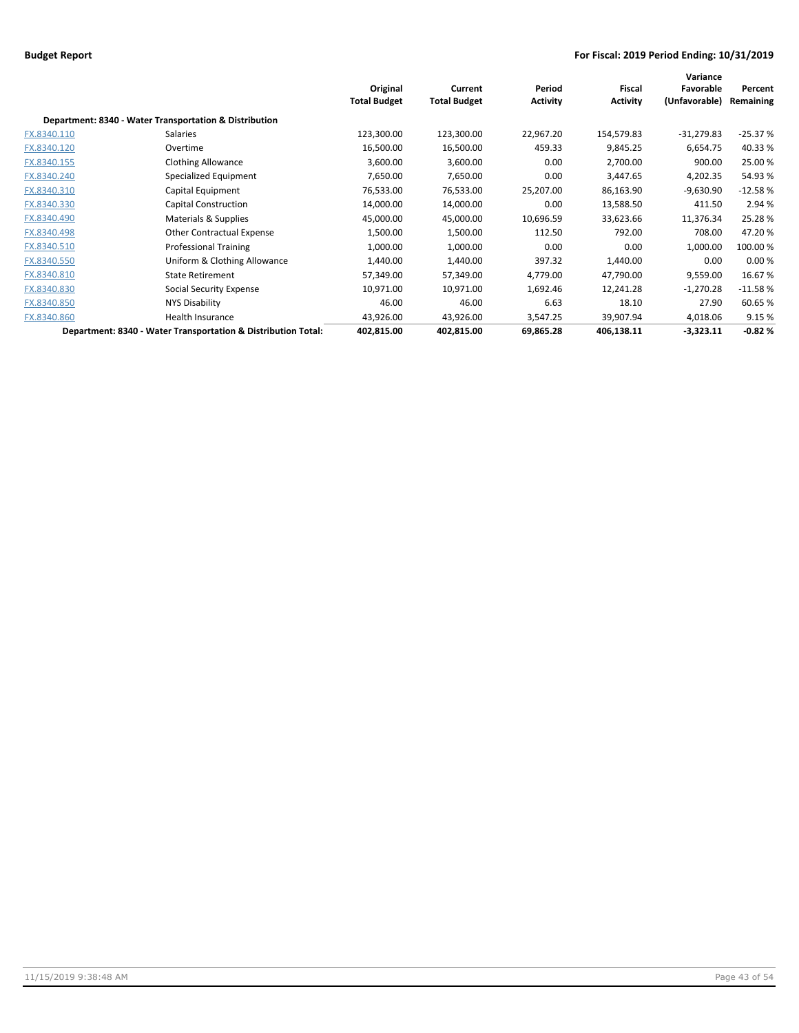**Budget Report** — **For Fiscal: 2019 Period Ending: 10/31/2019**

| | | Original Total Budget | Current Total Budget | Period Activity | Fiscal Activity | Variance Favorable (Unfavorable) | Percent Remaining |
|---|---|---|---|---|---|---|---|
| **Department: 8340 - Water Transportation & Distribution** | | | | | | | |
| FX.8340.110 | Salaries | 123,300.00 | 123,300.00 | 22,967.20 | 154,579.83 | -31,279.83 | -25.37 % |
| FX.8340.120 | Overtime | 16,500.00 | 16,500.00 | 459.33 | 9,845.25 | 6,654.75 | 40.33 % |
| FX.8340.155 | Clothing Allowance | 3,600.00 | 3,600.00 | 0.00 | 2,700.00 | 900.00 | 25.00 % |
| FX.8340.240 | Specialized Equipment | 7,650.00 | 7,650.00 | 0.00 | 3,447.65 | 4,202.35 | 54.93 % |
| FX.8340.310 | Capital Equipment | 76,533.00 | 76,533.00 | 25,207.00 | 86,163.90 | -9,630.90 | -12.58 % |
| FX.8340.330 | Capital Construction | 14,000.00 | 14,000.00 | 0.00 | 13,588.50 | 411.50 | 2.94 % |
| FX.8340.490 | Materials & Supplies | 45,000.00 | 45,000.00 | 10,696.59 | 33,623.66 | 11,376.34 | 25.28 % |
| FX.8340.498 | Other Contractual Expense | 1,500.00 | 1,500.00 | 112.50 | 792.00 | 708.00 | 47.20 % |
| FX.8340.510 | Professional Training | 1,000.00 | 1,000.00 | 0.00 | 0.00 | 1,000.00 | 100.00 % |
| FX.8340.550 | Uniform & Clothing Allowance | 1,440.00 | 1,440.00 | 397.32 | 1,440.00 | 0.00 | 0.00 % |
| FX.8340.810 | State Retirement | 57,349.00 | 57,349.00 | 4,779.00 | 47,790.00 | 9,559.00 | 16.67 % |
| FX.8340.830 | Social Security Expense | 10,971.00 | 10,971.00 | 1,692.46 | 12,241.28 | -1,270.28 | -11.58 % |
| FX.8340.850 | NYS Disability | 46.00 | 46.00 | 6.63 | 18.10 | 27.90 | 60.65 % |
| FX.8340.860 | Health Insurance | 43,926.00 | 43,926.00 | 3,547.25 | 39,907.94 | 4,018.06 | 9.15 % |
| **Department: 8340 - Water Transportation & Distribution Total:** | | **402,815.00** | **402,815.00** | **69,865.28** | **406,138.11** | **-3,323.11** | **-0.82 %** |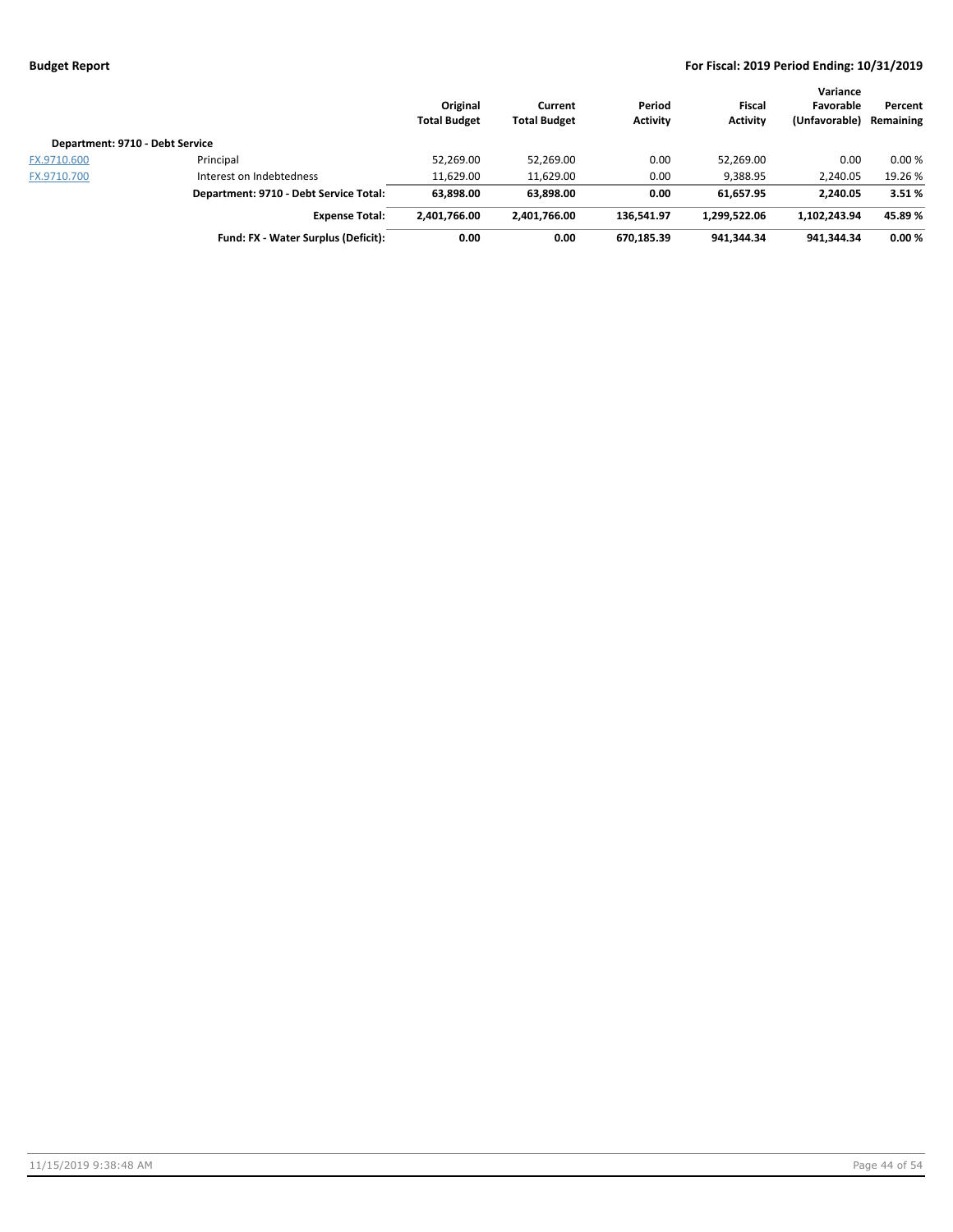| | | Original Total Budget | Current Total Budget | Period Activity | Fiscal Activity | Variance Favorable (Unfavorable) | Percent Remaining |
|---|---|---|---|---|---|---|---|
| **Department: 9710 - Debt Service** | | | | | | | |
| FX.9710.600 | Principal | 52,269.00 | 52,269.00 | 0.00 | 52,269.00 | 0.00 | 0.00 % |
| FX.9710.700 | Interest on Indebtedness | 11,629.00 | 11,629.00 | 0.00 | 9,388.95 | 2,240.05 | 19.26 % |
| | **Department: 9710 - Debt Service Total:** | **63,898.00** | **63,898.00** | **0.00** | **61,657.95** | **2,240.05** | **3.51 %** |
| | **Expense Total:** | **2,401,766.00** | **2,401,766.00** | **136,541.97** | **1,299,522.06** | **1,102,243.94** | **45.89 %** |
| | **Fund: FX - Water Surplus (Deficit):** | **0.00** | **0.00** | **670,185.39** | **941,344.34** | **941,344.34** | **0.00 %** |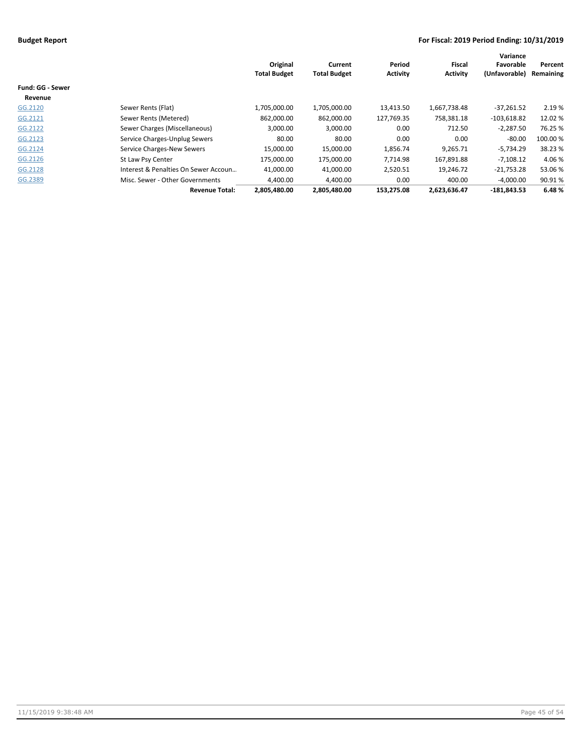**Budget Report** | **For Fiscal: 2019 Period Ending: 10/31/2019**

| | | Original Total Budget | Current Total Budget | Period Activity | Fiscal Activity | Variance Favorable (Unfavorable) | Percent Remaining |
|---|---|---|---|---|---|---|---|
| **Fund: GG - Sewer** | | | | | | | |
| **Revenue** | | | | | | | |
| GG.2120 | Sewer Rents (Flat) | 1,705,000.00 | 1,705,000.00 | 13,413.50 | 1,667,738.48 | -37,261.52 | 2.19 % |
| GG.2121 | Sewer Rents (Metered) | 862,000.00 | 862,000.00 | 127,769.35 | 758,381.18 | -103,618.82 | 12.02 % |
| GG.2122 | Sewer Charges (Miscellaneous) | 3,000.00 | 3,000.00 | 0.00 | 712.50 | -2,287.50 | 76.25 % |
| GG.2123 | Service Charges-Unplug Sewers | 80.00 | 80.00 | 0.00 | 0.00 | -80.00 | 100.00 % |
| GG.2124 | Service Charges-New Sewers | 15,000.00 | 15,000.00 | 1,856.74 | 9,265.71 | -5,734.29 | 38.23 % |
| GG.2126 | St Law Psy Center | 175,000.00 | 175,000.00 | 7,714.98 | 167,891.88 | -7,108.12 | 4.06 % |
| GG.2128 | Interest & Penalties On Sewer Accoun... | 41,000.00 | 41,000.00 | 2,520.51 | 19,246.72 | -21,753.28 | 53.06 % |
| GG.2389 | Misc. Sewer - Other Governments | 4,400.00 | 4,400.00 | 0.00 | 400.00 | -4,000.00 | 90.91 % |
| | **Revenue Total:** | **2,805,480.00** | **2,805,480.00** | **153,275.08** | **2,623,636.47** | **-181,843.53** | **6.48 %** |

11/15/2019 9:38:48 AM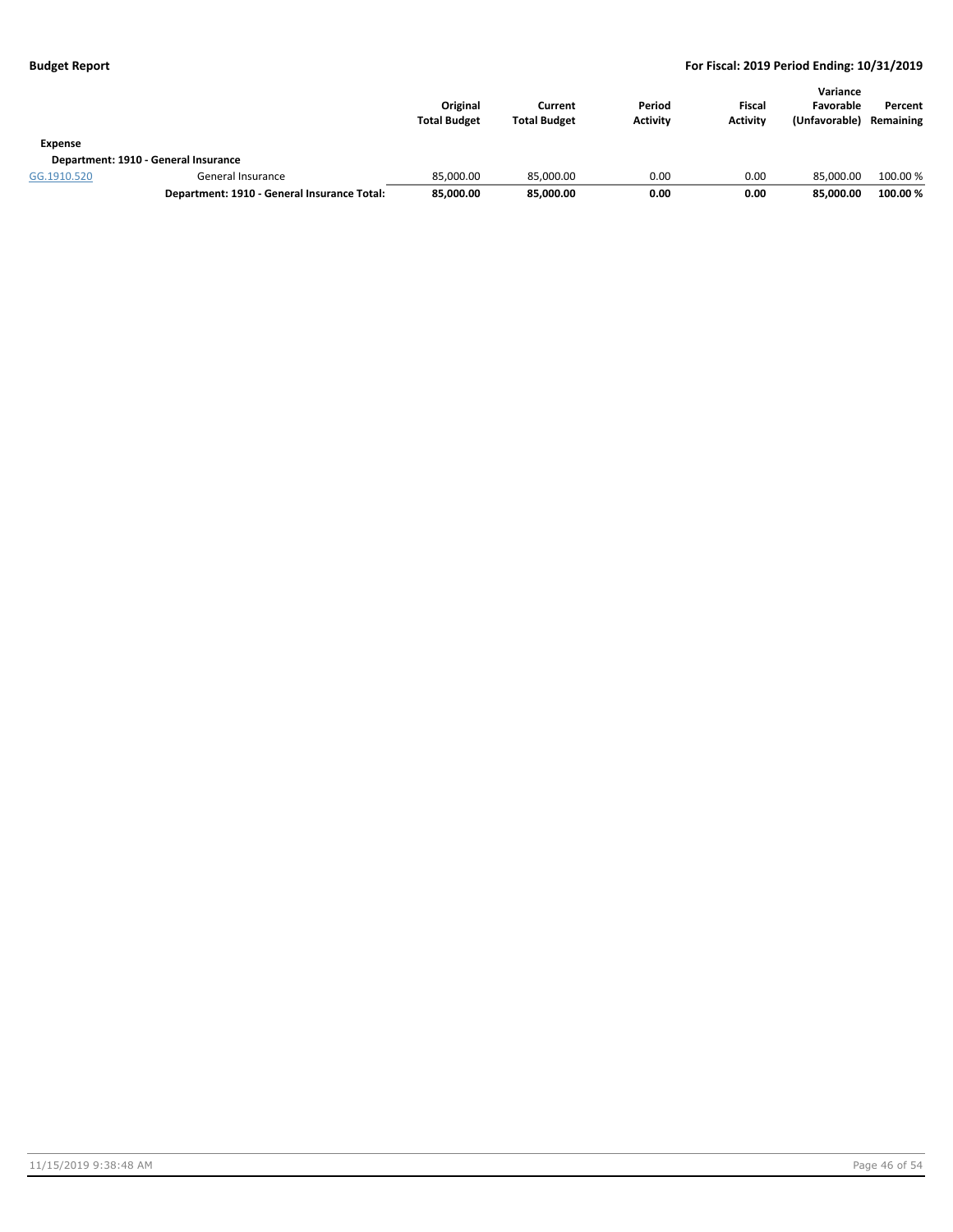| | | Original Total Budget | Current Total Budget | Period Activity | Fiscal Activity | Variance Favorable (Unfavorable) | Percent Remaining |
|---|---|---|---|---|---|---|---|
| **Expense** | | | | | | | |
| **Department: 1910 - General Insurance** | | | | | | | |
| GG.1910.520 | General Insurance | 85,000.00 | 85,000.00 | 0.00 | 0.00 | 85,000.00 | 100.00 % |
| | **Department: 1910 - General Insurance Total:** | **85,000.00** | **85,000.00** | **0.00** | **0.00** | **85,000.00** | **100.00 %** |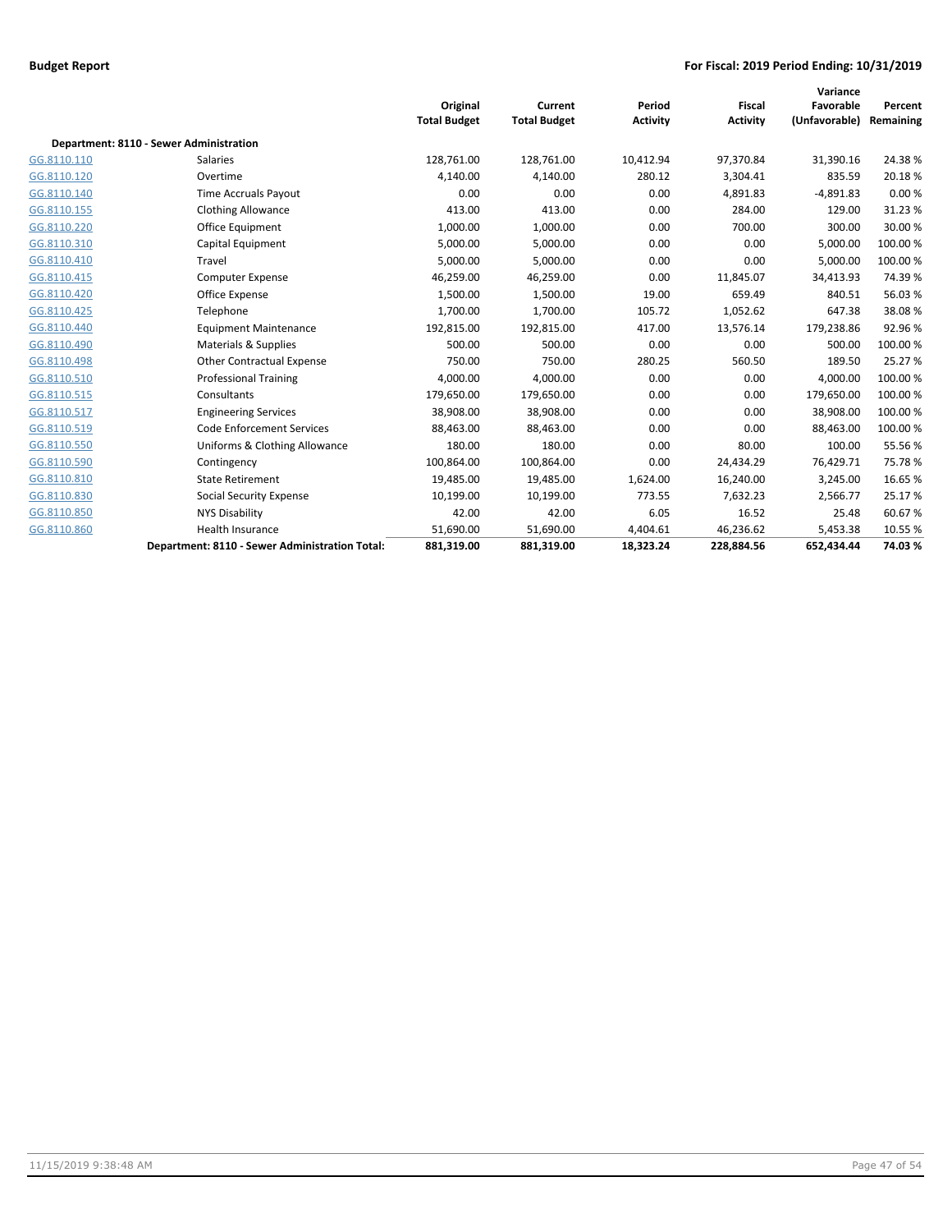| | | Original Total Budget | Current Total Budget | Period Activity | Fiscal Activity | Variance Favorable (Unfavorable) | Percent Remaining |
|---|---|---|---|---|---|---|---|
| **Department: 8110 - Sewer Administration** | | | | | | | |
| GG.8110.110 | Salaries | 128,761.00 | 128,761.00 | 10,412.94 | 97,370.84 | 31,390.16 | 24.38 % |
| GG.8110.120 | Overtime | 4,140.00 | 4,140.00 | 280.12 | 3,304.41 | 835.59 | 20.18 % |
| GG.8110.140 | Time Accruals Payout | 0.00 | 0.00 | 0.00 | 4,891.83 | -4,891.83 | 0.00 % |
| GG.8110.155 | Clothing Allowance | 413.00 | 413.00 | 0.00 | 284.00 | 129.00 | 31.23 % |
| GG.8110.220 | Office Equipment | 1,000.00 | 1,000.00 | 0.00 | 700.00 | 300.00 | 30.00 % |
| GG.8110.310 | Capital Equipment | 5,000.00 | 5,000.00 | 0.00 | 0.00 | 5,000.00 | 100.00 % |
| GG.8110.410 | Travel | 5,000.00 | 5,000.00 | 0.00 | 0.00 | 5,000.00 | 100.00 % |
| GG.8110.415 | Computer Expense | 46,259.00 | 46,259.00 | 0.00 | 11,845.07 | 34,413.93 | 74.39 % |
| GG.8110.420 | Office Expense | 1,500.00 | 1,500.00 | 19.00 | 659.49 | 840.51 | 56.03 % |
| GG.8110.425 | Telephone | 1,700.00 | 1,700.00 | 105.72 | 1,052.62 | 647.38 | 38.08 % |
| GG.8110.440 | Equipment Maintenance | 192,815.00 | 192,815.00 | 417.00 | 13,576.14 | 179,238.86 | 92.96 % |
| GG.8110.490 | Materials & Supplies | 500.00 | 500.00 | 0.00 | 0.00 | 500.00 | 100.00 % |
| GG.8110.498 | Other Contractual Expense | 750.00 | 750.00 | 280.25 | 560.50 | 189.50 | 25.27 % |
| GG.8110.510 | Professional Training | 4,000.00 | 4,000.00 | 0.00 | 0.00 | 4,000.00 | 100.00 % |
| GG.8110.515 | Consultants | 179,650.00 | 179,650.00 | 0.00 | 0.00 | 179,650.00 | 100.00 % |
| GG.8110.517 | Engineering Services | 38,908.00 | 38,908.00 | 0.00 | 0.00 | 38,908.00 | 100.00 % |
| GG.8110.519 | Code Enforcement Services | 88,463.00 | 88,463.00 | 0.00 | 0.00 | 88,463.00 | 100.00 % |
| GG.8110.550 | Uniforms & Clothing Allowance | 180.00 | 180.00 | 0.00 | 80.00 | 100.00 | 55.56 % |
| GG.8110.590 | Contingency | 100,864.00 | 100,864.00 | 0.00 | 24,434.29 | 76,429.71 | 75.78 % |
| GG.8110.810 | State Retirement | 19,485.00 | 19,485.00 | 1,624.00 | 16,240.00 | 3,245.00 | 16.65 % |
| GG.8110.830 | Social Security Expense | 10,199.00 | 10,199.00 | 773.55 | 7,632.23 | 2,566.77 | 25.17 % |
| GG.8110.850 | NYS Disability | 42.00 | 42.00 | 6.05 | 16.52 | 25.48 | 60.67 % |
| GG.8110.860 | Health Insurance | 51,690.00 | 51,690.00 | 4,404.61 | 46,236.62 | 5,453.38 | 10.55 % |
| | **Department: 8110 - Sewer Administration Total:** | **881,319.00** | **881,319.00** | **18,323.24** | **228,884.56** | **652,434.44** | **74.03 %** |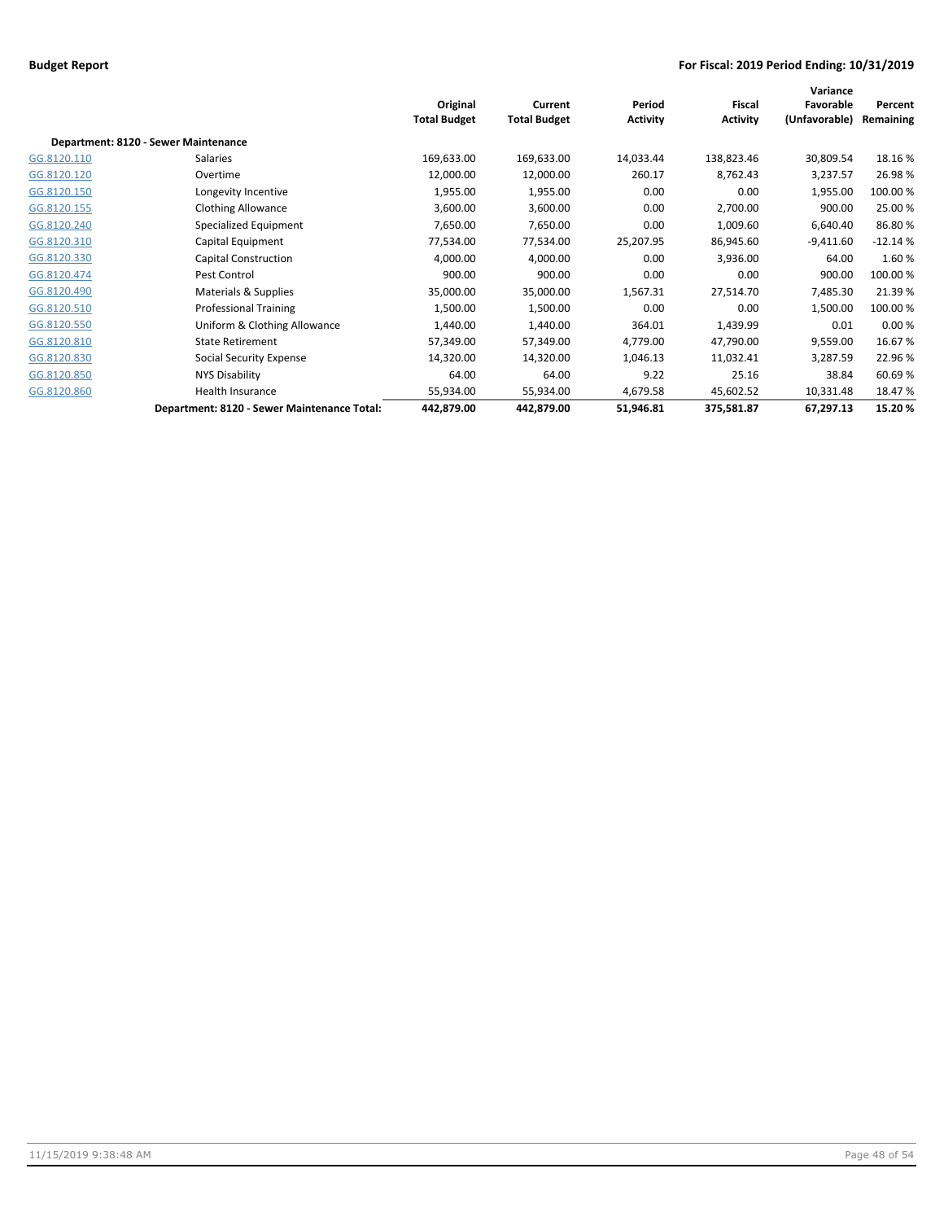**Budget Report** | **For Fiscal: 2019 Period Ending: 10/31/2019**

| | | Original Total Budget | Current Total Budget | Period Activity | Fiscal Activity | Variance Favorable (Unfavorable) | Percent Remaining |
|---|---|---|---|---|---|---|---|
| **Department: 8120 - Sewer Maintenance** | | | | | | | |
| GG.8120.110 | Salaries | 169,633.00 | 169,633.00 | 14,033.44 | 138,823.46 | 30,809.54 | 18.16 % |
| GG.8120.120 | Overtime | 12,000.00 | 12,000.00 | 260.17 | 8,762.43 | 3,237.57 | 26.98 % |
| GG.8120.150 | Longevity Incentive | 1,955.00 | 1,955.00 | 0.00 | 0.00 | 1,955.00 | 100.00 % |
| GG.8120.155 | Clothing Allowance | 3,600.00 | 3,600.00 | 0.00 | 2,700.00 | 900.00 | 25.00 % |
| GG.8120.240 | Specialized Equipment | 7,650.00 | 7,650.00 | 0.00 | 1,009.60 | 6,640.40 | 86.80 % |
| GG.8120.310 | Capital Equipment | 77,534.00 | 77,534.00 | 25,207.95 | 86,945.60 | -9,411.60 | -12.14 % |
| GG.8120.330 | Capital Construction | 4,000.00 | 4,000.00 | 0.00 | 3,936.00 | 64.00 | 1.60 % |
| GG.8120.474 | Pest Control | 900.00 | 900.00 | 0.00 | 0.00 | 900.00 | 100.00 % |
| GG.8120.490 | Materials & Supplies | 35,000.00 | 35,000.00 | 1,567.31 | 27,514.70 | 7,485.30 | 21.39 % |
| GG.8120.510 | Professional Training | 1,500.00 | 1,500.00 | 0.00 | 0.00 | 1,500.00 | 100.00 % |
| GG.8120.550 | Uniform & Clothing Allowance | 1,440.00 | 1,440.00 | 364.01 | 1,439.99 | 0.01 | 0.00 % |
| GG.8120.810 | State Retirement | 57,349.00 | 57,349.00 | 4,779.00 | 47,790.00 | 9,559.00 | 16.67 % |
| GG.8120.830 | Social Security Expense | 14,320.00 | 14,320.00 | 1,046.13 | 11,032.41 | 3,287.59 | 22.96 % |
| GG.8120.850 | NYS Disability | 64.00 | 64.00 | 9.22 | 25.16 | 38.84 | 60.69 % |
| GG.8120.860 | Health Insurance | 55,934.00 | 55,934.00 | 4,679.58 | 45,602.52 | 10,331.48 | 18.47 % |
| | **Department: 8120 - Sewer Maintenance Total:** | **442,879.00** | **442,879.00** | **51,946.81** | **375,581.87** | **67,297.13** | **15.20 %** |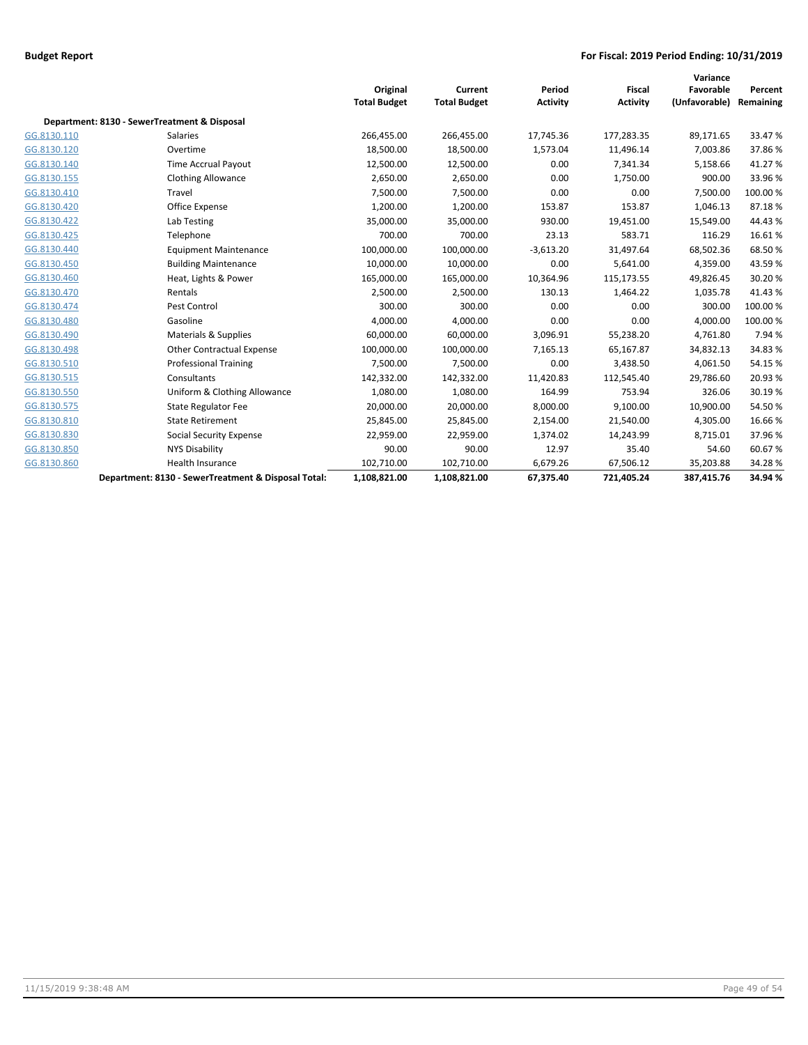**Budget Report** **For Fiscal: 2019 Period Ending: 10/31/2019**

| | | Original Total Budget | Current Total Budget | Period Activity | Fiscal Activity | Variance Favorable (Unfavorable) | Percent Remaining |
|---|---|---|---|---|---|---|---|
| **Department: 8130 - SewerTreatment & Disposal** | | | | | | | |
| GG.8130.110 | Salaries | 266,455.00 | 266,455.00 | 17,745.36 | 177,283.35 | 89,171.65 | 33.47 % |
| GG.8130.120 | Overtime | 18,500.00 | 18,500.00 | 1,573.04 | 11,496.14 | 7,003.86 | 37.86 % |
| GG.8130.140 | Time Accrual Payout | 12,500.00 | 12,500.00 | 0.00 | 7,341.34 | 5,158.66 | 41.27 % |
| GG.8130.155 | Clothing Allowance | 2,650.00 | 2,650.00 | 0.00 | 1,750.00 | 900.00 | 33.96 % |
| GG.8130.410 | Travel | 7,500.00 | 7,500.00 | 0.00 | 0.00 | 7,500.00 | 100.00 % |
| GG.8130.420 | Office Expense | 1,200.00 | 1,200.00 | 153.87 | 153.87 | 1,046.13 | 87.18 % |
| GG.8130.422 | Lab Testing | 35,000.00 | 35,000.00 | 930.00 | 19,451.00 | 15,549.00 | 44.43 % |
| GG.8130.425 | Telephone | 700.00 | 700.00 | 23.13 | 583.71 | 116.29 | 16.61 % |
| GG.8130.440 | Equipment Maintenance | 100,000.00 | 100,000.00 | -3,613.20 | 31,497.64 | 68,502.36 | 68.50 % |
| GG.8130.450 | Building Maintenance | 10,000.00 | 10,000.00 | 0.00 | 5,641.00 | 4,359.00 | 43.59 % |
| GG.8130.460 | Heat, Lights & Power | 165,000.00 | 165,000.00 | 10,364.96 | 115,173.55 | 49,826.45 | 30.20 % |
| GG.8130.470 | Rentals | 2,500.00 | 2,500.00 | 130.13 | 1,464.22 | 1,035.78 | 41.43 % |
| GG.8130.474 | Pest Control | 300.00 | 300.00 | 0.00 | 0.00 | 300.00 | 100.00 % |
| GG.8130.480 | Gasoline | 4,000.00 | 4,000.00 | 0.00 | 0.00 | 4,000.00 | 100.00 % |
| GG.8130.490 | Materials & Supplies | 60,000.00 | 60,000.00 | 3,096.91 | 55,238.20 | 4,761.80 | 7.94 % |
| GG.8130.498 | Other Contractual Expense | 100,000.00 | 100,000.00 | 7,165.13 | 65,167.87 | 34,832.13 | 34.83 % |
| GG.8130.510 | Professional Training | 7,500.00 | 7,500.00 | 0.00 | 3,438.50 | 4,061.50 | 54.15 % |
| GG.8130.515 | Consultants | 142,332.00 | 142,332.00 | 11,420.83 | 112,545.40 | 29,786.60 | 20.93 % |
| GG.8130.550 | Uniform & Clothing Allowance | 1,080.00 | 1,080.00 | 164.99 | 753.94 | 326.06 | 30.19 % |
| GG.8130.575 | State Regulator Fee | 20,000.00 | 20,000.00 | 8,000.00 | 9,100.00 | 10,900.00 | 54.50 % |
| GG.8130.810 | State Retirement | 25,845.00 | 25,845.00 | 2,154.00 | 21,540.00 | 4,305.00 | 16.66 % |
| GG.8130.830 | Social Security Expense | 22,959.00 | 22,959.00 | 1,374.02 | 14,243.99 | 8,715.01 | 37.96 % |
| GG.8130.850 | NYS Disability | 90.00 | 90.00 | 12.97 | 35.40 | 54.60 | 60.67 % |
| GG.8130.860 | Health Insurance | 102,710.00 | 102,710.00 | 6,679.26 | 67,506.12 | 35,203.88 | 34.28 % |
| | **Department: 8130 - SewerTreatment & Disposal Total:** | **1,108,821.00** | **1,108,821.00** | **67,375.40** | **721,405.24** | **387,415.76** | **34.94 %** |

11/15/2019 9:38:48 AM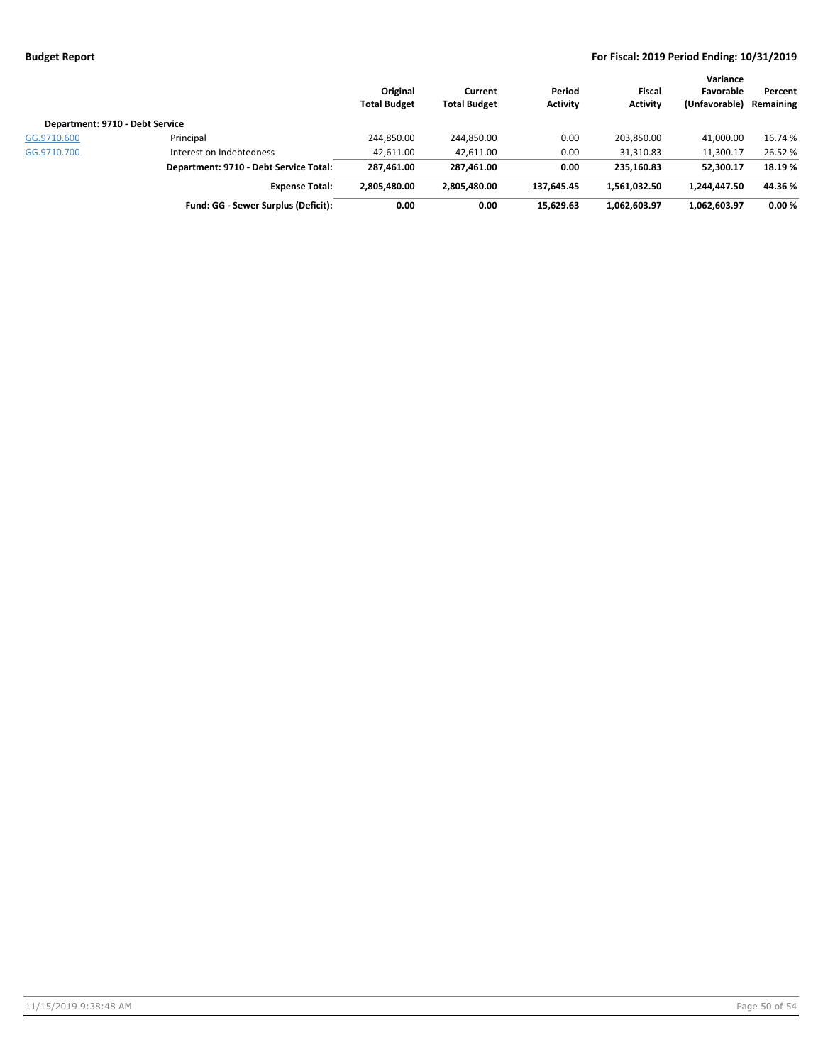**Budget Report** **For Fiscal: 2019 Period Ending: 10/31/2019**

| | | Original Total Budget | Current Total Budget | Period Activity | Fiscal Activity | Variance Favorable (Unfavorable) | Percent Remaining |
|---|---|---|---|---|---|---|---|
| **Department: 9710 - Debt Service** | | | | | | | |
| GG.9710.600 | Principal | 244,850.00 | 244,850.00 | 0.00 | 203,850.00 | 41,000.00 | 16.74 % |
| GG.9710.700 | Interest on Indebtedness | 42,611.00 | 42,611.00 | 0.00 | 31,310.83 | 11,300.17 | 26.52 % |
| | **Department: 9710 - Debt Service Total:** | **287,461.00** | **287,461.00** | **0.00** | **235,160.83** | **52,300.17** | **18.19 %** |
| | **Expense Total:** | **2,805,480.00** | **2,805,480.00** | **137,645.45** | **1,561,032.50** | **1,244,447.50** | **44.36 %** |
| | **Fund: GG - Sewer Surplus (Deficit):** | **0.00** | **0.00** | **15,629.63** | **1,062,603.97** | **1,062,603.97** | **0.00 %** |

11/15/2019 9:38:48 AM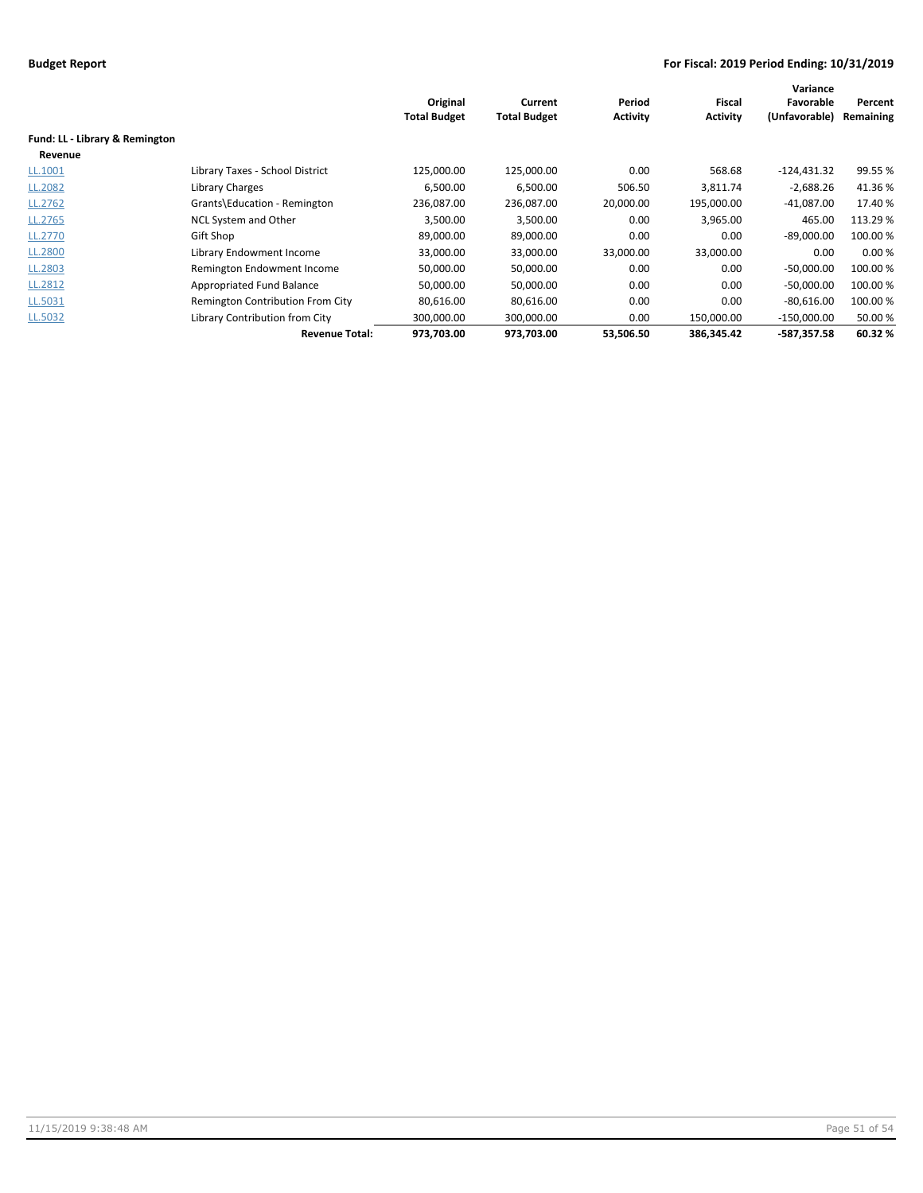| | | Original Total Budget | Current Total Budget | Period Activity | Fiscal Activity | Variance Favorable (Unfavorable) | Percent Remaining |
|---|---|---|---|---|---|---|---|
| **Fund: LL - Library & Remington** | | | | | | | |
| **Revenue** | | | | | | | |
| LL.1001 | Library Taxes - School District | 125,000.00 | 125,000.00 | 0.00 | 568.68 | -124,431.32 | 99.55 % |
| LL.2082 | Library Charges | 6,500.00 | 6,500.00 | 506.50 | 3,811.74 | -2,688.26 | 41.36 % |
| LL.2762 | Grants\Education - Remington | 236,087.00 | 236,087.00 | 20,000.00 | 195,000.00 | -41,087.00 | 17.40 % |
| LL.2765 | NCL System and Other | 3,500.00 | 3,500.00 | 0.00 | 3,965.00 | 465.00 | 113.29 % |
| LL.2770 | Gift Shop | 89,000.00 | 89,000.00 | 0.00 | 0.00 | -89,000.00 | 100.00 % |
| LL.2800 | Library Endowment Income | 33,000.00 | 33,000.00 | 33,000.00 | 33,000.00 | 0.00 | 0.00 % |
| LL.2803 | Remington Endowment Income | 50,000.00 | 50,000.00 | 0.00 | 0.00 | -50,000.00 | 100.00 % |
| LL.2812 | Appropriated Fund Balance | 50,000.00 | 50,000.00 | 0.00 | 0.00 | -50,000.00 | 100.00 % |
| LL.5031 | Remington Contribution From City | 80,616.00 | 80,616.00 | 0.00 | 0.00 | -80,616.00 | 100.00 % |
| LL.5032 | Library Contribution from City | 300,000.00 | 300,000.00 | 0.00 | 150,000.00 | -150,000.00 | 50.00 % |
| | **Revenue Total:** | **973,703.00** | **973,703.00** | **53,506.50** | **386,345.42** | **-587,357.58** | **60.32 %** |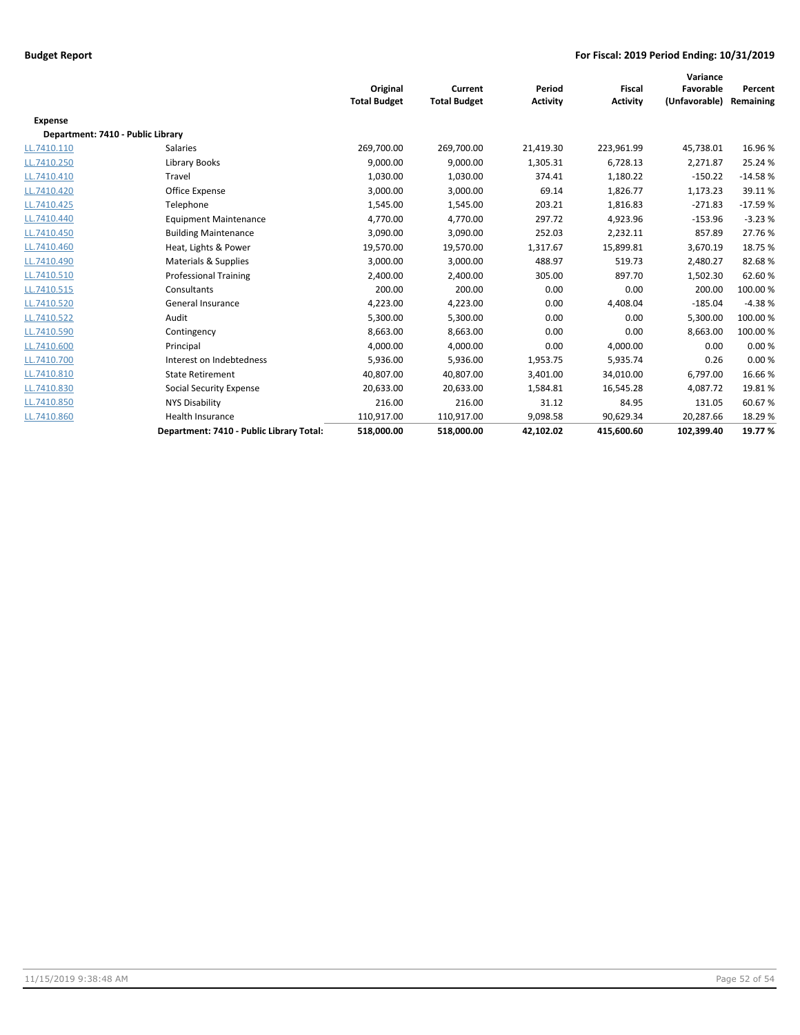| | | Original Total Budget | Current Total Budget | Period Activity | Fiscal Activity | Variance Favorable (Unfavorable) | Percent Remaining |
|---|---|---|---|---|---|---|---|
| **Expense** | | | | | | | |
| **Department: 7410 - Public Library** | | | | | | | |
| LL.7410.110 | Salaries | 269,700.00 | 269,700.00 | 21,419.30 | 223,961.99 | 45,738.01 | 16.96 % |
| LL.7410.250 | Library Books | 9,000.00 | 9,000.00 | 1,305.31 | 6,728.13 | 2,271.87 | 25.24 % |
| LL.7410.410 | Travel | 1,030.00 | 1,030.00 | 374.41 | 1,180.22 | -150.22 | -14.58 % |
| LL.7410.420 | Office Expense | 3,000.00 | 3,000.00 | 69.14 | 1,826.77 | 1,173.23 | 39.11 % |
| LL.7410.425 | Telephone | 1,545.00 | 1,545.00 | 203.21 | 1,816.83 | -271.83 | -17.59 % |
| LL.7410.440 | Equipment Maintenance | 4,770.00 | 4,770.00 | 297.72 | 4,923.96 | -153.96 | -3.23 % |
| LL.7410.450 | Building Maintenance | 3,090.00 | 3,090.00 | 252.03 | 2,232.11 | 857.89 | 27.76 % |
| LL.7410.460 | Heat, Lights & Power | 19,570.00 | 19,570.00 | 1,317.67 | 15,899.81 | 3,670.19 | 18.75 % |
| LL.7410.490 | Materials & Supplies | 3,000.00 | 3,000.00 | 488.97 | 519.73 | 2,480.27 | 82.68 % |
| LL.7410.510 | Professional Training | 2,400.00 | 2,400.00 | 305.00 | 897.70 | 1,502.30 | 62.60 % |
| LL.7410.515 | Consultants | 200.00 | 200.00 | 0.00 | 0.00 | 200.00 | 100.00 % |
| LL.7410.520 | General Insurance | 4,223.00 | 4,223.00 | 0.00 | 4,408.04 | -185.04 | -4.38 % |
| LL.7410.522 | Audit | 5,300.00 | 5,300.00 | 0.00 | 0.00 | 5,300.00 | 100.00 % |
| LL.7410.590 | Contingency | 8,663.00 | 8,663.00 | 0.00 | 0.00 | 8,663.00 | 100.00 % |
| LL.7410.600 | Principal | 4,000.00 | 4,000.00 | 0.00 | 4,000.00 | 0.00 | 0.00 % |
| LL.7410.700 | Interest on Indebtedness | 5,936.00 | 5,936.00 | 1,953.75 | 5,935.74 | 0.26 | 0.00 % |
| LL.7410.810 | State Retirement | 40,807.00 | 40,807.00 | 3,401.00 | 34,010.00 | 6,797.00 | 16.66 % |
| LL.7410.830 | Social Security Expense | 20,633.00 | 20,633.00 | 1,584.81 | 16,545.28 | 4,087.72 | 19.81 % |
| LL.7410.850 | NYS Disability | 216.00 | 216.00 | 31.12 | 84.95 | 131.05 | 60.67 % |
| LL.7410.860 | Health Insurance | 110,917.00 | 110,917.00 | 9,098.58 | 90,629.34 | 20,287.66 | 18.29 % |
| | **Department: 7410 - Public Library Total:** | **518,000.00** | **518,000.00** | **42,102.02** | **415,600.60** | **102,399.40** | **19.77 %** |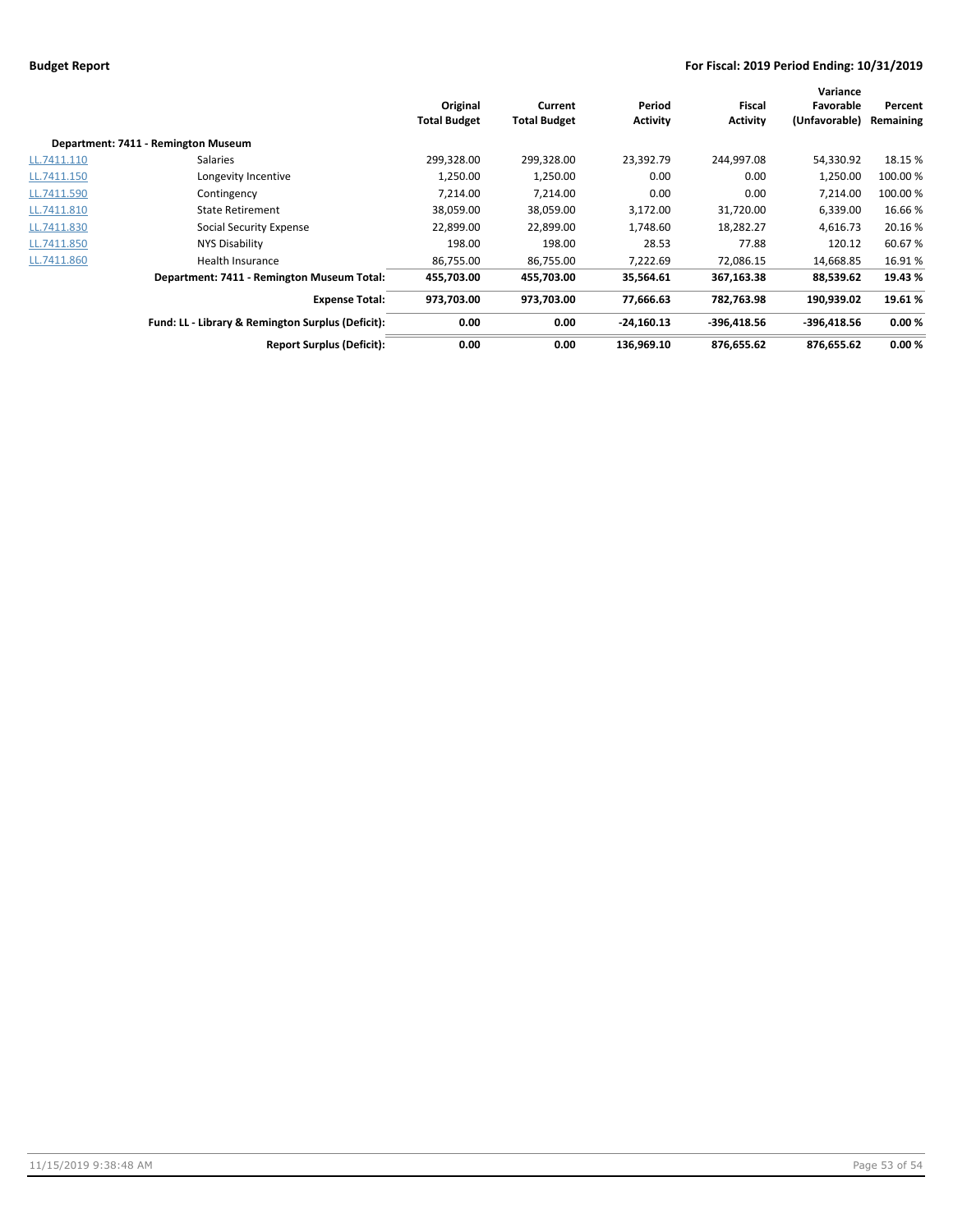| | | Original Total Budget | Current Total Budget | Period Activity | Fiscal Activity | Variance Favorable (Unfavorable) | Percent Remaining |
|---|---|---|---|---|---|---|---|
| **Department: 7411 - Remington Museum** | | | | | | | |
| LL.7411.110 | Salaries | 299,328.00 | 299,328.00 | 23,392.79 | 244,997.08 | 54,330.92 | 18.15 % |
| LL.7411.150 | Longevity Incentive | 1,250.00 | 1,250.00 | 0.00 | 0.00 | 1,250.00 | 100.00 % |
| LL.7411.590 | Contingency | 7,214.00 | 7,214.00 | 0.00 | 0.00 | 7,214.00 | 100.00 % |
| LL.7411.810 | State Retirement | 38,059.00 | 38,059.00 | 3,172.00 | 31,720.00 | 6,339.00 | 16.66 % |
| LL.7411.830 | Social Security Expense | 22,899.00 | 22,899.00 | 1,748.60 | 18,282.27 | 4,616.73 | 20.16 % |
| LL.7411.850 | NYS Disability | 198.00 | 198.00 | 28.53 | 77.88 | 120.12 | 60.67 % |
| LL.7411.860 | Health Insurance | 86,755.00 | 86,755.00 | 7,222.69 | 72,086.15 | 14,668.85 | 16.91 % |
| | **Department: 7411 - Remington Museum Total:** | **455,703.00** | **455,703.00** | **35,564.61** | **367,163.38** | **88,539.62** | **19.43 %** |
| | **Expense Total:** | **973,703.00** | **973,703.00** | **77,666.63** | **782,763.98** | **190,939.02** | **19.61 %** |
| | **Fund: LL - Library & Remington Surplus (Deficit):** | **0.00** | **0.00** | **-24,160.13** | **-396,418.56** | **-396,418.56** | **0.00 %** |
| | **Report Surplus (Deficit):** | **0.00** | **0.00** | **136,969.10** | **876,655.62** | **876,655.62** | **0.00 %** |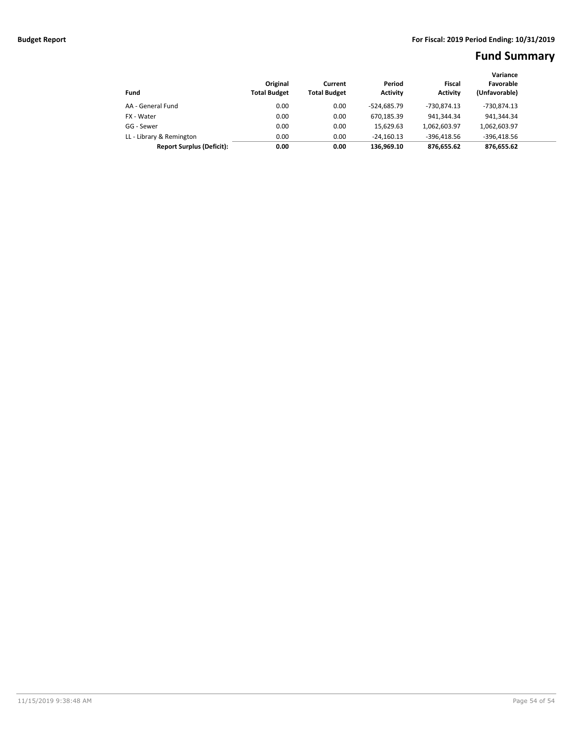# Fund Summary

| Fund | Original Total Budget | Current Total Budget | Period Activity | Fiscal Activity | Variance Favorable (Unfavorable) |
|---|---|---|---|---|---|
| AA - General Fund | 0.00 | 0.00 | -524,685.79 | -730,874.13 | -730,874.13 |
| FX - Water | 0.00 | 0.00 | 670,185.39 | 941,344.34 | 941,344.34 |
| GG - Sewer | 0.00 | 0.00 | 15,629.63 | 1,062,603.97 | 1,062,603.97 |
| LL - Library & Remington | 0.00 | 0.00 | -24,160.13 | -396,418.56 | -396,418.56 |
| **Report Surplus (Deficit):** | **0.00** | **0.00** | **136,969.10** | **876,655.62** | **876,655.62** |